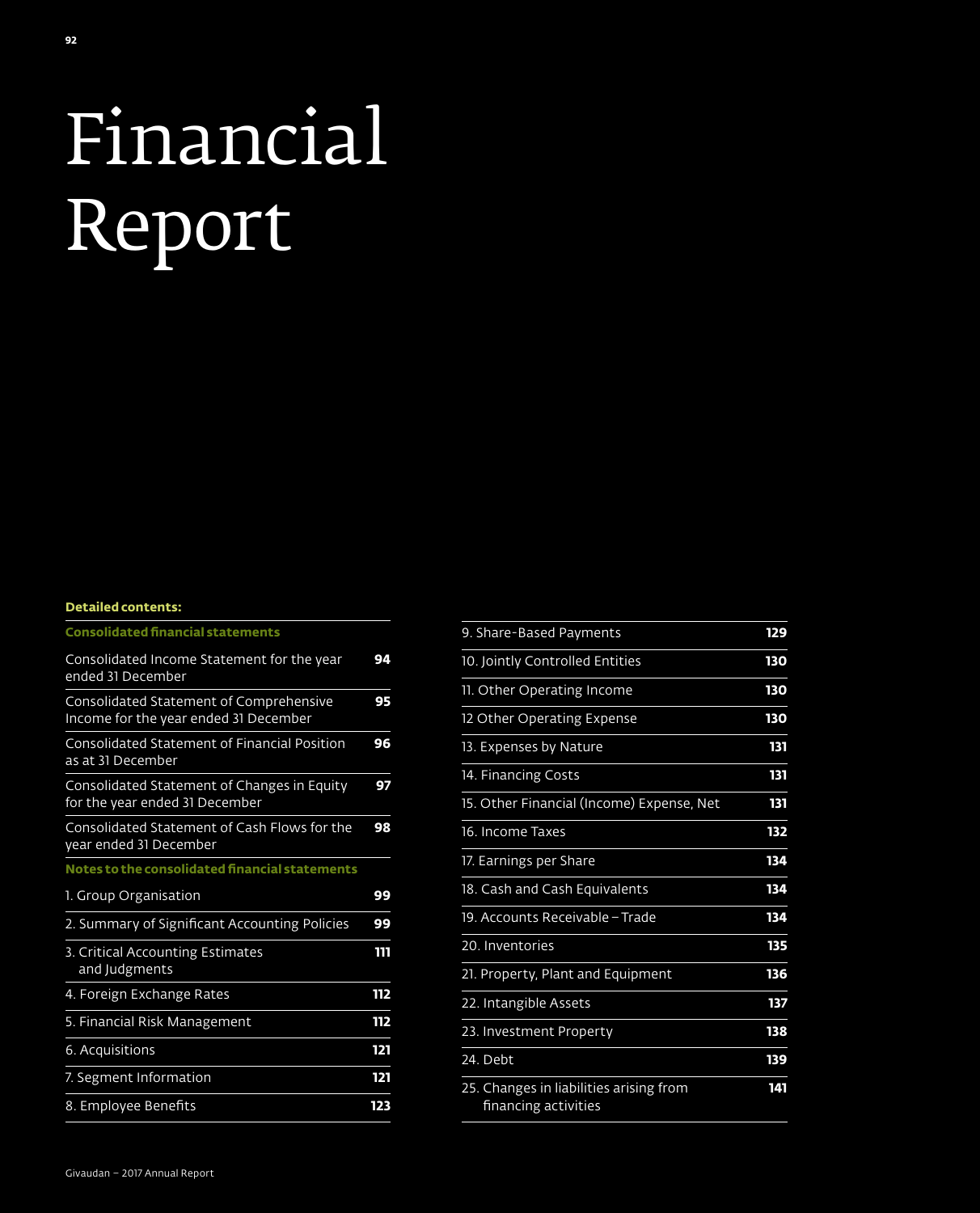# Financial Report

**Detailed contents:**

| **Consolidated financial statements** | |
|---|---|
| Consolidated Income Statement for the year ended 31 December | **94** |
| Consolidated Statement of Comprehensive Income for the year ended 31 December | **95** |
| Consolidated Statement of Financial Position as at 31 December | **96** |
| Consolidated Statement of Changes in Equity for the year ended 31 December | **97** |
| Consolidated Statement of Cash Flows for the year ended 31 December | **98** |
| **Notes to the consolidated financial statements** | |
| 1. Group Organisation | **99** |
| 2. Summary of Significant Accounting Policies | **99** |
| 3. Critical Accounting Estimates and Judgments | **111** |
| 4. Foreign Exchange Rates | **112** |
| 5. Financial Risk Management | **112** |
| 6. Acquisitions | **121** |
| 7. Segment Information | **121** |
| 8. Employee Benefits | **123** |
| 9. Share-Based Payments | **129** |
| 10. Jointly Controlled Entities | **130** |
| 11. Other Operating Income | **130** |
| 12 Other Operating Expense | **130** |
| 13. Expenses by Nature | **131** |
| 14. Financing Costs | **131** |
| 15. Other Financial (Income) Expense, Net | **131** |
| 16. Income Taxes | **132** |
| 17. Earnings per Share | **134** |
| 18. Cash and Cash Equivalents | **134** |
| 19. Accounts Receivable – Trade | **134** |
| 20. Inventories | **135** |
| 21. Property, Plant and Equipment | **136** |
| 22. Intangible Assets | **137** |
| 23. Investment Property | **138** |
| 24. Debt | **139** |
| 25. Changes in liabilities arising from financing activities | **141** |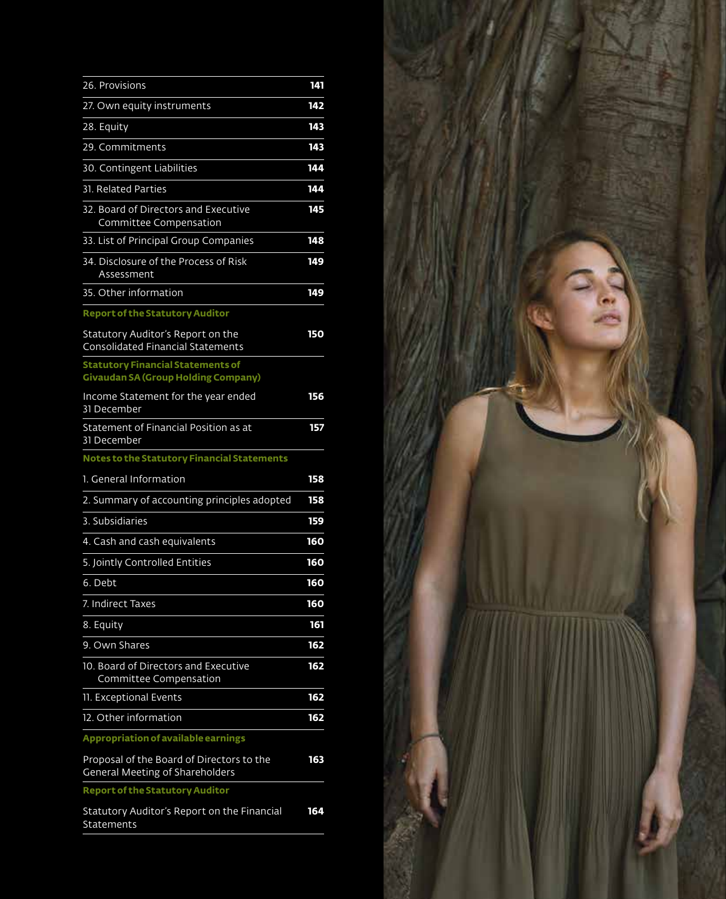| | |
|---|---|
| 26. Provisions | **141** |
| 27. Own equity instruments | **142** |
| 28. Equity | **143** |
| 29. Commitments | **143** |
| 30. Contingent Liabilities | **144** |
| 31. Related Parties | **144** |
| 32. Board of Directors and Executive Committee Compensation | **145** |
| 33. List of Principal Group Companies | **148** |
| 34. Disclosure of the Process of Risk Assessment | **149** |
| 35. Other information | **149** |
| **Report of the Statutory Auditor** | |
| Statutory Auditor's Report on the Consolidated Financial Statements | **150** |
| **Statutory Financial Statements of Givaudan SA (Group Holding Company)** | |
| Income Statement for the year ended 31 December | **156** |
| Statement of Financial Position as at 31 December | **157** |
| **Notes to the Statutory Financial Statements** | |
| 1. General Information | **158** |
| 2. Summary of accounting principles adopted | **158** |
| 3. Subsidiaries | **159** |
| 4. Cash and cash equivalents | **160** |
| 5. Jointly Controlled Entities | **160** |
| 6. Debt | **160** |
| 7. Indirect Taxes | **160** |
| 8. Equity | **161** |
| 9. Own Shares | **162** |
| 10. Board of Directors and Executive Committee Compensation | **162** |
| 11. Exceptional Events | **162** |
| 12. Other information | **162** |
| **Appropriation of available earnings** | |
| Proposal of the Board of Directors to the General Meeting of Shareholders | **163** |
| **Report of the Statutory Auditor** | |
| Statutory Auditor's Report on the Financial Statements | **164** |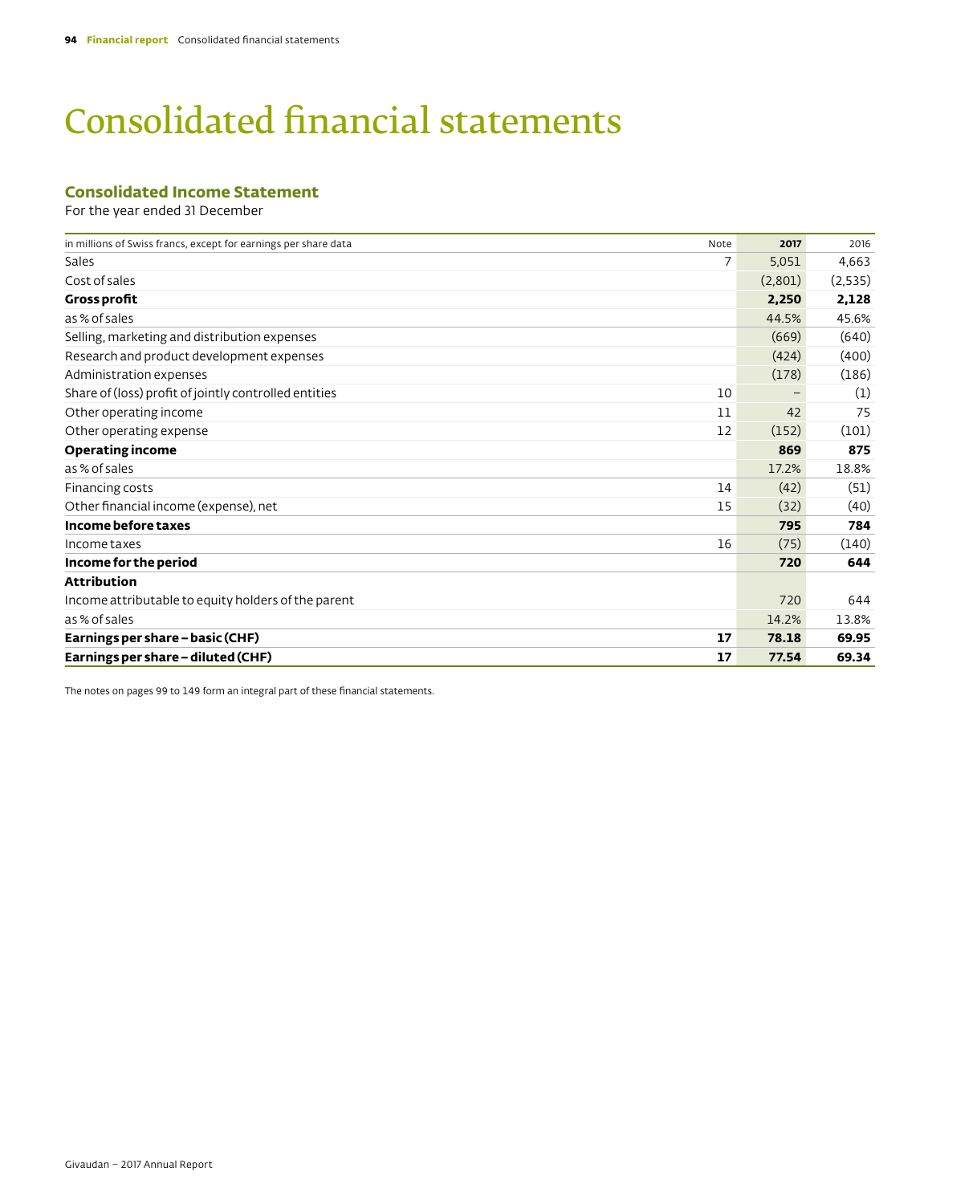# Consolidated financial statements

## Consolidated Income Statement

For the year ended 31 December

| in millions of Swiss francs, except for earnings per share data | Note | 2017 | 2016 |
|---|---|---|---|
| Sales | 7 | 5,051 | 4,663 |
| Cost of sales | | (2,801) | (2,535) |
| **Gross profit** | | **2,250** | **2,128** |
| as % of sales | | 44.5% | 45.6% |
| Selling, marketing and distribution expenses | | (669) | (640) |
| Research and product development expenses | | (424) | (400) |
| Administration expenses | | (178) | (186) |
| Share of (loss) profit of jointly controlled entities | 10 | – | (1) |
| Other operating income | 11 | 42 | 75 |
| Other operating expense | 12 | (152) | (101) |
| **Operating income** | | **869** | **875** |
| as % of sales | | 17.2% | 18.8% |
| Financing costs | 14 | (42) | (51) |
| Other financial income (expense), net | 15 | (32) | (40) |
| **Income before taxes** | | **795** | **784** |
| Income taxes | 16 | (75) | (140) |
| **Income for the period** | | **720** | **644** |
| **Attribution** | | | |
| Income attributable to equity holders of the parent | | 720 | 644 |
| as % of sales | | 14.2% | 13.8% |
| **Earnings per share – basic (CHF)** | **17** | **78.18** | **69.95** |
| **Earnings per share – diluted (CHF)** | **17** | **77.54** | **69.34** |

The notes on pages 99 to 149 form an integral part of these financial statements.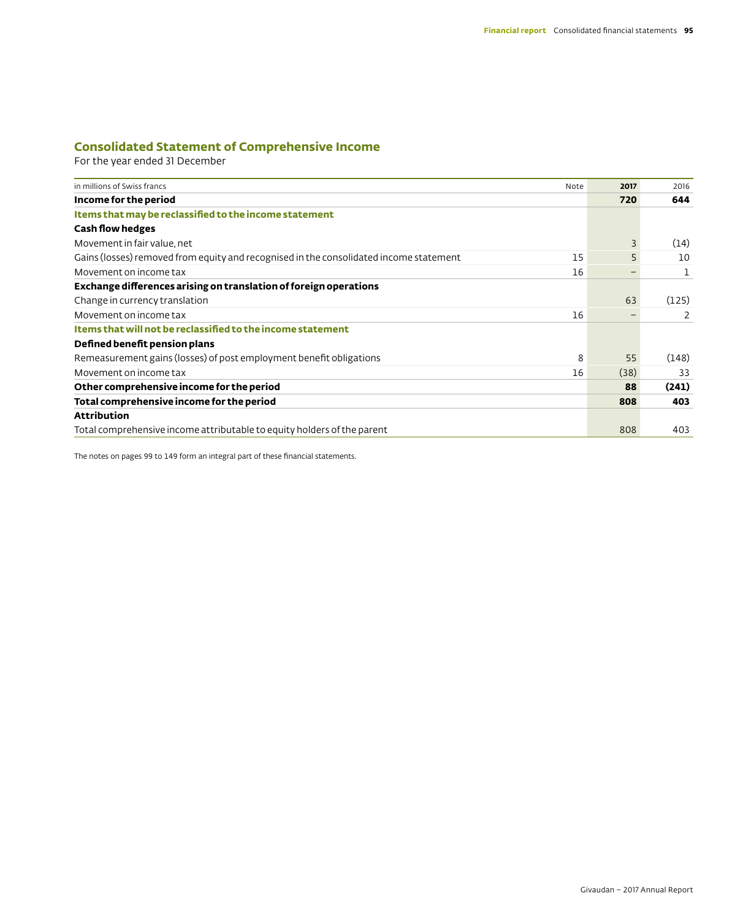## Consolidated Statement of Comprehensive Income

For the year ended 31 December

| in millions of Swiss francs | Note | 2017 | 2016 |
|---|---|---|---|
| **Income for the period** | | **720** | **644** |
| **Items that may be reclassified to the income statement** | | | |
| **Cash flow hedges** | | | |
| Movement in fair value, net | | 3 | (14) |
| Gains (losses) removed from equity and recognised in the consolidated income statement | 15 | 5 | 10 |
| Movement on income tax | 16 | – | 1 |
| **Exchange differences arising on translation of foreign operations** | | | |
| Change in currency translation | | 63 | (125) |
| Movement on income tax | 16 | – | 2 |
| **Items that will not be reclassified to the income statement** | | | |
| **Defined benefit pension plans** | | | |
| Remeasurement gains (losses) of post employment benefit obligations | 8 | 55 | (148) |
| Movement on income tax | 16 | (38) | 33 |
| **Other comprehensive income for the period** | | **88** | **(241)** |
| **Total comprehensive income for the period** | | **808** | **403** |
| **Attribution** | | | |
| Total comprehensive income attributable to equity holders of the parent | | 808 | 403 |

The notes on pages 99 to 149 form an integral part of these financial statements.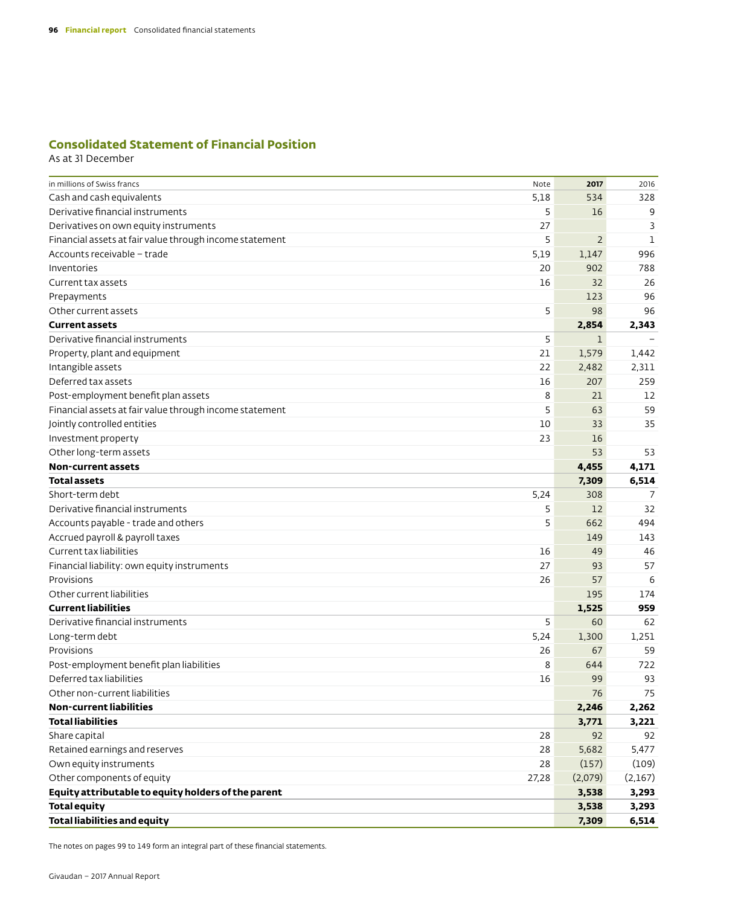## Consolidated Statement of Financial Position

As at 31 December

| in millions of Swiss francs | Note | 2017 | 2016 |
|---|---|---|---|
| Cash and cash equivalents | 5,18 | 534 | 328 |
| Derivative financial instruments | 5 | 16 | 9 |
| Derivatives on own equity instruments | 27 | | 3 |
| Financial assets at fair value through income statement | 5 | 2 | 1 |
| Accounts receivable – trade | 5,19 | 1,147 | 996 |
| Inventories | 20 | 902 | 788 |
| Current tax assets | 16 | 32 | 26 |
| Prepayments | | 123 | 96 |
| Other current assets | 5 | 98 | 96 |
| **Current assets** | | **2,854** | **2,343** |
| Derivative financial instruments | 5 | 1 | – |
| Property, plant and equipment | 21 | 1,579 | 1,442 |
| Intangible assets | 22 | 2,482 | 2,311 |
| Deferred tax assets | 16 | 207 | 259 |
| Post-employment benefit plan assets | 8 | 21 | 12 |
| Financial assets at fair value through income statement | 5 | 63 | 59 |
| Jointly controlled entities | 10 | 33 | 35 |
| Investment property | 23 | 16 | |
| Other long-term assets | | 53 | 53 |
| **Non-current assets** | | **4,455** | **4,171** |
| **Total assets** | | **7,309** | **6,514** |
| Short-term debt | 5,24 | 308 | 7 |
| Derivative financial instruments | 5 | 12 | 32 |
| Accounts payable - trade and others | 5 | 662 | 494 |
| Accrued payroll & payroll taxes | | 149 | 143 |
| Current tax liabilities | 16 | 49 | 46 |
| Financial liability: own equity instruments | 27 | 93 | 57 |
| Provisions | 26 | 57 | 6 |
| Other current liabilities | | 195 | 174 |
| **Current liabilities** | | **1,525** | **959** |
| Derivative financial instruments | 5 | 60 | 62 |
| Long-term debt | 5,24 | 1,300 | 1,251 |
| Provisions | 26 | 67 | 59 |
| Post-employment benefit plan liabilities | 8 | 644 | 722 |
| Deferred tax liabilities | 16 | 99 | 93 |
| Other non-current liabilities | | 76 | 75 |
| **Non-current liabilities** | | **2,246** | **2,262** |
| **Total liabilities** | | **3,771** | **3,221** |
| Share capital | 28 | 92 | 92 |
| Retained earnings and reserves | 28 | 5,682 | 5,477 |
| Own equity instruments | 28 | (157) | (109) |
| Other components of equity | 27,28 | (2,079) | (2,167) |
| **Equity attributable to equity holders of the parent** | | **3,538** | **3,293** |
| **Total equity** | | **3,538** | **3,293** |
| **Total liabilities and equity** | | **7,309** | **6,514** |

The notes on pages 99 to 149 form an integral part of these financial statements.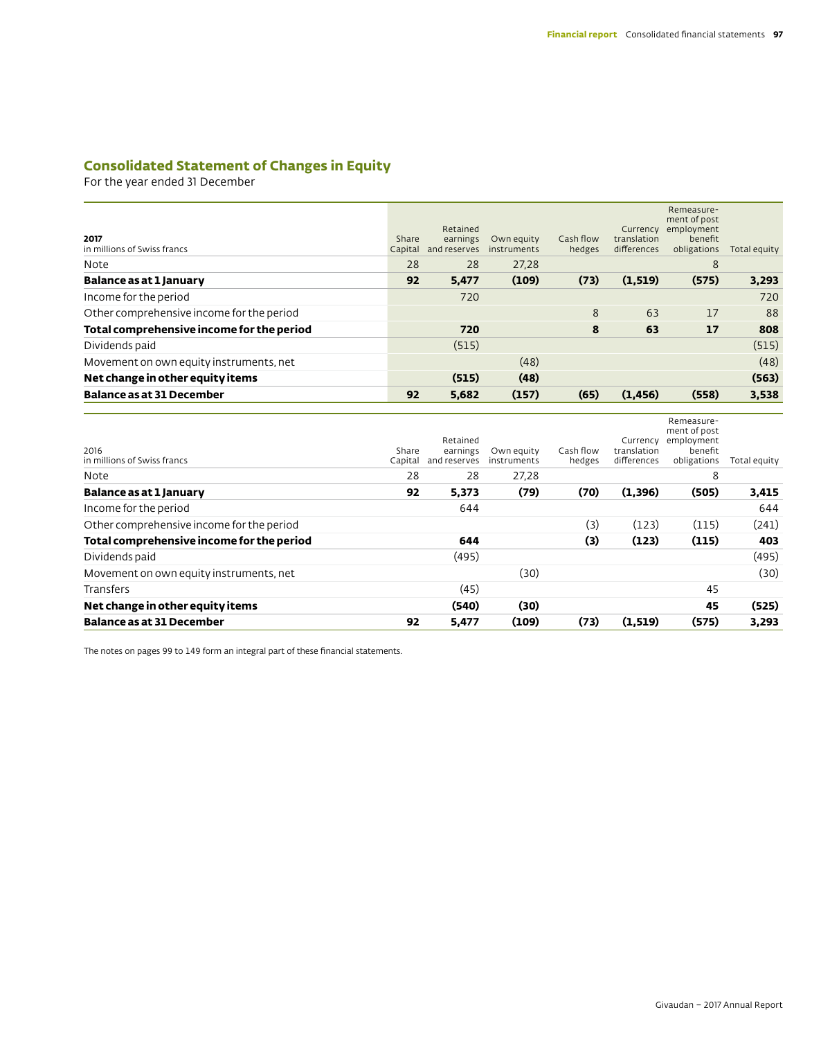## Consolidated Statement of Changes in Equity

For the year ended 31 December

| **2017**<br>in millions of Swiss francs | Share Capital | Retained earnings and reserves | Own equity instruments | Cash flow hedges | Currency translation differences | Remeasure-ment of post employment benefit obligations | Total equity |
|---|---|---|---|---|---|---|---|
| Note | 28 | 28 | 27,28 | | | 8 | |
| **Balance as at 1 January** | **92** | **5,477** | **(109)** | **(73)** | **(1,519)** | **(575)** | **3,293** |
| Income for the period | | 720 | | | | | 720 |
| Other comprehensive income for the period | | | | 8 | 63 | 17 | 88 |
| **Total comprehensive income for the period** | | **720** | | **8** | **63** | **17** | **808** |
| Dividends paid | | (515) | | | | | (515) |
| Movement on own equity instruments, net | | | (48) | | | | (48) |
| **Net change in other equity items** | | **(515)** | **(48)** | | | | **(563)** |
| **Balance as at 31 December** | **92** | **5,682** | **(157)** | **(65)** | **(1,456)** | **(558)** | **3,538** |

| 2016<br>in millions of Swiss francs | Share Capital | Retained earnings and reserves | Own equity instruments | Cash flow hedges | Currency translation differences | Remeasure-ment of post employment benefit obligations | Total equity |
|---|---|---|---|---|---|---|---|
| Note | 28 | 28 | 27,28 | | | 8 | |
| **Balance as at 1 January** | **92** | **5,373** | **(79)** | **(70)** | **(1,396)** | **(505)** | **3,415** |
| Income for the period | | 644 | | | | | 644 |
| Other comprehensive income for the period | | | | (3) | (123) | (115) | (241) |
| **Total comprehensive income for the period** | | **644** | | **(3)** | **(123)** | **(115)** | **403** |
| Dividends paid | | (495) | | | | | (495) |
| Movement on own equity instruments, net | | | (30) | | | | (30) |
| Transfers | | (45) | | | | 45 | |
| **Net change in other equity items** | | **(540)** | **(30)** | | | **45** | **(525)** |
| **Balance as at 31 December** | **92** | **5,477** | **(109)** | **(73)** | **(1,519)** | **(575)** | **3,293** |

The notes on pages 99 to 149 form an integral part of these financial statements.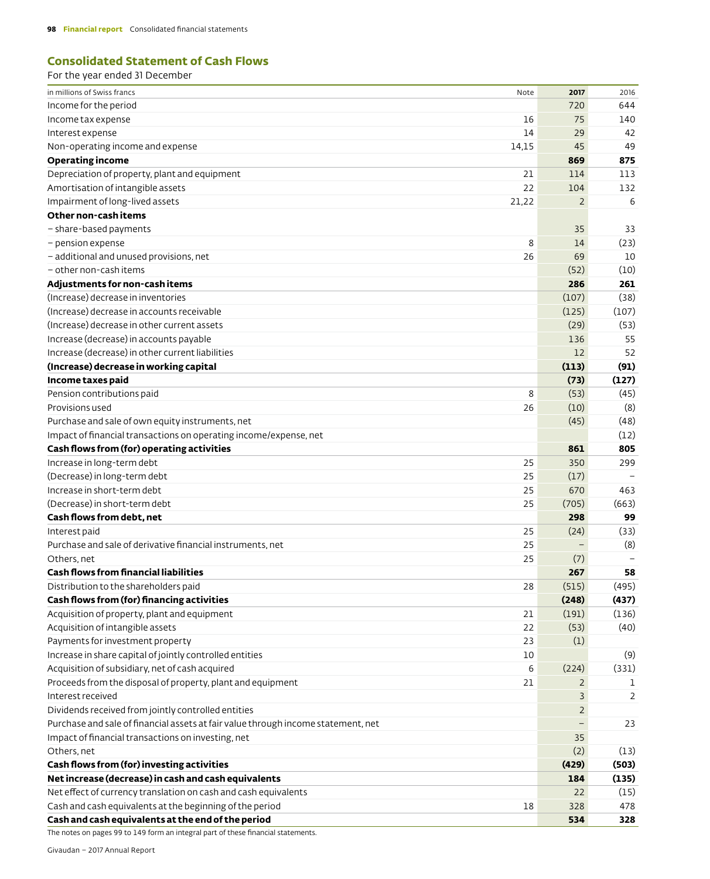## Consolidated Statement of Cash Flows

For the year ended 31 December

| in millions of Swiss francs | Note | 2017 | 2016 |
|---|---|---|---|
| Income for the period | | 720 | 644 |
| Income tax expense | 16 | 75 | 140 |
| Interest expense | 14 | 29 | 42 |
| Non-operating income and expense | 14,15 | 45 | 49 |
| **Operating income** | | **869** | **875** |
| Depreciation of property, plant and equipment | 21 | 114 | 113 |
| Amortisation of intangible assets | 22 | 104 | 132 |
| Impairment of long-lived assets | 21,22 | 2 | 6 |
| **Other non-cash items** | | | |
| – share-based payments | | 35 | 33 |
| – pension expense | 8 | 14 | (23) |
| – additional and unused provisions, net | 26 | 69 | 10 |
| – other non-cash items | | (52) | (10) |
| **Adjustments for non-cash items** | | **286** | **261** |
| (Increase) decrease in inventories | | (107) | (38) |
| (Increase) decrease in accounts receivable | | (125) | (107) |
| (Increase) decrease in other current assets | | (29) | (53) |
| Increase (decrease) in accounts payable | | 136 | 55 |
| Increase (decrease) in other current liabilities | | 12 | 52 |
| **(Increase) decrease in working capital** | | **(113)** | **(91)** |
| **Income taxes paid** | | **(73)** | **(127)** |
| Pension contributions paid | 8 | (53) | (45) |
| Provisions used | 26 | (10) | (8) |
| Purchase and sale of own equity instruments, net | | (45) | (48) |
| Impact of financial transactions on operating income/expense, net | | | (12) |
| **Cash flows from (for) operating activities** | | **861** | **805** |
| Increase in long-term debt | 25 | 350 | 299 |
| (Decrease) in long-term debt | 25 | (17) | – |
| Increase in short-term debt | 25 | 670 | 463 |
| (Decrease) in short-term debt | 25 | (705) | (663) |
| **Cash flows from debt, net** | | **298** | **99** |
| Interest paid | 25 | (24) | (33) |
| Purchase and sale of derivative financial instruments, net | 25 | – | (8) |
| Others, net | 25 | (7) | – |
| **Cash flows from financial liabilities** | | **267** | **58** |
| Distribution to the shareholders paid | 28 | (515) | (495) |
| **Cash flows from (for) financing activities** | | **(248)** | **(437)** |
| Acquisition of property, plant and equipment | 21 | (191) | (136) |
| Acquisition of intangible assets | 22 | (53) | (40) |
| Payments for investment property | 23 | (1) | |
| Increase in share capital of jointly controlled entities | 10 | | (9) |
| Acquisition of subsidiary, net of cash acquired | 6 | (224) | (331) |
| Proceeds from the disposal of property, plant and equipment | 21 | 2 | 1 |
| Interest received | | 3 | 2 |
| Dividends received from jointly controlled entities | | 2 | |
| Purchase and sale of financial assets at fair value through income statement, net | | – | 23 |
| Impact of financial transactions on investing, net | | 35 | |
| Others, net | | (2) | (13) |
| **Cash flows from (for) investing activities** | | **(429)** | **(503)** |
| **Net increase (decrease) in cash and cash equivalents** | | **184** | **(135)** |
| Net effect of currency translation on cash and cash equivalents | | 22 | (15) |
| Cash and cash equivalents at the beginning of the period | 18 | 328 | 478 |
| **Cash and cash equivalents at the end of the period** | | **534** | **328** |

The notes on pages 99 to 149 form an integral part of these financial statements.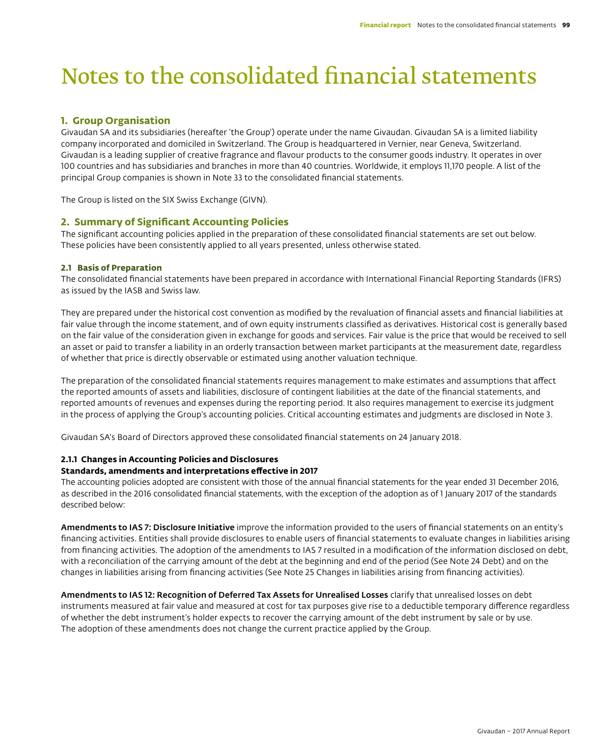# Notes to the consolidated financial statements

## 1. Group Organisation

Givaudan SA and its subsidiaries (hereafter 'the Group') operate under the name Givaudan. Givaudan SA is a limited liability company incorporated and domiciled in Switzerland. The Group is headquartered in Vernier, near Geneva, Switzerland. Givaudan is a leading supplier of creative fragrance and flavour products to the consumer goods industry. It operates in over 100 countries and has subsidiaries and branches in more than 40 countries. Worldwide, it employs 11,170 people. A list of the principal Group companies is shown in Note 33 to the consolidated financial statements.

The Group is listed on the SIX Swiss Exchange (GIVN).

## 2. Summary of Significant Accounting Policies

The significant accounting policies applied in the preparation of these consolidated financial statements are set out below. These policies have been consistently applied to all years presented, unless otherwise stated.

### 2.1 Basis of Preparation

The consolidated financial statements have been prepared in accordance with International Financial Reporting Standards (IFRS) as issued by the IASB and Swiss law.

They are prepared under the historical cost convention as modified by the revaluation of financial assets and financial liabilities at fair value through the income statement, and of own equity instruments classified as derivatives. Historical cost is generally based on the fair value of the consideration given in exchange for goods and services. Fair value is the price that would be received to sell an asset or paid to transfer a liability in an orderly transaction between market participants at the measurement date, regardless of whether that price is directly observable or estimated using another valuation technique.

The preparation of the consolidated financial statements requires management to make estimates and assumptions that affect the reported amounts of assets and liabilities, disclosure of contingent liabilities at the date of the financial statements, and reported amounts of revenues and expenses during the reporting period. It also requires management to exercise its judgment in the process of applying the Group's accounting policies. Critical accounting estimates and judgments are disclosed in Note 3.

Givaudan SA's Board of Directors approved these consolidated financial statements on 24 January 2018.

#### 2.1.1 Changes in Accounting Policies and Disclosures

**Standards, amendments and interpretations effective in 2017**

The accounting policies adopted are consistent with those of the annual financial statements for the year ended 31 December 2016, as described in the 2016 consolidated financial statements, with the exception of the adoption as of 1 January 2017 of the standards described below:

**Amendments to IAS 7: Disclosure Initiative** improve the information provided to the users of financial statements on an entity's financing activities. Entities shall provide disclosures to enable users of financial statements to evaluate changes in liabilities arising from financing activities. The adoption of the amendments to IAS 7 resulted in a modification of the information disclosed on debt, with a reconciliation of the carrying amount of the debt at the beginning and end of the period (See Note 24 Debt) and on the changes in liabilities arising from financing activities (See Note 25 Changes in liabilities arising from financing activities).

**Amendments to IAS 12: Recognition of Deferred Tax Assets for Unrealised Losses** clarify that unrealised losses on debt instruments measured at fair value and measured at cost for tax purposes give rise to a deductible temporary difference regardless of whether the debt instrument's holder expects to recover the carrying amount of the debt instrument by sale or by use. The adoption of these amendments does not change the current practice applied by the Group.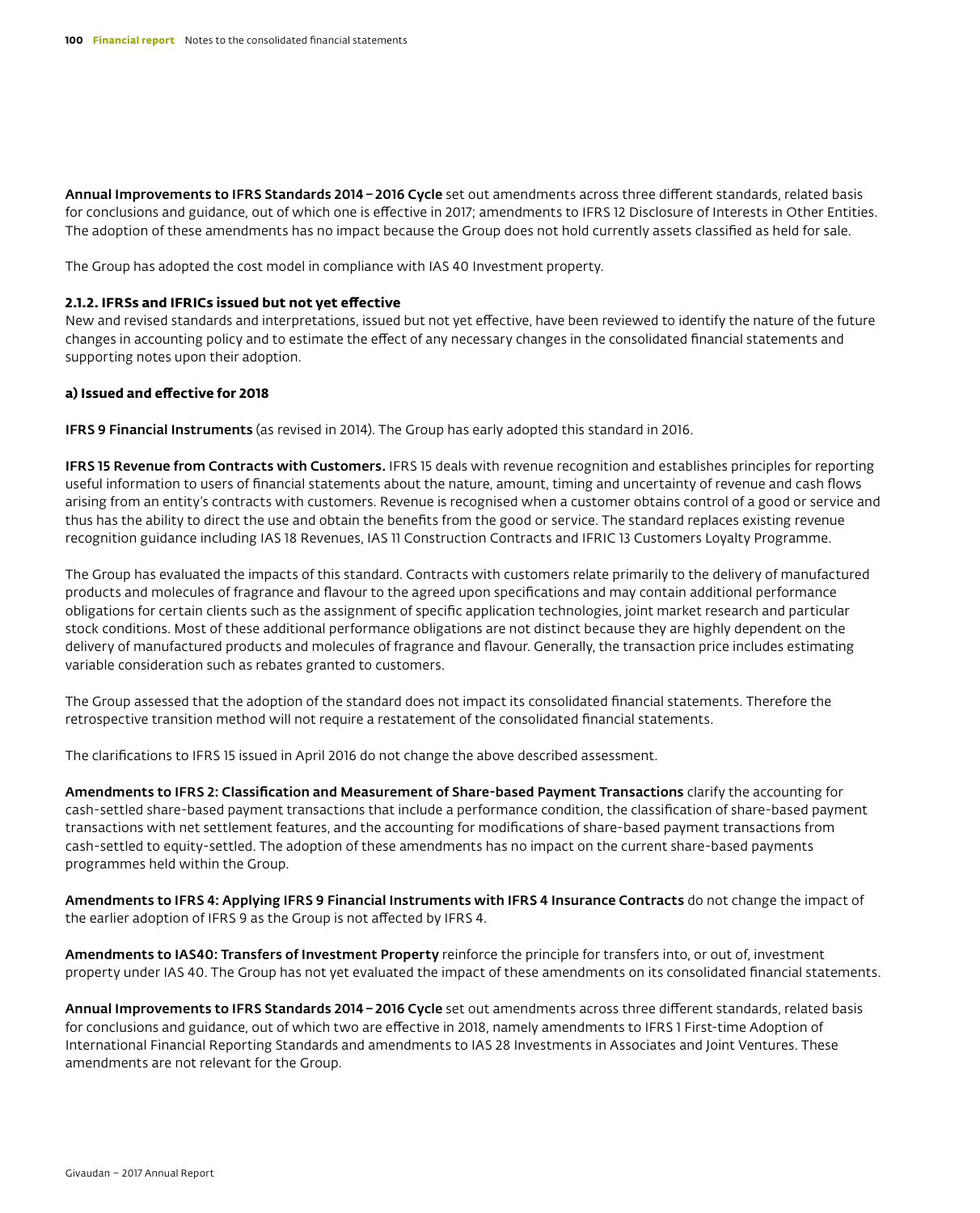**Annual Improvements to IFRS Standards 2014 – 2016 Cycle** set out amendments across three different standards, related basis for conclusions and guidance, out of which one is effective in 2017; amendments to IFRS 12 Disclosure of Interests in Other Entities. The adoption of these amendments has no impact because the Group does not hold currently assets classified as held for sale.

The Group has adopted the cost model in compliance with IAS 40 Investment property.

#### 2.1.2. IFRSs and IFRICs issued but not yet effective

New and revised standards and interpretations, issued but not yet effective, have been reviewed to identify the nature of the future changes in accounting policy and to estimate the effect of any necessary changes in the consolidated financial statements and supporting notes upon their adoption.

#### a) Issued and effective for 2018

**IFRS 9 Financial Instruments** (as revised in 2014). The Group has early adopted this standard in 2016.

**IFRS 15 Revenue from Contracts with Customers.** IFRS 15 deals with revenue recognition and establishes principles for reporting useful information to users of financial statements about the nature, amount, timing and uncertainty of revenue and cash flows arising from an entity's contracts with customers. Revenue is recognised when a customer obtains control of a good or service and thus has the ability to direct the use and obtain the benefits from the good or service. The standard replaces existing revenue recognition guidance including IAS 18 Revenues, IAS 11 Construction Contracts and IFRIC 13 Customers Loyalty Programme.

The Group has evaluated the impacts of this standard. Contracts with customers relate primarily to the delivery of manufactured products and molecules of fragrance and flavour to the agreed upon specifications and may contain additional performance obligations for certain clients such as the assignment of specific application technologies, joint market research and particular stock conditions. Most of these additional performance obligations are not distinct because they are highly dependent on the delivery of manufactured products and molecules of fragrance and flavour. Generally, the transaction price includes estimating variable consideration such as rebates granted to customers.

The Group assessed that the adoption of the standard does not impact its consolidated financial statements. Therefore the retrospective transition method will not require a restatement of the consolidated financial statements.

The clarifications to IFRS 15 issued in April 2016 do not change the above described assessment.

**Amendments to IFRS 2: Classification and Measurement of Share-based Payment Transactions** clarify the accounting for cash-settled share-based payment transactions that include a performance condition, the classification of share-based payment transactions with net settlement features, and the accounting for modifications of share-based payment transactions from cash-settled to equity-settled. The adoption of these amendments has no impact on the current share-based payments programmes held within the Group.

**Amendments to IFRS 4: Applying IFRS 9 Financial Instruments with IFRS 4 Insurance Contracts** do not change the impact of the earlier adoption of IFRS 9 as the Group is not affected by IFRS 4.

**Amendments to IAS40: Transfers of Investment Property** reinforce the principle for transfers into, or out of, investment property under IAS 40. The Group has not yet evaluated the impact of these amendments on its consolidated financial statements.

**Annual Improvements to IFRS Standards 2014 – 2016 Cycle** set out amendments across three different standards, related basis for conclusions and guidance, out of which two are effective in 2018, namely amendments to IFRS 1 First-time Adoption of International Financial Reporting Standards and amendments to IAS 28 Investments in Associates and Joint Ventures. These amendments are not relevant for the Group.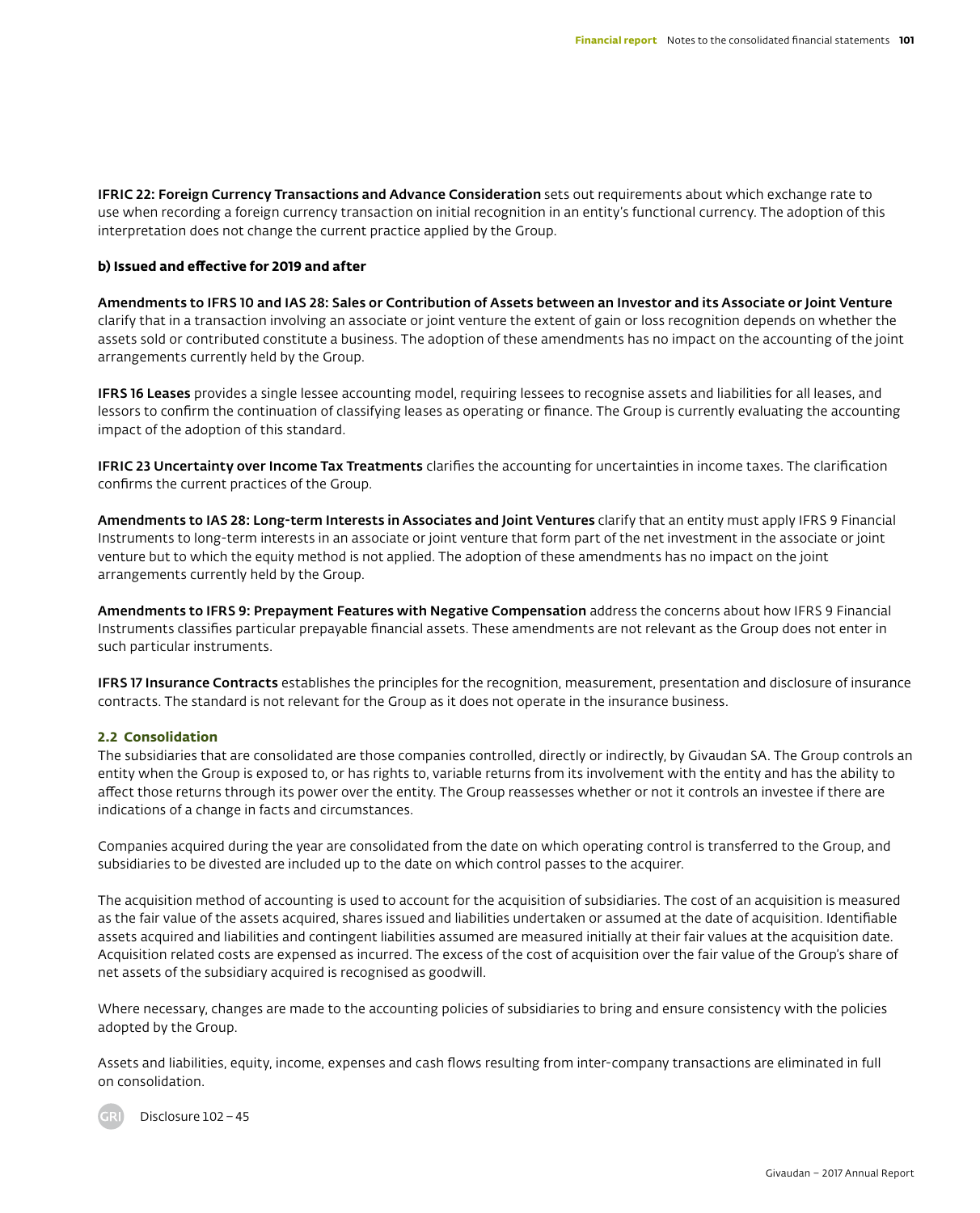**IFRIC 22: Foreign Currency Transactions and Advance Consideration** sets out requirements about which exchange rate to use when recording a foreign currency transaction on initial recognition in an entity's functional currency. The adoption of this interpretation does not change the current practice applied by the Group.

**b) Issued and effective for 2019 and after**

**Amendments to IFRS 10 and IAS 28: Sales or Contribution of Assets between an Investor and its Associate or Joint Venture** clarify that in a transaction involving an associate or joint venture the extent of gain or loss recognition depends on whether the assets sold or contributed constitute a business. The adoption of these amendments has no impact on the accounting of the joint arrangements currently held by the Group.

**IFRS 16 Leases** provides a single lessee accounting model, requiring lessees to recognise assets and liabilities for all leases, and lessors to confirm the continuation of classifying leases as operating or finance. The Group is currently evaluating the accounting impact of the adoption of this standard.

**IFRIC 23 Uncertainty over Income Tax Treatments** clarifies the accounting for uncertainties in income taxes. The clarification confirms the current practices of the Group.

**Amendments to IAS 28: Long-term Interests in Associates and Joint Ventures** clarify that an entity must apply IFRS 9 Financial Instruments to long-term interests in an associate or joint venture that form part of the net investment in the associate or joint venture but to which the equity method is not applied. The adoption of these amendments has no impact on the joint arrangements currently held by the Group.

**Amendments to IFRS 9: Prepayment Features with Negative Compensation** address the concerns about how IFRS 9 Financial Instruments classifies particular prepayable financial assets. These amendments are not relevant as the Group does not enter in such particular instruments.

**IFRS 17 Insurance Contracts** establishes the principles for the recognition, measurement, presentation and disclosure of insurance contracts. The standard is not relevant for the Group as it does not operate in the insurance business.

### 2.2 Consolidation

The subsidiaries that are consolidated are those companies controlled, directly or indirectly, by Givaudan SA. The Group controls an entity when the Group is exposed to, or has rights to, variable returns from its involvement with the entity and has the ability to affect those returns through its power over the entity. The Group reassesses whether or not it controls an investee if there are indications of a change in facts and circumstances.

Companies acquired during the year are consolidated from the date on which operating control is transferred to the Group, and subsidiaries to be divested are included up to the date on which control passes to the acquirer.

The acquisition method of accounting is used to account for the acquisition of subsidiaries. The cost of an acquisition is measured as the fair value of the assets acquired, shares issued and liabilities undertaken or assumed at the date of acquisition. Identifiable assets acquired and liabilities and contingent liabilities assumed are measured initially at their fair values at the acquisition date. Acquisition related costs are expensed as incurred. The excess of the cost of acquisition over the fair value of the Group's share of net assets of the subsidiary acquired is recognised as goodwill.

Where necessary, changes are made to the accounting policies of subsidiaries to bring and ensure consistency with the policies adopted by the Group.

Assets and liabilities, equity, income, expenses and cash flows resulting from inter-company transactions are eliminated in full on consolidation.

GRI Disclosure 102 – 45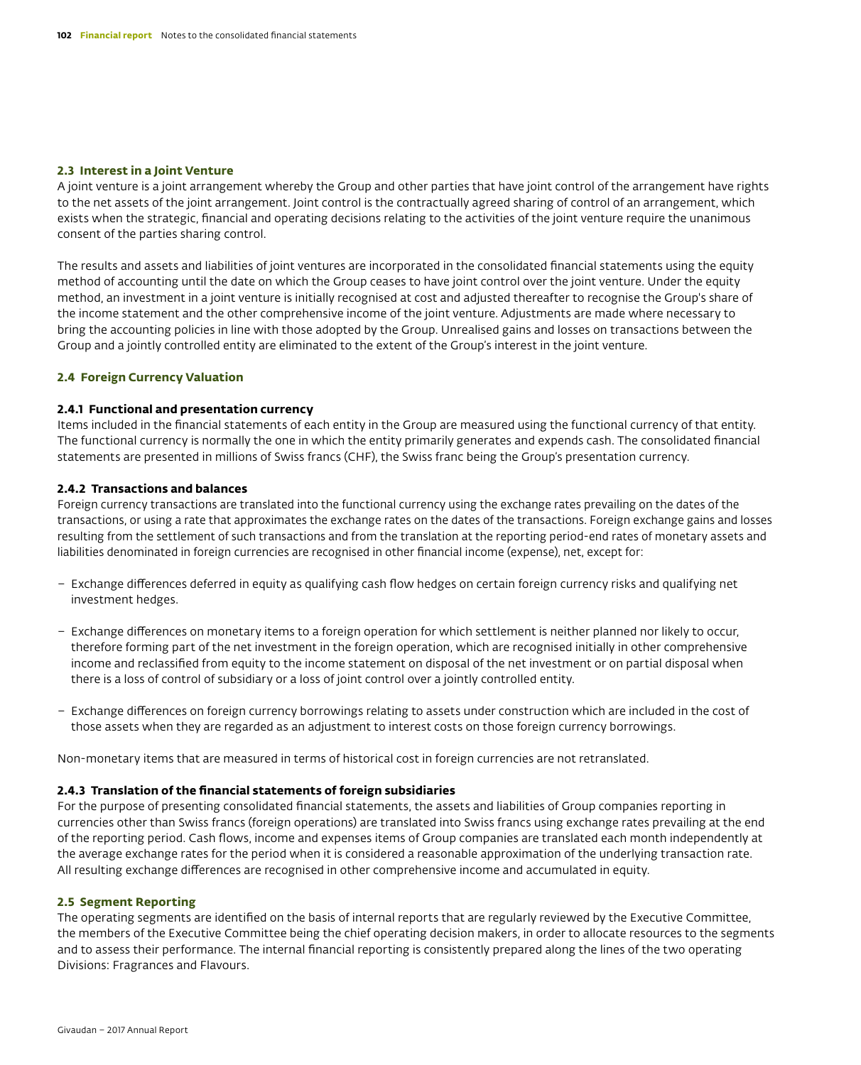### 2.3 Interest in a Joint Venture

A joint venture is a joint arrangement whereby the Group and other parties that have joint control of the arrangement have rights to the net assets of the joint arrangement. Joint control is the contractually agreed sharing of control of an arrangement, which exists when the strategic, financial and operating decisions relating to the activities of the joint venture require the unanimous consent of the parties sharing control.

The results and assets and liabilities of joint ventures are incorporated in the consolidated financial statements using the equity method of accounting until the date on which the Group ceases to have joint control over the joint venture. Under the equity method, an investment in a joint venture is initially recognised at cost and adjusted thereafter to recognise the Group's share of the income statement and the other comprehensive income of the joint venture. Adjustments are made where necessary to bring the accounting policies in line with those adopted by the Group. Unrealised gains and losses on transactions between the Group and a jointly controlled entity are eliminated to the extent of the Group's interest in the joint venture.

### 2.4 Foreign Currency Valuation

#### 2.4.1 Functional and presentation currency

Items included in the financial statements of each entity in the Group are measured using the functional currency of that entity. The functional currency is normally the one in which the entity primarily generates and expends cash. The consolidated financial statements are presented in millions of Swiss francs (CHF), the Swiss franc being the Group's presentation currency.

#### 2.4.2 Transactions and balances

Foreign currency transactions are translated into the functional currency using the exchange rates prevailing on the dates of the transactions, or using a rate that approximates the exchange rates on the dates of the transactions. Foreign exchange gains and losses resulting from the settlement of such transactions and from the translation at the reporting period-end rates of monetary assets and liabilities denominated in foreign currencies are recognised in other financial income (expense), net, except for:

- Exchange differences deferred in equity as qualifying cash flow hedges on certain foreign currency risks and qualifying net investment hedges.
- Exchange differences on monetary items to a foreign operation for which settlement is neither planned nor likely to occur, therefore forming part of the net investment in the foreign operation, which are recognised initially in other comprehensive income and reclassified from equity to the income statement on disposal of the net investment or on partial disposal when there is a loss of control of subsidiary or a loss of joint control over a jointly controlled entity.
- Exchange differences on foreign currency borrowings relating to assets under construction which are included in the cost of those assets when they are regarded as an adjustment to interest costs on those foreign currency borrowings.

Non-monetary items that are measured in terms of historical cost in foreign currencies are not retranslated.

#### 2.4.3 Translation of the financial statements of foreign subsidiaries

For the purpose of presenting consolidated financial statements, the assets and liabilities of Group companies reporting in currencies other than Swiss francs (foreign operations) are translated into Swiss francs using exchange rates prevailing at the end of the reporting period. Cash flows, income and expenses items of Group companies are translated each month independently at the average exchange rates for the period when it is considered a reasonable approximation of the underlying transaction rate. All resulting exchange differences are recognised in other comprehensive income and accumulated in equity.

### 2.5 Segment Reporting

The operating segments are identified on the basis of internal reports that are regularly reviewed by the Executive Committee, the members of the Executive Committee being the chief operating decision makers, in order to allocate resources to the segments and to assess their performance. The internal financial reporting is consistently prepared along the lines of the two operating Divisions: Fragrances and Flavours.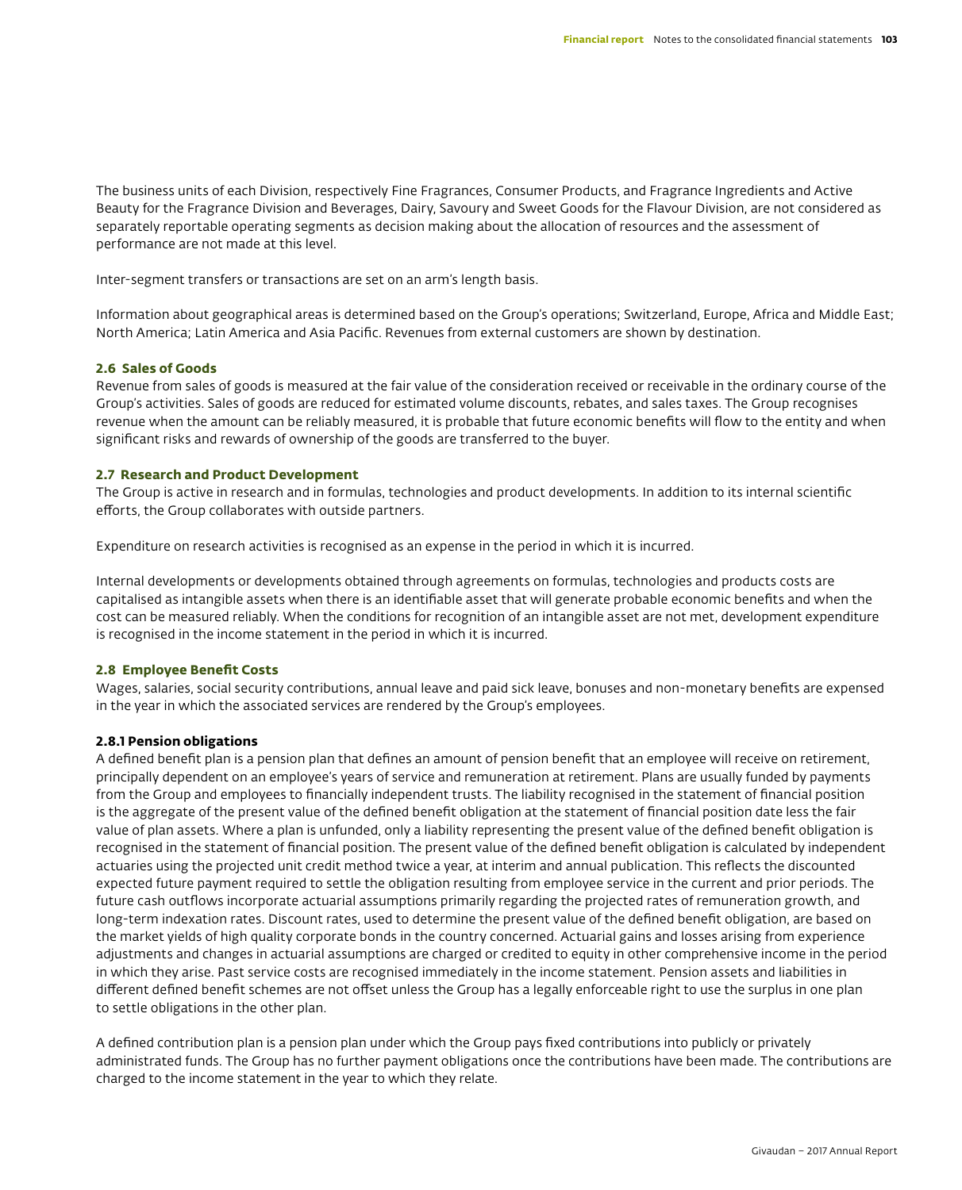The business units of each Division, respectively Fine Fragrances, Consumer Products, and Fragrance Ingredients and Active Beauty for the Fragrance Division and Beverages, Dairy, Savoury and Sweet Goods for the Flavour Division, are not considered as separately reportable operating segments as decision making about the allocation of resources and the assessment of performance are not made at this level.

Inter-segment transfers or transactions are set on an arm's length basis.

Information about geographical areas is determined based on the Group's operations; Switzerland, Europe, Africa and Middle East; North America; Latin America and Asia Pacific. Revenues from external customers are shown by destination.

### 2.6 Sales of Goods

Revenue from sales of goods is measured at the fair value of the consideration received or receivable in the ordinary course of the Group's activities. Sales of goods are reduced for estimated volume discounts, rebates, and sales taxes. The Group recognises revenue when the amount can be reliably measured, it is probable that future economic benefits will flow to the entity and when significant risks and rewards of ownership of the goods are transferred to the buyer.

### 2.7 Research and Product Development

The Group is active in research and in formulas, technologies and product developments. In addition to its internal scientific efforts, the Group collaborates with outside partners.

Expenditure on research activities is recognised as an expense in the period in which it is incurred.

Internal developments or developments obtained through agreements on formulas, technologies and products costs are capitalised as intangible assets when there is an identifiable asset that will generate probable economic benefits and when the cost can be measured reliably. When the conditions for recognition of an intangible asset are not met, development expenditure is recognised in the income statement in the period in which it is incurred.

### 2.8 Employee Benefit Costs

Wages, salaries, social security contributions, annual leave and paid sick leave, bonuses and non-monetary benefits are expensed in the year in which the associated services are rendered by the Group's employees.

#### 2.8.1 Pension obligations

A defined benefit plan is a pension plan that defines an amount of pension benefit that an employee will receive on retirement, principally dependent on an employee's years of service and remuneration at retirement. Plans are usually funded by payments from the Group and employees to financially independent trusts. The liability recognised in the statement of financial position is the aggregate of the present value of the defined benefit obligation at the statement of financial position date less the fair value of plan assets. Where a plan is unfunded, only a liability representing the present value of the defined benefit obligation is recognised in the statement of financial position. The present value of the defined benefit obligation is calculated by independent actuaries using the projected unit credit method twice a year, at interim and annual publication. This reflects the discounted expected future payment required to settle the obligation resulting from employee service in the current and prior periods. The future cash outflows incorporate actuarial assumptions primarily regarding the projected rates of remuneration growth, and long-term indexation rates. Discount rates, used to determine the present value of the defined benefit obligation, are based on the market yields of high quality corporate bonds in the country concerned. Actuarial gains and losses arising from experience adjustments and changes in actuarial assumptions are charged or credited to equity in other comprehensive income in the period in which they arise. Past service costs are recognised immediately in the income statement. Pension assets and liabilities in different defined benefit schemes are not offset unless the Group has a legally enforceable right to use the surplus in one plan to settle obligations in the other plan.

A defined contribution plan is a pension plan under which the Group pays fixed contributions into publicly or privately administrated funds. The Group has no further payment obligations once the contributions have been made. The contributions are charged to the income statement in the year to which they relate.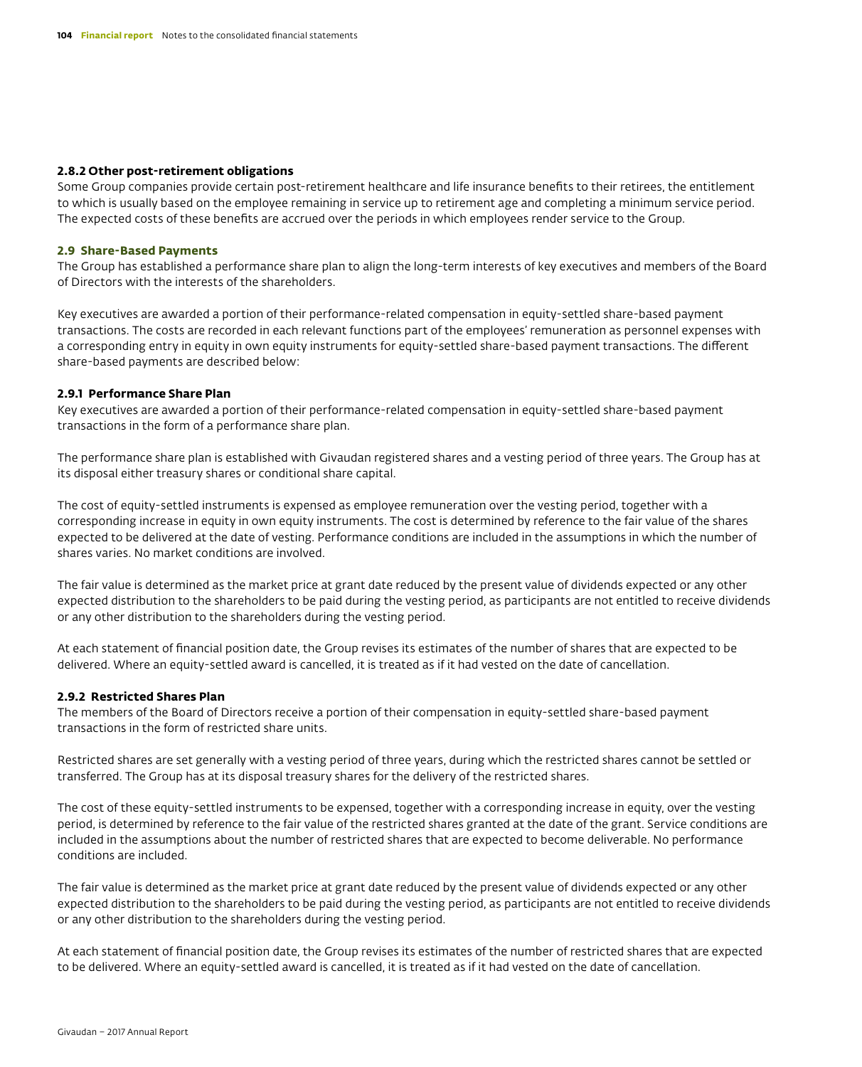#### 2.8.2 Other post-retirement obligations

Some Group companies provide certain post-retirement healthcare and life insurance benefits to their retirees, the entitlement to which is usually based on the employee remaining in service up to retirement age and completing a minimum service period. The expected costs of these benefits are accrued over the periods in which employees render service to the Group.

### 2.9 Share-Based Payments

The Group has established a performance share plan to align the long-term interests of key executives and members of the Board of Directors with the interests of the shareholders.

Key executives are awarded a portion of their performance-related compensation in equity-settled share-based payment transactions. The costs are recorded in each relevant functions part of the employees' remuneration as personnel expenses with a corresponding entry in equity in own equity instruments for equity-settled share-based payment transactions. The different share-based payments are described below:

#### 2.9.1 Performance Share Plan

Key executives are awarded a portion of their performance-related compensation in equity-settled share-based payment transactions in the form of a performance share plan.

The performance share plan is established with Givaudan registered shares and a vesting period of three years. The Group has at its disposal either treasury shares or conditional share capital.

The cost of equity-settled instruments is expensed as employee remuneration over the vesting period, together with a corresponding increase in equity in own equity instruments. The cost is determined by reference to the fair value of the shares expected to be delivered at the date of vesting. Performance conditions are included in the assumptions in which the number of shares varies. No market conditions are involved.

The fair value is determined as the market price at grant date reduced by the present value of dividends expected or any other expected distribution to the shareholders to be paid during the vesting period, as participants are not entitled to receive dividends or any other distribution to the shareholders during the vesting period.

At each statement of financial position date, the Group revises its estimates of the number of shares that are expected to be delivered. Where an equity-settled award is cancelled, it is treated as if it had vested on the date of cancellation.

#### 2.9.2 Restricted Shares Plan

The members of the Board of Directors receive a portion of their compensation in equity-settled share-based payment transactions in the form of restricted share units.

Restricted shares are set generally with a vesting period of three years, during which the restricted shares cannot be settled or transferred. The Group has at its disposal treasury shares for the delivery of the restricted shares.

The cost of these equity-settled instruments to be expensed, together with a corresponding increase in equity, over the vesting period, is determined by reference to the fair value of the restricted shares granted at the date of the grant. Service conditions are included in the assumptions about the number of restricted shares that are expected to become deliverable. No performance conditions are included.

The fair value is determined as the market price at grant date reduced by the present value of dividends expected or any other expected distribution to the shareholders to be paid during the vesting period, as participants are not entitled to receive dividends or any other distribution to the shareholders during the vesting period.

At each statement of financial position date, the Group revises its estimates of the number of restricted shares that are expected to be delivered. Where an equity-settled award is cancelled, it is treated as if it had vested on the date of cancellation.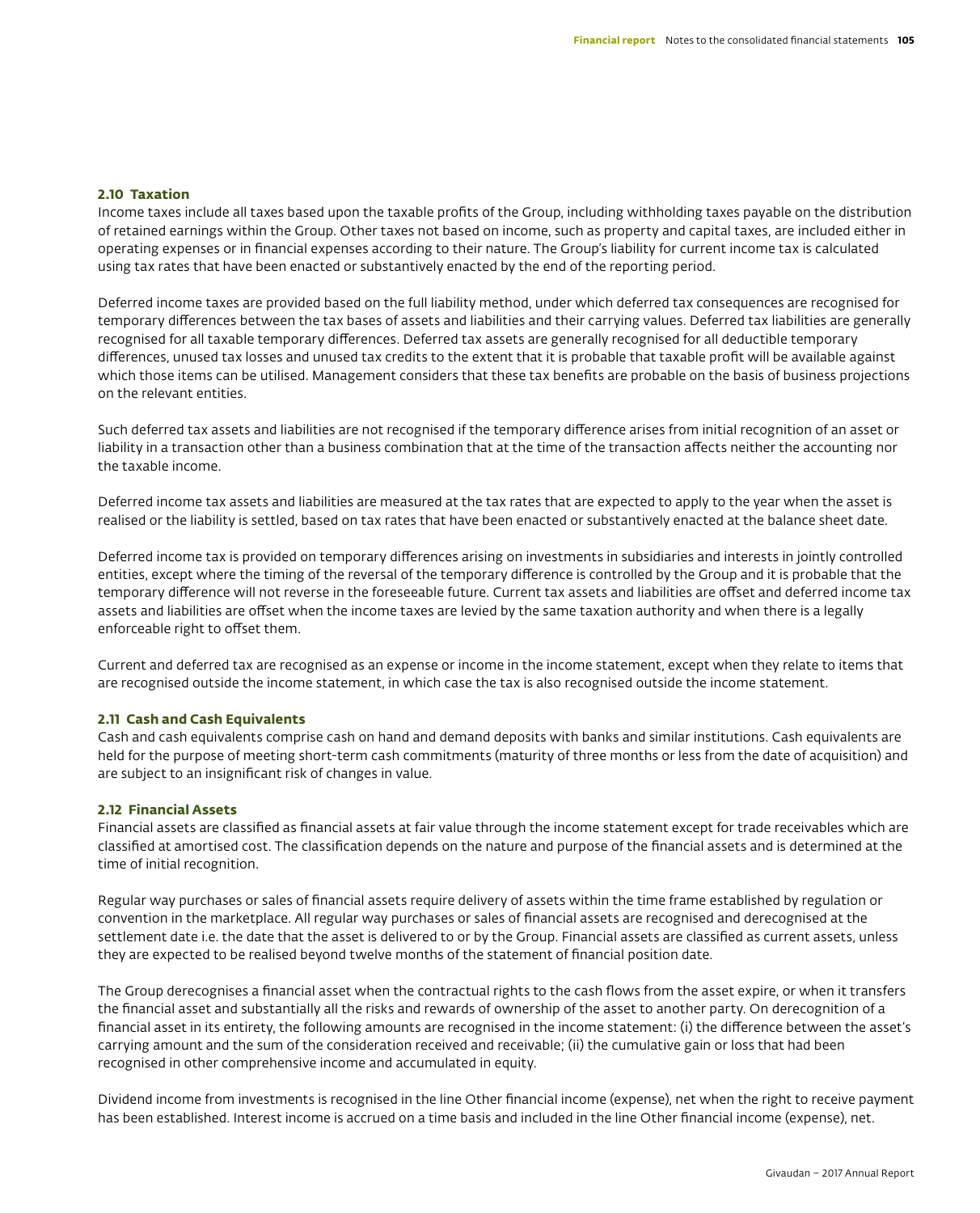### 2.10 Taxation

Income taxes include all taxes based upon the taxable profits of the Group, including withholding taxes payable on the distribution of retained earnings within the Group. Other taxes not based on income, such as property and capital taxes, are included either in operating expenses or in financial expenses according to their nature. The Group's liability for current income tax is calculated using tax rates that have been enacted or substantively enacted by the end of the reporting period.

Deferred income taxes are provided based on the full liability method, under which deferred tax consequences are recognised for temporary differences between the tax bases of assets and liabilities and their carrying values. Deferred tax liabilities are generally recognised for all taxable temporary differences. Deferred tax assets are generally recognised for all deductible temporary differences, unused tax losses and unused tax credits to the extent that it is probable that taxable profit will be available against which those items can be utilised. Management considers that these tax benefits are probable on the basis of business projections on the relevant entities.

Such deferred tax assets and liabilities are not recognised if the temporary difference arises from initial recognition of an asset or liability in a transaction other than a business combination that at the time of the transaction affects neither the accounting nor the taxable income.

Deferred income tax assets and liabilities are measured at the tax rates that are expected to apply to the year when the asset is realised or the liability is settled, based on tax rates that have been enacted or substantively enacted at the balance sheet date.

Deferred income tax is provided on temporary differences arising on investments in subsidiaries and interests in jointly controlled entities, except where the timing of the reversal of the temporary difference is controlled by the Group and it is probable that the temporary difference will not reverse in the foreseeable future. Current tax assets and liabilities are offset and deferred income tax assets and liabilities are offset when the income taxes are levied by the same taxation authority and when there is a legally enforceable right to offset them.

Current and deferred tax are recognised as an expense or income in the income statement, except when they relate to items that are recognised outside the income statement, in which case the tax is also recognised outside the income statement.

### 2.11 Cash and Cash Equivalents

Cash and cash equivalents comprise cash on hand and demand deposits with banks and similar institutions. Cash equivalents are held for the purpose of meeting short-term cash commitments (maturity of three months or less from the date of acquisition) and are subject to an insignificant risk of changes in value.

### 2.12 Financial Assets

Financial assets are classified as financial assets at fair value through the income statement except for trade receivables which are classified at amortised cost. The classification depends on the nature and purpose of the financial assets and is determined at the time of initial recognition.

Regular way purchases or sales of financial assets require delivery of assets within the time frame established by regulation or convention in the marketplace. All regular way purchases or sales of financial assets are recognised and derecognised at the settlement date i.e. the date that the asset is delivered to or by the Group. Financial assets are classified as current assets, unless they are expected to be realised beyond twelve months of the statement of financial position date.

The Group derecognises a financial asset when the contractual rights to the cash flows from the asset expire, or when it transfers the financial asset and substantially all the risks and rewards of ownership of the asset to another party. On derecognition of a financial asset in its entirety, the following amounts are recognised in the income statement: (i) the difference between the asset's carrying amount and the sum of the consideration received and receivable; (ii) the cumulative gain or loss that had been recognised in other comprehensive income and accumulated in equity.

Dividend income from investments is recognised in the line Other financial income (expense), net when the right to receive payment has been established. Interest income is accrued on a time basis and included in the line Other financial income (expense), net.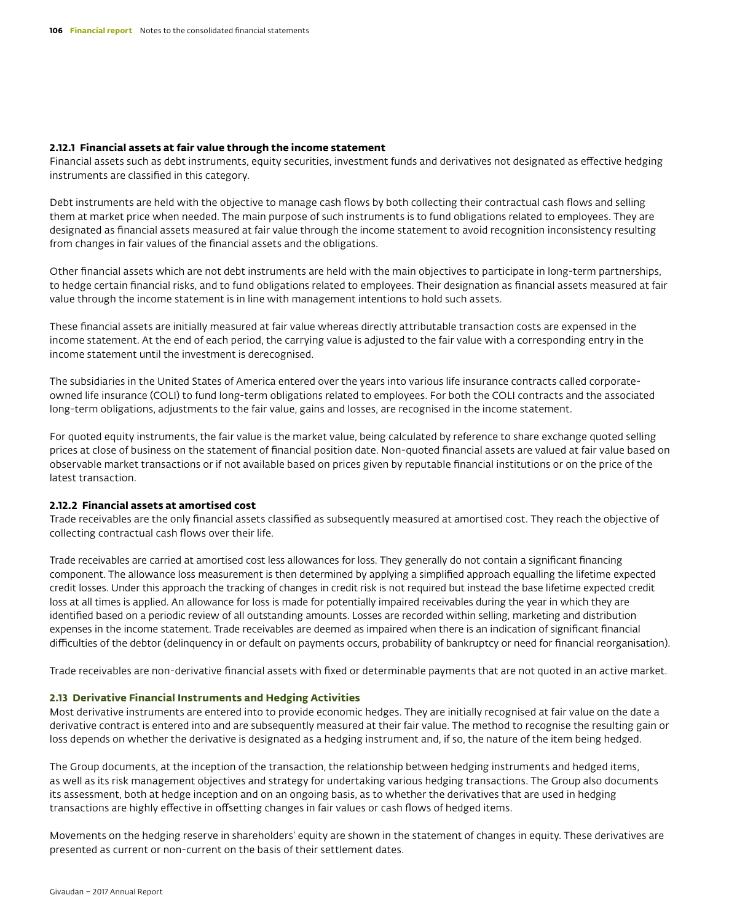#### 2.12.1 Financial assets at fair value through the income statement

Financial assets such as debt instruments, equity securities, investment funds and derivatives not designated as effective hedging instruments are classified in this category.

Debt instruments are held with the objective to manage cash flows by both collecting their contractual cash flows and selling them at market price when needed. The main purpose of such instruments is to fund obligations related to employees. They are designated as financial assets measured at fair value through the income statement to avoid recognition inconsistency resulting from changes in fair values of the financial assets and the obligations.

Other financial assets which are not debt instruments are held with the main objectives to participate in long-term partnerships, to hedge certain financial risks, and to fund obligations related to employees. Their designation as financial assets measured at fair value through the income statement is in line with management intentions to hold such assets.

These financial assets are initially measured at fair value whereas directly attributable transaction costs are expensed in the income statement. At the end of each period, the carrying value is adjusted to the fair value with a corresponding entry in the income statement until the investment is derecognised.

The subsidiaries in the United States of America entered over the years into various life insurance contracts called corporate-owned life insurance (COLI) to fund long-term obligations related to employees. For both the COLI contracts and the associated long-term obligations, adjustments to the fair value, gains and losses, are recognised in the income statement.

For quoted equity instruments, the fair value is the market value, being calculated by reference to share exchange quoted selling prices at close of business on the statement of financial position date. Non-quoted financial assets are valued at fair value based on observable market transactions or if not available based on prices given by reputable financial institutions or on the price of the latest transaction.

#### 2.12.2 Financial assets at amortised cost

Trade receivables are the only financial assets classified as subsequently measured at amortised cost. They reach the objective of collecting contractual cash flows over their life.

Trade receivables are carried at amortised cost less allowances for loss. They generally do not contain a significant financing component. The allowance loss measurement is then determined by applying a simplified approach equalling the lifetime expected credit losses. Under this approach the tracking of changes in credit risk is not required but instead the base lifetime expected credit loss at all times is applied. An allowance for loss is made for potentially impaired receivables during the year in which they are identified based on a periodic review of all outstanding amounts. Losses are recorded within selling, marketing and distribution expenses in the income statement. Trade receivables are deemed as impaired when there is an indication of significant financial difficulties of the debtor (delinquency in or default on payments occurs, probability of bankruptcy or need for financial reorganisation).

Trade receivables are non-derivative financial assets with fixed or determinable payments that are not quoted in an active market.

### 2.13 Derivative Financial Instruments and Hedging Activities

Most derivative instruments are entered into to provide economic hedges. They are initially recognised at fair value on the date a derivative contract is entered into and are subsequently measured at their fair value. The method to recognise the resulting gain or loss depends on whether the derivative is designated as a hedging instrument and, if so, the nature of the item being hedged.

The Group documents, at the inception of the transaction, the relationship between hedging instruments and hedged items, as well as its risk management objectives and strategy for undertaking various hedging transactions. The Group also documents its assessment, both at hedge inception and on an ongoing basis, as to whether the derivatives that are used in hedging transactions are highly effective in offsetting changes in fair values or cash flows of hedged items.

Movements on the hedging reserve in shareholders' equity are shown in the statement of changes in equity. These derivatives are presented as current or non-current on the basis of their settlement dates.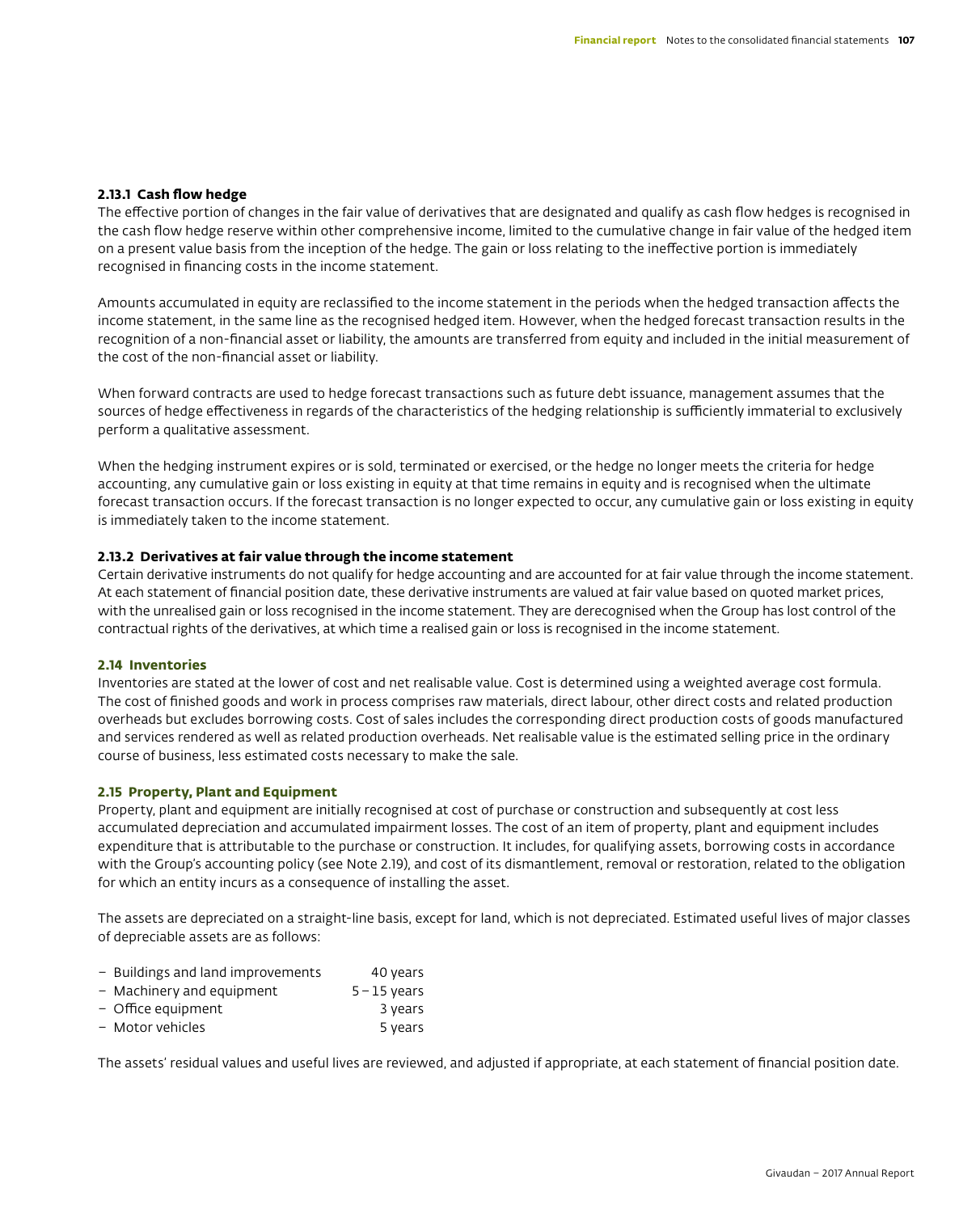#### 2.13.1 Cash flow hedge

The effective portion of changes in the fair value of derivatives that are designated and qualify as cash flow hedges is recognised in the cash flow hedge reserve within other comprehensive income, limited to the cumulative change in fair value of the hedged item on a present value basis from the inception of the hedge. The gain or loss relating to the ineffective portion is immediately recognised in financing costs in the income statement.

Amounts accumulated in equity are reclassified to the income statement in the periods when the hedged transaction affects the income statement, in the same line as the recognised hedged item. However, when the hedged forecast transaction results in the recognition of a non-financial asset or liability, the amounts are transferred from equity and included in the initial measurement of the cost of the non-financial asset or liability.

When forward contracts are used to hedge forecast transactions such as future debt issuance, management assumes that the sources of hedge effectiveness in regards of the characteristics of the hedging relationship is sufficiently immaterial to exclusively perform a qualitative assessment.

When the hedging instrument expires or is sold, terminated or exercised, or the hedge no longer meets the criteria for hedge accounting, any cumulative gain or loss existing in equity at that time remains in equity and is recognised when the ultimate forecast transaction occurs. If the forecast transaction is no longer expected to occur, any cumulative gain or loss existing in equity is immediately taken to the income statement.

#### 2.13.2 Derivatives at fair value through the income statement

Certain derivative instruments do not qualify for hedge accounting and are accounted for at fair value through the income statement. At each statement of financial position date, these derivative instruments are valued at fair value based on quoted market prices, with the unrealised gain or loss recognised in the income statement. They are derecognised when the Group has lost control of the contractual rights of the derivatives, at which time a realised gain or loss is recognised in the income statement.

### 2.14 Inventories

Inventories are stated at the lower of cost and net realisable value. Cost is determined using a weighted average cost formula. The cost of finished goods and work in process comprises raw materials, direct labour, other direct costs and related production overheads but excludes borrowing costs. Cost of sales includes the corresponding direct production costs of goods manufactured and services rendered as well as related production overheads. Net realisable value is the estimated selling price in the ordinary course of business, less estimated costs necessary to make the sale.

### 2.15 Property, Plant and Equipment

Property, plant and equipment are initially recognised at cost of purchase or construction and subsequently at cost less accumulated depreciation and accumulated impairment losses. The cost of an item of property, plant and equipment includes expenditure that is attributable to the purchase or construction. It includes, for qualifying assets, borrowing costs in accordance with the Group's accounting policy (see Note 2.19), and cost of its dismantlement, removal or restoration, related to the obligation for which an entity incurs as a consequence of installing the asset.

The assets are depreciated on a straight-line basis, except for land, which is not depreciated. Estimated useful lives of major classes of depreciable assets are as follows:

- Buildings and land improvements 40 years
- Machinery and equipment 5 – 15 years
- Office equipment 3 years
- Motor vehicles 5 years

The assets' residual values and useful lives are reviewed, and adjusted if appropriate, at each statement of financial position date.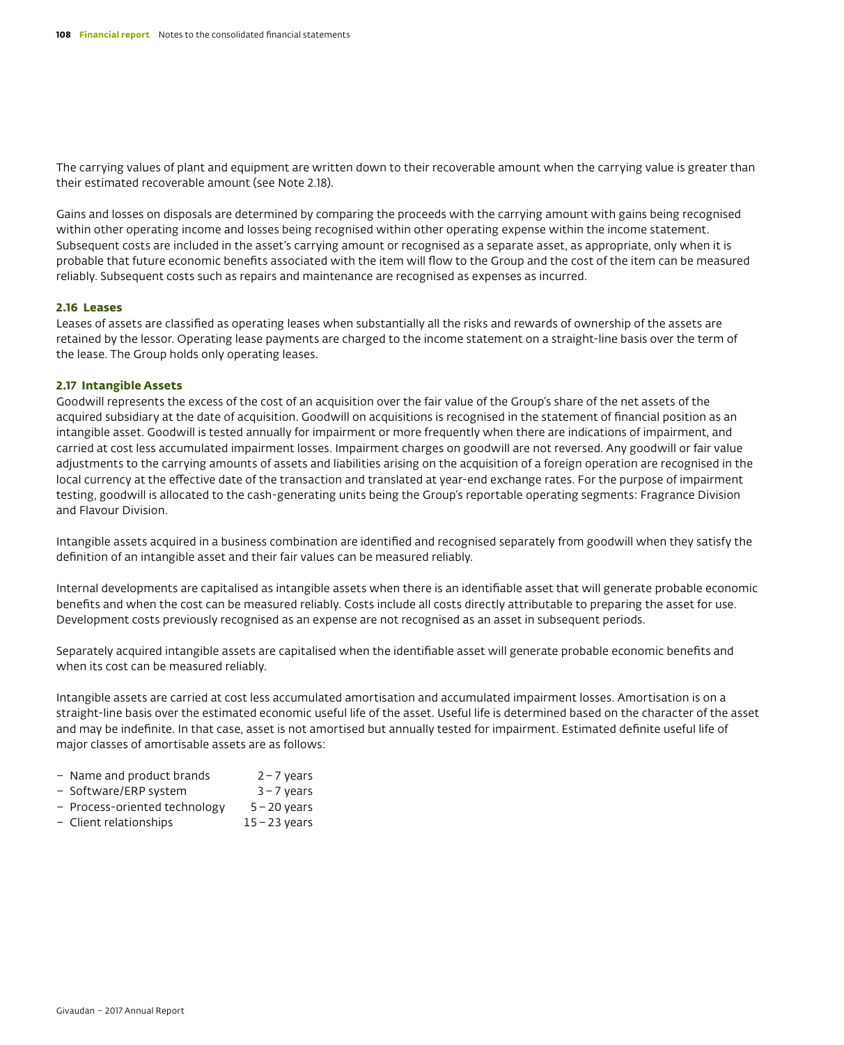The carrying values of plant and equipment are written down to their recoverable amount when the carrying value is greater than their estimated recoverable amount (see Note 2.18).

Gains and losses on disposals are determined by comparing the proceeds with the carrying amount with gains being recognised within other operating income and losses being recognised within other operating expense within the income statement. Subsequent costs are included in the asset's carrying amount or recognised as a separate asset, as appropriate, only when it is probable that future economic benefits associated with the item will flow to the Group and the cost of the item can be measured reliably. Subsequent costs such as repairs and maintenance are recognised as expenses as incurred.

### 2.16 Leases

Leases of assets are classified as operating leases when substantially all the risks and rewards of ownership of the assets are retained by the lessor. Operating lease payments are charged to the income statement on a straight-line basis over the term of the lease. The Group holds only operating leases.

### 2.17 Intangible Assets

Goodwill represents the excess of the cost of an acquisition over the fair value of the Group's share of the net assets of the acquired subsidiary at the date of acquisition. Goodwill on acquisitions is recognised in the statement of financial position as an intangible asset. Goodwill is tested annually for impairment or more frequently when there are indications of impairment, and carried at cost less accumulated impairment losses. Impairment charges on goodwill are not reversed. Any goodwill or fair value adjustments to the carrying amounts of assets and liabilities arising on the acquisition of a foreign operation are recognised in the local currency at the effective date of the transaction and translated at year-end exchange rates. For the purpose of impairment testing, goodwill is allocated to the cash-generating units being the Group's reportable operating segments: Fragrance Division and Flavour Division.

Intangible assets acquired in a business combination are identified and recognised separately from goodwill when they satisfy the definition of an intangible asset and their fair values can be measured reliably.

Internal developments are capitalised as intangible assets when there is an identifiable asset that will generate probable economic benefits and when the cost can be measured reliably. Costs include all costs directly attributable to preparing the asset for use. Development costs previously recognised as an expense are not recognised as an asset in subsequent periods.

Separately acquired intangible assets are capitalised when the identifiable asset will generate probable economic benefits and when its cost can be measured reliably.

Intangible assets are carried at cost less accumulated amortisation and accumulated impairment losses. Amortisation is on a straight-line basis over the estimated economic useful life of the asset. Useful life is determined based on the character of the asset and may be indefinite. In that case, asset is not amortised but annually tested for impairment. Estimated definite useful life of major classes of amortisable assets are as follows:

- Name and product brands 2 – 7 years
- Software/ERP system 3 – 7 years
- Process-oriented technology 5 – 20 years
- Client relationships 15 – 23 years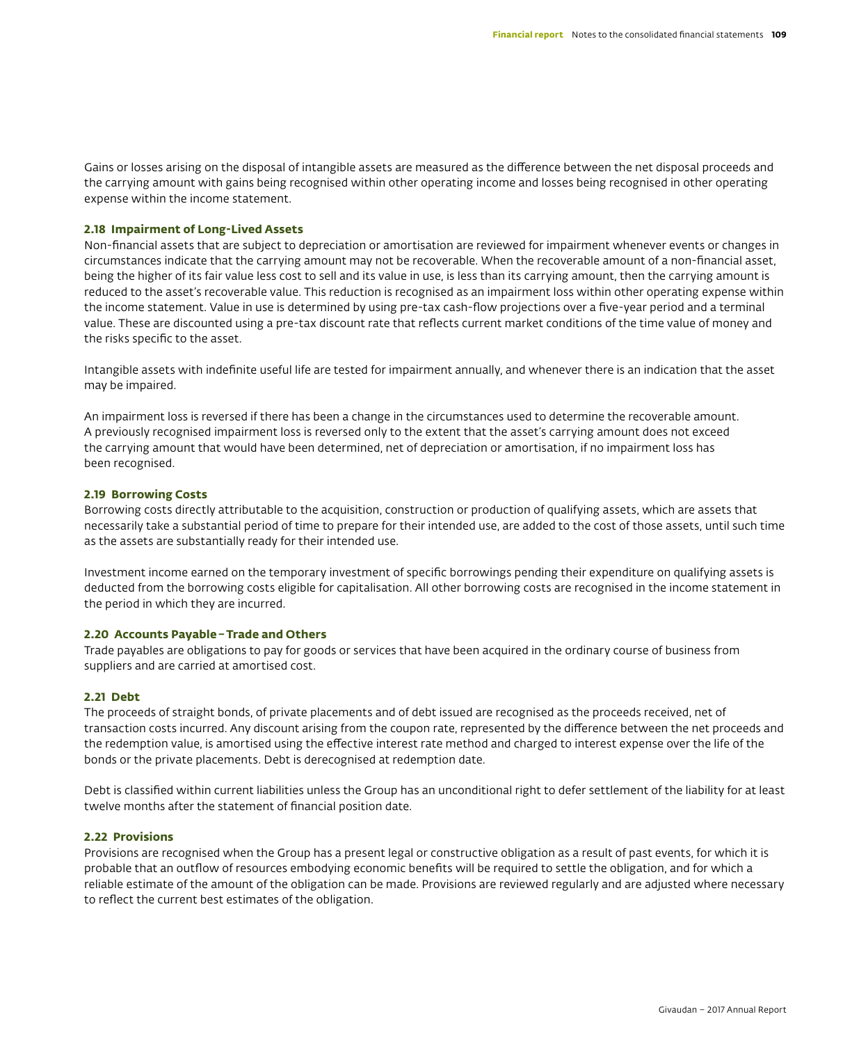Gains or losses arising on the disposal of intangible assets are measured as the difference between the net disposal proceeds and the carrying amount with gains being recognised within other operating income and losses being recognised in other operating expense within the income statement.

### 2.18 Impairment of Long-Lived Assets

Non-financial assets that are subject to depreciation or amortisation are reviewed for impairment whenever events or changes in circumstances indicate that the carrying amount may not be recoverable. When the recoverable amount of a non-financial asset, being the higher of its fair value less cost to sell and its value in use, is less than its carrying amount, then the carrying amount is reduced to the asset's recoverable value. This reduction is recognised as an impairment loss within other operating expense within the income statement. Value in use is determined by using pre-tax cash-flow projections over a five-year period and a terminal value. These are discounted using a pre-tax discount rate that reflects current market conditions of the time value of money and the risks specific to the asset.

Intangible assets with indefinite useful life are tested for impairment annually, and whenever there is an indication that the asset may be impaired.

An impairment loss is reversed if there has been a change in the circumstances used to determine the recoverable amount. A previously recognised impairment loss is reversed only to the extent that the asset's carrying amount does not exceed the carrying amount that would have been determined, net of depreciation or amortisation, if no impairment loss has been recognised.

### 2.19 Borrowing Costs

Borrowing costs directly attributable to the acquisition, construction or production of qualifying assets, which are assets that necessarily take a substantial period of time to prepare for their intended use, are added to the cost of those assets, until such time as the assets are substantially ready for their intended use.

Investment income earned on the temporary investment of specific borrowings pending their expenditure on qualifying assets is deducted from the borrowing costs eligible for capitalisation. All other borrowing costs are recognised in the income statement in the period in which they are incurred.

### 2.20 Accounts Payable – Trade and Others

Trade payables are obligations to pay for goods or services that have been acquired in the ordinary course of business from suppliers and are carried at amortised cost.

### 2.21 Debt

The proceeds of straight bonds, of private placements and of debt issued are recognised as the proceeds received, net of transaction costs incurred. Any discount arising from the coupon rate, represented by the difference between the net proceeds and the redemption value, is amortised using the effective interest rate method and charged to interest expense over the life of the bonds or the private placements. Debt is derecognised at redemption date.

Debt is classified within current liabilities unless the Group has an unconditional right to defer settlement of the liability for at least twelve months after the statement of financial position date.

### 2.22 Provisions

Provisions are recognised when the Group has a present legal or constructive obligation as a result of past events, for which it is probable that an outflow of resources embodying economic benefits will be required to settle the obligation, and for which a reliable estimate of the amount of the obligation can be made. Provisions are reviewed regularly and are adjusted where necessary to reflect the current best estimates of the obligation.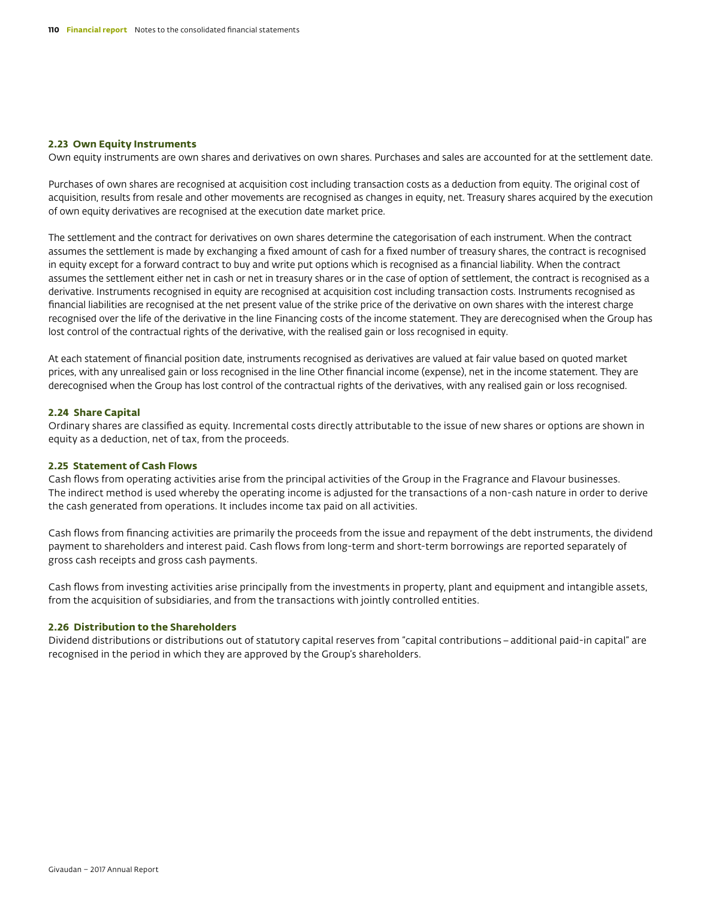### 2.23 Own Equity Instruments

Own equity instruments are own shares and derivatives on own shares. Purchases and sales are accounted for at the settlement date.

Purchases of own shares are recognised at acquisition cost including transaction costs as a deduction from equity. The original cost of acquisition, results from resale and other movements are recognised as changes in equity, net. Treasury shares acquired by the execution of own equity derivatives are recognised at the execution date market price.

The settlement and the contract for derivatives on own shares determine the categorisation of each instrument. When the contract assumes the settlement is made by exchanging a fixed amount of cash for a fixed number of treasury shares, the contract is recognised in equity except for a forward contract to buy and write put options which is recognised as a financial liability. When the contract assumes the settlement either net in cash or net in treasury shares or in the case of option of settlement, the contract is recognised as a derivative. Instruments recognised in equity are recognised at acquisition cost including transaction costs. Instruments recognised as financial liabilities are recognised at the net present value of the strike price of the derivative on own shares with the interest charge recognised over the life of the derivative in the line Financing costs of the income statement. They are derecognised when the Group has lost control of the contractual rights of the derivative, with the realised gain or loss recognised in equity.

At each statement of financial position date, instruments recognised as derivatives are valued at fair value based on quoted market prices, with any unrealised gain or loss recognised in the line Other financial income (expense), net in the income statement. They are derecognised when the Group has lost control of the contractual rights of the derivatives, with any realised gain or loss recognised.

### 2.24 Share Capital

Ordinary shares are classified as equity. Incremental costs directly attributable to the issue of new shares or options are shown in equity as a deduction, net of tax, from the proceeds.

### 2.25 Statement of Cash Flows

Cash flows from operating activities arise from the principal activities of the Group in the Fragrance and Flavour businesses. The indirect method is used whereby the operating income is adjusted for the transactions of a non-cash nature in order to derive the cash generated from operations. It includes income tax paid on all activities.

Cash flows from financing activities are primarily the proceeds from the issue and repayment of the debt instruments, the dividend payment to shareholders and interest paid. Cash flows from long-term and short-term borrowings are reported separately of gross cash receipts and gross cash payments.

Cash flows from investing activities arise principally from the investments in property, plant and equipment and intangible assets, from the acquisition of subsidiaries, and from the transactions with jointly controlled entities.

### 2.26 Distribution to the Shareholders

Dividend distributions or distributions out of statutory capital reserves from "capital contributions – additional paid-in capital" are recognised in the period in which they are approved by the Group's shareholders.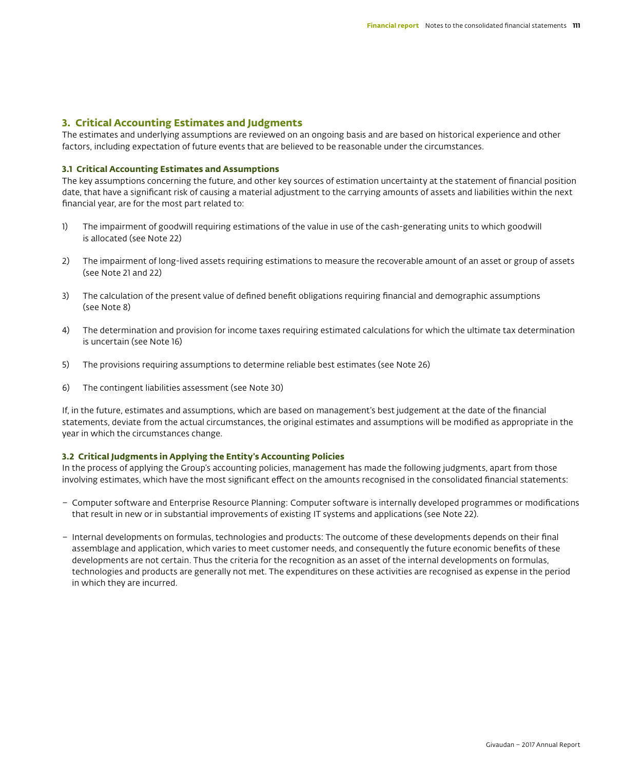## 3. Critical Accounting Estimates and Judgments

The estimates and underlying assumptions are reviewed on an ongoing basis and are based on historical experience and other factors, including expectation of future events that are believed to be reasonable under the circumstances.

### 3.1 Critical Accounting Estimates and Assumptions

The key assumptions concerning the future, and other key sources of estimation uncertainty at the statement of financial position date, that have a significant risk of causing a material adjustment to the carrying amounts of assets and liabilities within the next financial year, are for the most part related to:

1) The impairment of goodwill requiring estimations of the value in use of the cash-generating units to which goodwill is allocated (see Note 22)

2) The impairment of long-lived assets requiring estimations to measure the recoverable amount of an asset or group of assets (see Note 21 and 22)

3) The calculation of the present value of defined benefit obligations requiring financial and demographic assumptions (see Note 8)

4) The determination and provision for income taxes requiring estimated calculations for which the ultimate tax determination is uncertain (see Note 16)

5) The provisions requiring assumptions to determine reliable best estimates (see Note 26)

6) The contingent liabilities assessment (see Note 30)

If, in the future, estimates and assumptions, which are based on management's best judgement at the date of the financial statements, deviate from the actual circumstances, the original estimates and assumptions will be modified as appropriate in the year in which the circumstances change.

### 3.2 Critical Judgments in Applying the Entity's Accounting Policies

In the process of applying the Group's accounting policies, management has made the following judgments, apart from those involving estimates, which have the most significant effect on the amounts recognised in the consolidated financial statements:

- Computer software and Enterprise Resource Planning: Computer software is internally developed programmes or modifications that result in new or in substantial improvements of existing IT systems and applications (see Note 22).
- Internal developments on formulas, technologies and products: The outcome of these developments depends on their final assemblage and application, which varies to meet customer needs, and consequently the future economic benefits of these developments are not certain. Thus the criteria for the recognition as an asset of the internal developments on formulas, technologies and products are generally not met. The expenditures on these activities are recognised as expense in the period in which they are incurred.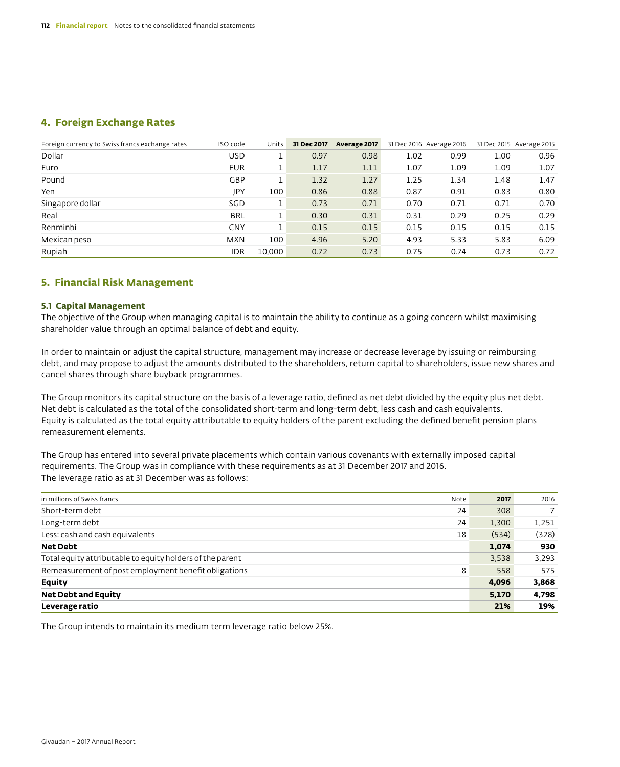## 4. Foreign Exchange Rates

| Foreign currency to Swiss francs exchange rates | ISO code | Units | 31 Dec 2017 | Average 2017 | 31 Dec 2016 | Average 2016 | 31 Dec 2015 | Average 2015 |
|---|---|---|---|---|---|---|---|---|
| Dollar | USD | 1 | 0.97 | 0.98 | 1.02 | 0.99 | 1.00 | 0.96 |
| Euro | EUR | 1 | 1.17 | 1.11 | 1.07 | 1.09 | 1.09 | 1.07 |
| Pound | GBP | 1 | 1.32 | 1.27 | 1.25 | 1.34 | 1.48 | 1.47 |
| Yen | JPY | 100 | 0.86 | 0.88 | 0.87 | 0.91 | 0.83 | 0.80 |
| Singapore dollar | SGD | 1 | 0.73 | 0.71 | 0.70 | 0.71 | 0.71 | 0.70 |
| Real | BRL | 1 | 0.30 | 0.31 | 0.31 | 0.29 | 0.25 | 0.29 |
| Renminbi | CNY | 1 | 0.15 | 0.15 | 0.15 | 0.15 | 0.15 | 0.15 |
| Mexican peso | MXN | 100 | 4.96 | 5.20 | 4.93 | 5.33 | 5.83 | 6.09 |
| Rupiah | IDR | 10,000 | 0.72 | 0.73 | 0.75 | 0.74 | 0.73 | 0.72 |

## 5. Financial Risk Management

### 5.1 Capital Management

The objective of the Group when managing capital is to maintain the ability to continue as a going concern whilst maximising shareholder value through an optimal balance of debt and equity.

In order to maintain or adjust the capital structure, management may increase or decrease leverage by issuing or reimbursing debt, and may propose to adjust the amounts distributed to the shareholders, return capital to shareholders, issue new shares and cancel shares through share buyback programmes.

The Group monitors its capital structure on the basis of a leverage ratio, defined as net debt divided by the equity plus net debt. Net debt is calculated as the total of the consolidated short-term and long-term debt, less cash and cash equivalents. Equity is calculated as the total equity attributable to equity holders of the parent excluding the defined benefit pension plans remeasurement elements.

The Group has entered into several private placements which contain various covenants with externally imposed capital requirements. The Group was in compliance with these requirements as at 31 December 2017 and 2016. The leverage ratio as at 31 December was as follows:

| in millions of Swiss francs | Note | 2017 | 2016 |
|---|---|---|---|
| Short-term debt | 24 | 308 | 7 |
| Long-term debt | 24 | 1,300 | 1,251 |
| Less: cash and cash equivalents | 18 | (534) | (328) |
| **Net Debt** | | **1,074** | **930** |
| Total equity attributable to equity holders of the parent | | 3,538 | 3,293 |
| Remeasurement of post employment benefit obligations | 8 | 558 | 575 |
| **Equity** | | **4,096** | **3,868** |
| **Net Debt and Equity** | | **5,170** | **4,798** |
| **Leverage ratio** | | **21%** | **19%** |

The Group intends to maintain its medium term leverage ratio below 25%.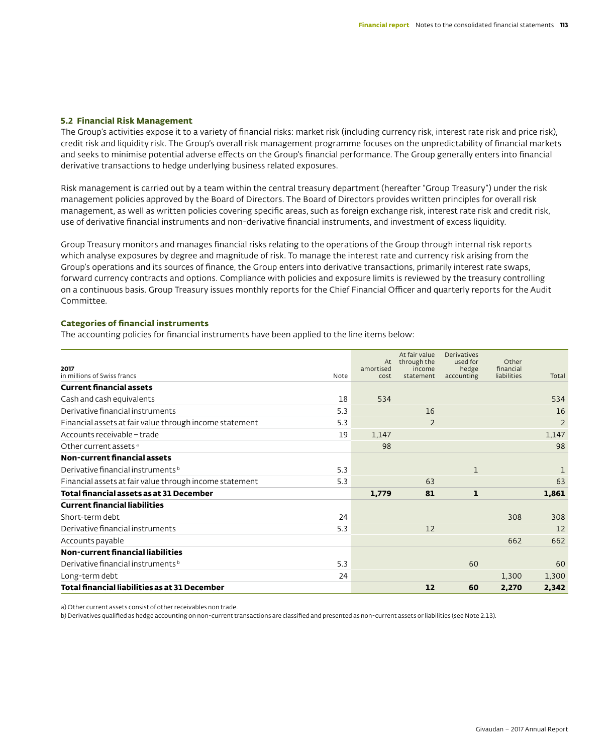### 5.2 Financial Risk Management

The Group's activities expose it to a variety of financial risks: market risk (including currency risk, interest rate risk and price risk), credit risk and liquidity risk. The Group's overall risk management programme focuses on the unpredictability of financial markets and seeks to minimise potential adverse effects on the Group's financial performance. The Group generally enters into financial derivative transactions to hedge underlying business related exposures.

Risk management is carried out by a team within the central treasury department (hereafter "Group Treasury") under the risk management policies approved by the Board of Directors. The Board of Directors provides written principles for overall risk management, as well as written policies covering specific areas, such as foreign exchange risk, interest rate risk and credit risk, use of derivative financial instruments and non-derivative financial instruments, and investment of excess liquidity.

Group Treasury monitors and manages financial risks relating to the operations of the Group through internal risk reports which analyse exposures by degree and magnitude of risk. To manage the interest rate and currency risk arising from the Group's operations and its sources of finance, the Group enters into derivative transactions, primarily interest rate swaps, forward currency contracts and options. Compliance with policies and exposure limits is reviewed by the treasury controlling on a continuous basis. Group Treasury issues monthly reports for the Chief Financial Officer and quarterly reports for the Audit Committee.

#### Categories of financial instruments

The accounting policies for financial instruments have been applied to the line items below:

| **2017**<br>in millions of Swiss francs | Note | At amortised cost | At fair value through the income statement | Derivatives used for hedge accounting | Other financial liabilities | Total |
|---|---|---|---|---|---|---|
| **Current financial assets** | | | | | | |
| Cash and cash equivalents | 18 | 534 | | | | 534 |
| Derivative financial instruments | 5.3 | | 16 | | | 16 |
| Financial assets at fair value through income statement | 5.3 | | 2 | | | 2 |
| Accounts receivable – trade | 19 | 1,147 | | | | 1,147 |
| Other current assets [a] | | 98 | | | | 98 |
| **Non-current financial assets** | | | | | | |
| Derivative financial instruments [b] | 5.3 | | | 1 | | 1 |
| Financial assets at fair value through income statement | 5.3 | | 63 | | | 63 |
| **Total financial assets as at 31 December** | | **1,779** | **81** | **1** | | **1,861** |
| **Current financial liabilities** | | | | | | |
| Short-term debt | 24 | | | | 308 | 308 |
| Derivative financial instruments | 5.3 | | 12 | | | 12 |
| Accounts payable | | | | | 662 | 662 |
| **Non-current financial liabilities** | | | | | | |
| Derivative financial instruments [b] | 5.3 | | | 60 | | 60 |
| Long-term debt | 24 | | | | 1,300 | 1,300 |
| **Total financial liabilities as at 31 December** | | | **12** | **60** | **2,270** | **2,342** |

a) Other current assets consist of other receivables non trade.

b) Derivatives qualified as hedge accounting on non-current transactions are classified and presented as non-current assets or liabilities (see Note 2.13).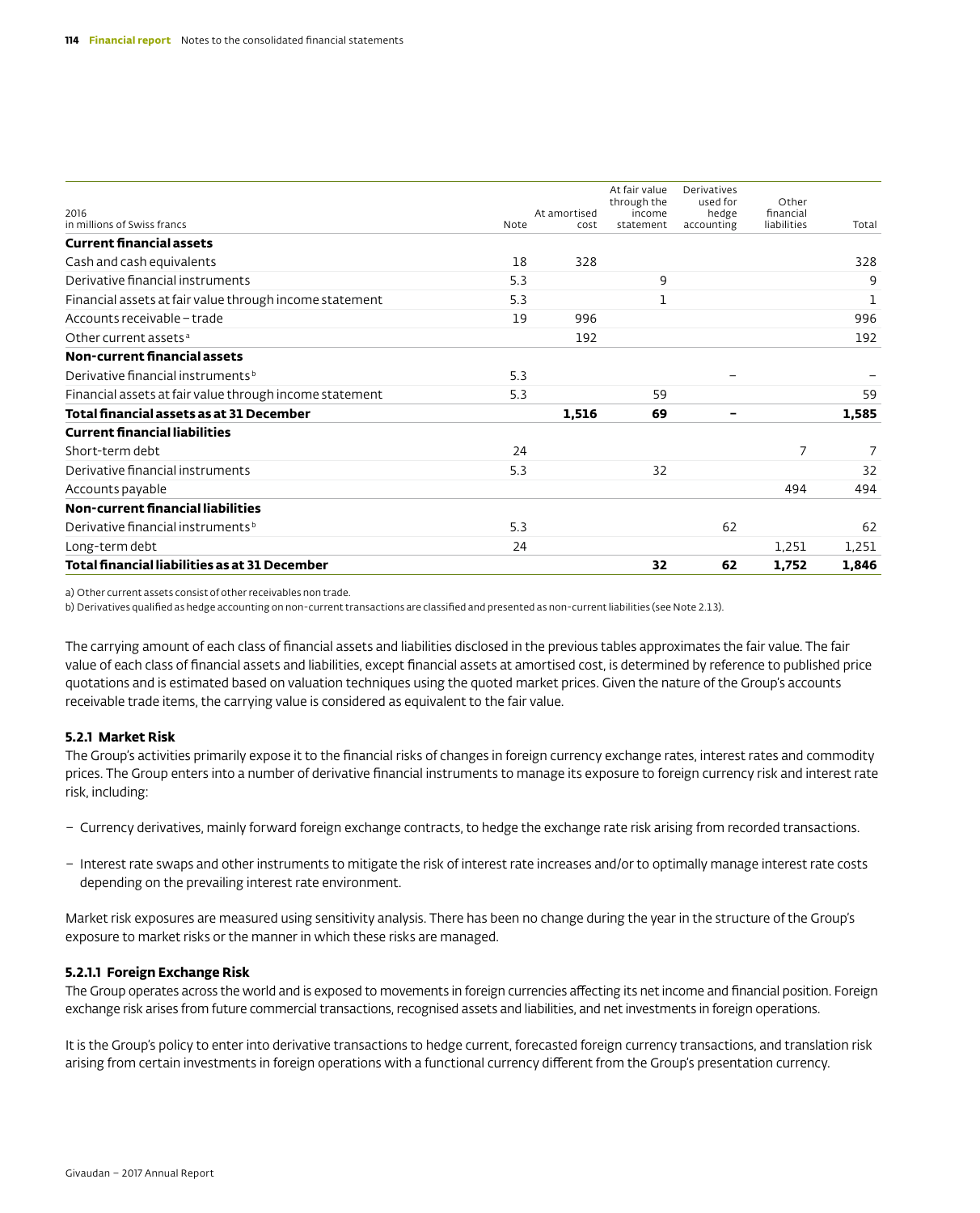| 2016<br>in millions of Swiss francs | Note | At amortised cost | At fair value through the income statement | Derivatives used for hedge accounting | Other financial liabilities | Total |
|---|---|---|---|---|---|---|
| **Current financial assets** | | | | | | |
| Cash and cash equivalents | 18 | 328 | | | | 328 |
| Derivative financial instruments | 5.3 | | 9 | | | 9 |
| Financial assets at fair value through income statement | 5.3 | | 1 | | | 1 |
| Accounts receivable – trade | 19 | 996 | | | | 996 |
| Other current assets [a] | | 192 | | | | 192 |
| **Non-current financial assets** | | | | | | |
| Derivative financial instruments [b] | 5.3 | | | – | | – |
| Financial assets at fair value through income statement | 5.3 | | 59 | | | 59 |
| **Total financial assets as at 31 December** | | **1,516** | **69** | **–** | | **1,585** |
| **Current financial liabilities** | | | | | | |
| Short-term debt | 24 | | | | 7 | 7 |
| Derivative financial instruments | 5.3 | | 32 | | | 32 |
| Accounts payable | | | | | 494 | 494 |
| **Non-current financial liabilities** | | | | | | |
| Derivative financial instruments [b] | 5.3 | | | 62 | | 62 |
| Long-term debt | 24 | | | | 1,251 | 1,251 |
| **Total financial liabilities as at 31 December** | | | **32** | **62** | **1,752** | **1,846** |

a) Other current assets consist of other receivables non trade.

b) Derivatives qualified as hedge accounting on non-current transactions are classified and presented as non-current liabilities (see Note 2.13).

The carrying amount of each class of financial assets and liabilities disclosed in the previous tables approximates the fair value. The fair value of each class of financial assets and liabilities, except financial assets at amortised cost, is determined by reference to published price quotations and is estimated based on valuation techniques using the quoted market prices. Given the nature of the Group's accounts receivable trade items, the carrying value is considered as equivalent to the fair value.

### 5.2.1 Market Risk

The Group's activities primarily expose it to the financial risks of changes in foreign currency exchange rates, interest rates and commodity prices. The Group enters into a number of derivative financial instruments to manage its exposure to foreign currency risk and interest rate risk, including:

- Currency derivatives, mainly forward foreign exchange contracts, to hedge the exchange rate risk arising from recorded transactions.
- Interest rate swaps and other instruments to mitigate the risk of interest rate increases and/or to optimally manage interest rate costs depending on the prevailing interest rate environment.

Market risk exposures are measured using sensitivity analysis. There has been no change during the year in the structure of the Group's exposure to market risks or the manner in which these risks are managed.

#### 5.2.1.1 Foreign Exchange Risk

The Group operates across the world and is exposed to movements in foreign currencies affecting its net income and financial position. Foreign exchange risk arises from future commercial transactions, recognised assets and liabilities, and net investments in foreign operations.

It is the Group's policy to enter into derivative transactions to hedge current, forecasted foreign currency transactions, and translation risk arising from certain investments in foreign operations with a functional currency different from the Group's presentation currency.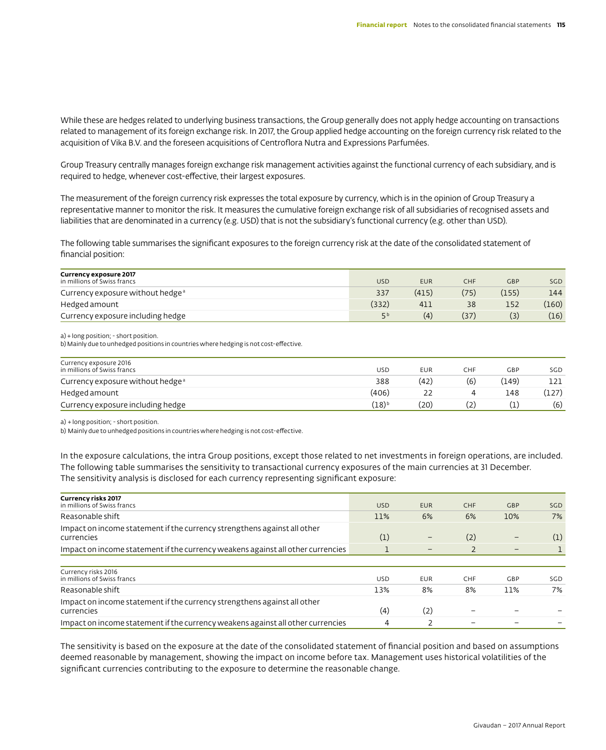While these are hedges related to underlying business transactions, the Group generally does not apply hedge accounting on transactions related to management of its foreign exchange risk. In 2017, the Group applied hedge accounting on the foreign currency risk related to the acquisition of Vika B.V. and the foreseen acquisitions of Centroflora Nutra and Expressions Parfumées.

Group Treasury centrally manages foreign exchange risk management activities against the functional currency of each subsidiary, and is required to hedge, whenever cost-effective, their largest exposures.

The measurement of the foreign currency risk expresses the total exposure by currency, which is in the opinion of Group Treasury a representative manner to monitor the risk. It measures the cumulative foreign exchange risk of all subsidiaries of recognised assets and liabilities that are denominated in a currency (e.g. USD) that is not the subsidiary's functional currency (e.g. other than USD).

The following table summarises the significant exposures to the foreign currency risk at the date of the consolidated statement of financial position:

| **Currency exposure 2017** in millions of Swiss francs | USD | EUR | CHF | GBP | SGD |
|---|---|---|---|---|---|
| Currency exposure without hedge[a] | 337 | (415) | (75) | (155) | 144 |
| Hedged amount | (332) | 411 | 38 | 152 | (160) |
| Currency exposure including hedge | 5[b] | (4) | (37) | (3) | (16) |

a) + long position; - short position.
b) Mainly due to unhedged positions in countries where hedging is not cost-effective.

| Currency exposure 2016 in millions of Swiss francs | USD | EUR | CHF | GBP | SGD |
|---|---|---|---|---|---|
| Currency exposure without hedge[a] | 388 | (42) | (6) | (149) | 121 |
| Hedged amount | (406) | 22 | 4 | 148 | (127) |
| Currency exposure including hedge | (18)[b] | (20) | (2) | (1) | (6) |

a) + long position; - short position.
b) Mainly due to unhedged positions in countries where hedging is not cost-effective.

In the exposure calculations, the intra Group positions, except those related to net investments in foreign operations, are included. The following table summarises the sensitivity to transactional currency exposures of the main currencies at 31 December. The sensitivity analysis is disclosed for each currency representing significant exposure:

| **Currency risks 2017** in millions of Swiss francs | USD | EUR | CHF | GBP | SGD |
|---|---|---|---|---|---|
| Reasonable shift | 11% | 6% | 6% | 10% | 7% |
| Impact on income statement if the currency strengthens against all other currencies | (1) | – | (2) | – | (1) |
| Impact on income statement if the currency weakens against all other currencies | 1 | – | 2 | – | 1 |

| Currency risks 2016 in millions of Swiss francs | USD | EUR | CHF | GBP | SGD |
|---|---|---|---|---|---|
| Reasonable shift | 13% | 8% | 8% | 11% | 7% |
| Impact on income statement if the currency strengthens against all other currencies | (4) | (2) | – | – | – |
| Impact on income statement if the currency weakens against all other currencies | 4 | 2 | – | – | – |

The sensitivity is based on the exposure at the date of the consolidated statement of financial position and based on assumptions deemed reasonable by management, showing the impact on income before tax. Management uses historical volatilities of the significant currencies contributing to the exposure to determine the reasonable change.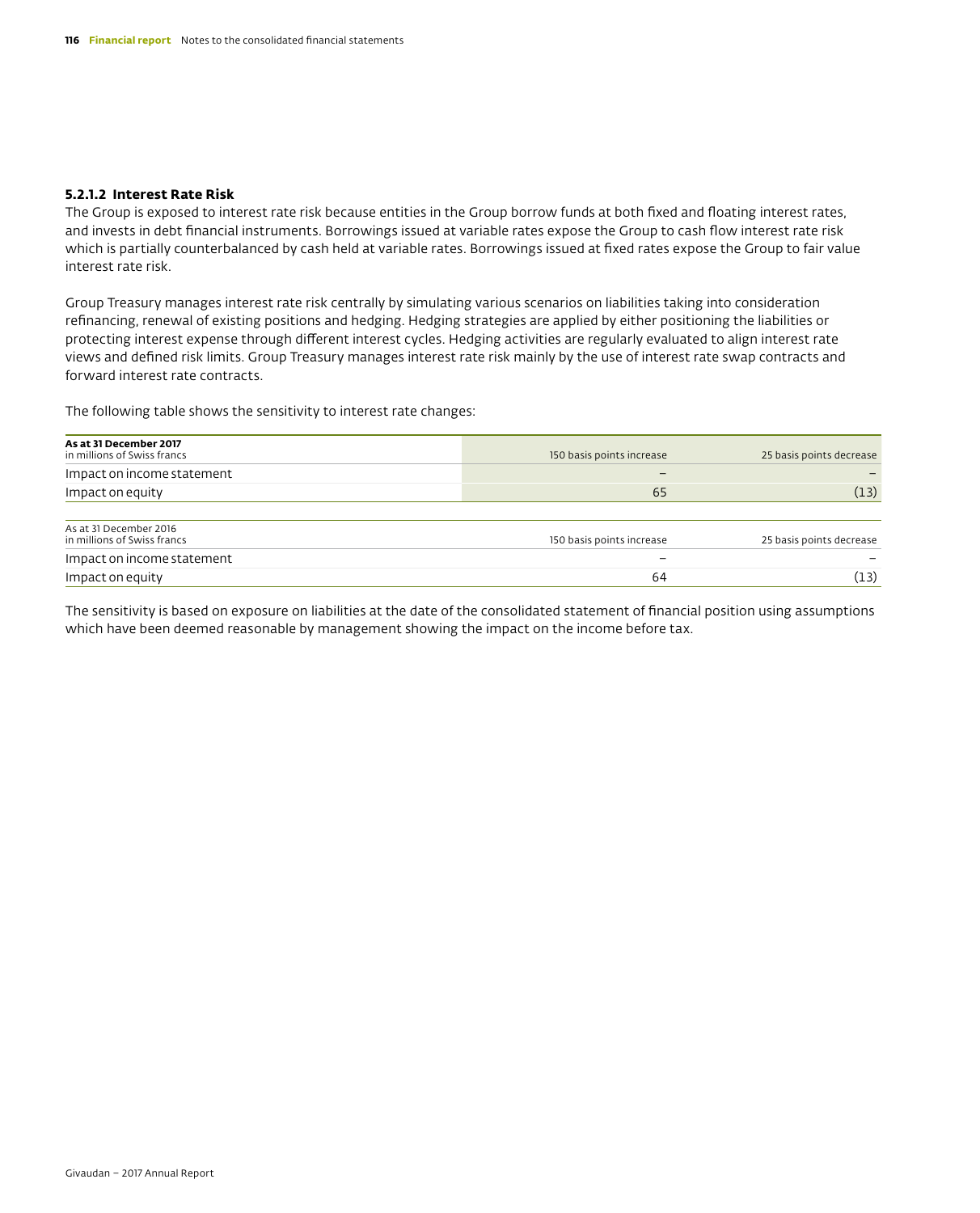#### 5.2.1.2 Interest Rate Risk

The Group is exposed to interest rate risk because entities in the Group borrow funds at both fixed and floating interest rates, and invests in debt financial instruments. Borrowings issued at variable rates expose the Group to cash flow interest rate risk which is partially counterbalanced by cash held at variable rates. Borrowings issued at fixed rates expose the Group to fair value interest rate risk.

Group Treasury manages interest rate risk centrally by simulating various scenarios on liabilities taking into consideration refinancing, renewal of existing positions and hedging. Hedging strategies are applied by either positioning the liabilities or protecting interest expense through different interest cycles. Hedging activities are regularly evaluated to align interest rate views and defined risk limits. Group Treasury manages interest rate risk mainly by the use of interest rate swap contracts and forward interest rate contracts.

The following table shows the sensitivity to interest rate changes:

| **As at 31 December 2017**<br>in millions of Swiss francs | 150 basis points increase | 25 basis points decrease |
|---|---|---|
| Impact on income statement | – | – |
| Impact on equity | 65 | (13) |

| As at 31 December 2016<br>in millions of Swiss francs | 150 basis points increase | 25 basis points decrease |
|---|---|---|
| Impact on income statement | – | – |
| Impact on equity | 64 | (13) |

The sensitivity is based on exposure on liabilities at the date of the consolidated statement of financial position using assumptions which have been deemed reasonable by management showing the impact on the income before tax.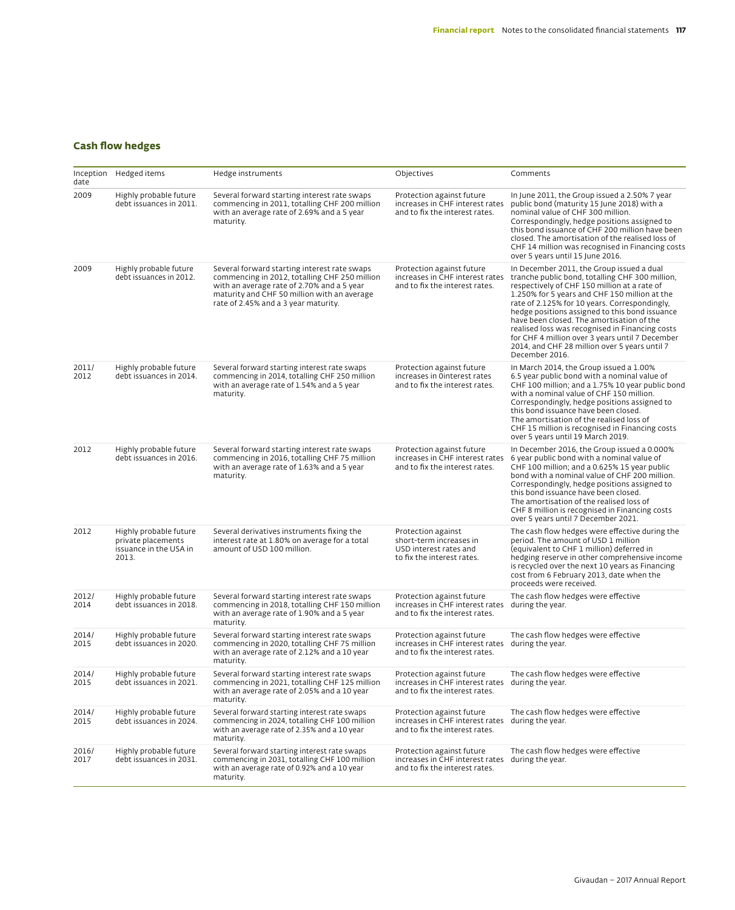## Cash flow hedges

| Inception date | Hedged items | Hedge instruments | Objectives | Comments |
|---|---|---|---|---|
| 2009 | Highly probable future debt issuances in 2011. | Several forward starting interest rate swaps commencing in 2011, totalling CHF 200 million with an average rate of 2.69% and a 5 year maturity. | Protection against future increases in CHF interest rates and to fix the interest rates. | In June 2011, the Group issued a 2.50% 7 year public bond (maturity 15 June 2018) with a nominal value of CHF 300 million. Correspondingly, hedge positions assigned to this bond issuance of CHF 200 million have been closed. The amortisation of the realised loss of CHF 14 million was recognised in Financing costs over 5 years until 15 June 2016. |
| 2009 | Highly probable future debt issuances in 2012. | Several forward starting interest rate swaps commencing in 2012, totalling CHF 250 million with an average rate of 2.70% and a 5 year maturity and CHF 50 million with an average rate of 2.45% and a 3 year maturity. | Protection against future increases in CHF interest rates and to fix the interest rates. | In December 2011, the Group issued a dual tranche public bond, totalling CHF 300 million, respectively of CHF 150 million at a rate of 1.250% for 5 years and CHF 150 million at the rate of 2.125% for 10 years. Correspondingly, hedge positions assigned to this bond issuance have been closed. The amortisation of the realised loss was recognised in Financing costs for CHF 4 million over 3 years until 7 December 2014, and CHF 28 million over 5 years until 7 December 2016. |
| 2011/ 2012 | Highly probable future debt issuances in 2014. | Several forward starting interest rate swaps commencing in 2014, totalling CHF 250 million with an average rate of 1.54% and a 5 year maturity. | Protection against future increases in 0interest rates and to fix the interest rates. | In March 2014, the Group issued a 1.00% 6.5 year public bond with a nominal value of CHF 100 million; and a 1.75% 10 year public bond with a nominal value of CHF 150 million. Correspondingly, hedge positions assigned to this bond issuance have been closed. The amortisation of the realised loss of CHF 15 million is recognised in Financing costs over 5 years until 19 March 2019. |
| 2012 | Highly probable future debt issuances in 2016. | Several forward starting interest rate swaps commencing in 2016, totalling CHF 75 million with an average rate of 1.63% and a 5 year maturity. | Protection against future increases in CHF interest rates and to fix the interest rates. | In December 2016, the Group issued a 0.000% 6 year public bond with a nominal value of CHF 100 million; and a 0.625% 15 year public bond with a nominal value of CHF 200 million. Correspondingly, hedge positions assigned to this bond issuance have been closed. The amortisation of the realised loss of CHF 8 million is recognised in Financing costs over 5 years until 7 December 2021. |
| 2012 | Highly probable future private placements issuance in the USA in 2013. | Several derivatives instruments fixing the interest rate at 1.80% on average for a total amount of USD 100 million. | Protection against short-term increases in USD interest rates and to fix the interest rates. | The cash flow hedges were effective during the period. The amount of USD 1 million (equivalent to CHF 1 million) deferred in hedging reserve in other comprehensive income is recycled over the next 10 years as Financing cost from 6 February 2013, date when the proceeds were received. |
| 2012/ 2014 | Highly probable future debt issuances in 2018. | Several forward starting interest rate swaps commencing in 2018, totalling CHF 150 million with an average rate of 1.90% and a 5 year maturity. | Protection against future increases in CHF interest rates and to fix the interest rates. | The cash flow hedges were effective during the year. |
| 2014/ 2015 | Highly probable future debt issuances in 2020. | Several forward starting interest rate swaps commencing in 2020, totalling CHF 75 million with an average rate of 2.12% and a 10 year maturity. | Protection against future increases in CHF interest rates and to fix the interest rates. | The cash flow hedges were effective during the year. |
| 2014/ 2015 | Highly probable future debt issuances in 2021. | Several forward starting interest rate swaps commencing in 2021, totalling CHF 125 million with an average rate of 2.05% and a 10 year maturity. | Protection against future increases in CHF interest rates and to fix the interest rates. | The cash flow hedges were effective during the year. |
| 2014/ 2015 | Highly probable future debt issuances in 2024. | Several forward starting interest rate swaps commencing in 2024, totalling CHF 100 million with an average rate of 2.35% and a 10 year maturity. | Protection against future increases in CHF interest rates and to fix the interest rates. | The cash flow hedges were effective during the year. |
| 2016/ 2017 | Highly probable future debt issuances in 2031. | Several forward starting interest rate swaps commencing in 2031, totalling CHF 100 million with an average rate of 0.92% and a 10 year maturity. | Protection against future increases in CHF interest rates and to fix the interest rates. | The cash flow hedges were effective during the year. |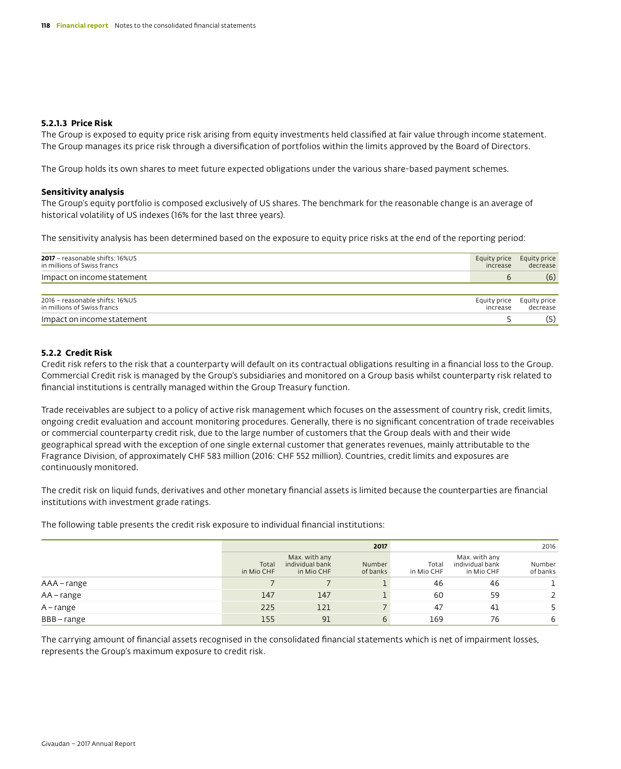#### 5.2.1.3 Price Risk

The Group is exposed to equity price risk arising from equity investments held classified at fair value through income statement. The Group manages its price risk through a diversification of portfolios within the limits approved by the Board of Directors.

The Group holds its own shares to meet future expected obligations under the various share-based payment schemes.

**Sensitivity analysis**

The Group's equity portfolio is composed exclusively of US shares. The benchmark for the reasonable change is an average of historical volatility of US indexes (16% for the last three years).

The sensitivity analysis has been determined based on the exposure to equity price risks at the end of the reporting period:

| **2017** – reasonable shifts: 16%US<br>in millions of Swiss francs | Equity price increase | Equity price decrease |
|---|---|---|
| Impact on income statement | 6 | (6) |

| 2016 – reasonable shifts: 16%US<br>in millions of Swiss francs | Equity price increase | Equity price decrease |
|---|---|---|
| Impact on income statement | 5 | (5) |

### 5.2.2 Credit Risk

Credit risk refers to the risk that a counterparty will default on its contractual obligations resulting in a financial loss to the Group. Commercial Credit risk is managed by the Group's subsidiaries and monitored on a Group basis whilst counterparty risk related to financial institutions is centrally managed within the Group Treasury function.

Trade receivables are subject to a policy of active risk management which focuses on the assessment of country risk, credit limits, ongoing credit evaluation and account monitoring procedures. Generally, there is no significant concentration of trade receivables or commercial counterparty credit risk, due to the large number of customers that the Group deals with and their wide geographical spread with the exception of one single external customer that generates revenues, mainly attributable to the Fragrance Division, of approximately CHF 583 million (2016: CHF 552 million). Countries, credit limits and exposures are continuously monitored.

The credit risk on liquid funds, derivatives and other monetary financial assets is limited because the counterparties are financial institutions with investment grade ratings.

The following table presents the credit risk exposure to individual financial institutions:

| | | | **2017** | | | 2016 |
|---|---|---|---|---|---|---|
| | Total in Mio CHF | Max. with any individual bank in Mio CHF | Number of banks | Total in Mio CHF | Max. with any individual bank in Mio CHF | Number of banks |
| AAA – range | 7 | 7 | 1 | 46 | 46 | 1 |
| AA – range | 147 | 147 | 1 | 60 | 59 | 2 |
| A – range | 225 | 121 | 7 | 47 | 41 | 5 |
| BBB – range | 155 | 91 | 6 | 169 | 76 | 6 |

The carrying amount of financial assets recognised in the consolidated financial statements which is net of impairment losses, represents the Group's maximum exposure to credit risk.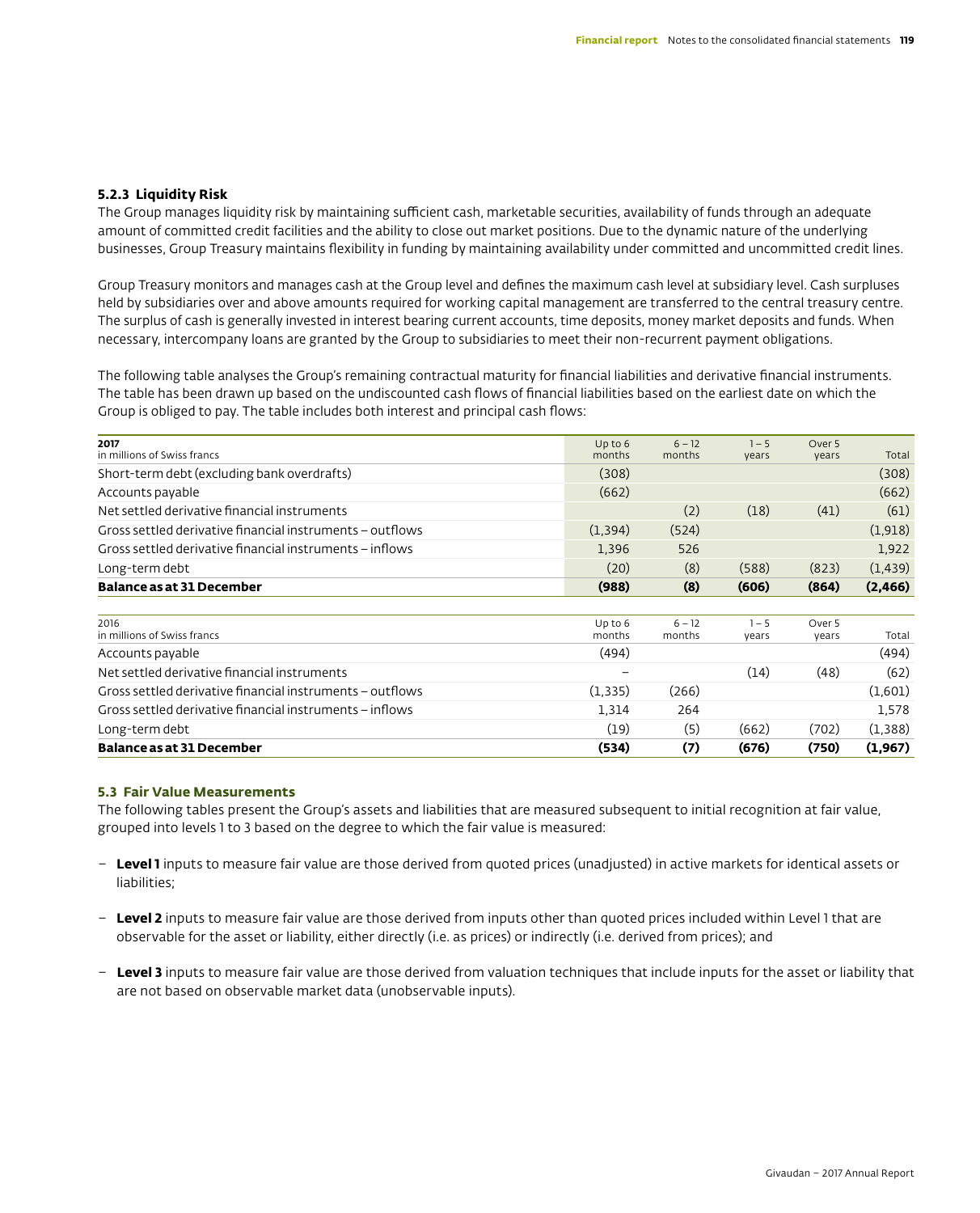### 5.2.3 Liquidity Risk

The Group manages liquidity risk by maintaining sufficient cash, marketable securities, availability of funds through an adequate amount of committed credit facilities and the ability to close out market positions. Due to the dynamic nature of the underlying businesses, Group Treasury maintains flexibility in funding by maintaining availability under committed and uncommitted credit lines.

Group Treasury monitors and manages cash at the Group level and defines the maximum cash level at subsidiary level. Cash surpluses held by subsidiaries over and above amounts required for working capital management are transferred to the central treasury centre. The surplus of cash is generally invested in interest bearing current accounts, time deposits, money market deposits and funds. When necessary, intercompany loans are granted by the Group to subsidiaries to meet their non-recurrent payment obligations.

The following table analyses the Group's remaining contractual maturity for financial liabilities and derivative financial instruments. The table has been drawn up based on the undiscounted cash flows of financial liabilities based on the earliest date on which the Group is obliged to pay. The table includes both interest and principal cash flows:

| **2017** in millions of Swiss francs | Up to 6 months | 6 – 12 months | 1 – 5 years | Over 5 years | Total |
|---|---|---|---|---|---|
| Short-term debt (excluding bank overdrafts) | (308) | | | | (308) |
| Accounts payable | (662) | | | | (662) |
| Net settled derivative financial instruments | | (2) | (18) | (41) | (61) |
| Gross settled derivative financial instruments – outflows | (1,394) | (524) | | | (1,918) |
| Gross settled derivative financial instruments – inflows | 1,396 | 526 | | | 1,922 |
| Long-term debt | (20) | (8) | (588) | (823) | (1,439) |
| **Balance as at 31 December** | **(988)** | **(8)** | **(606)** | **(864)** | **(2,466)** |

| 2016 in millions of Swiss francs | Up to 6 months | 6 – 12 months | 1 – 5 years | Over 5 years | Total |
|---|---|---|---|---|---|
| Accounts payable | (494) | | | | (494) |
| Net settled derivative financial instruments | – | | (14) | (48) | (62) |
| Gross settled derivative financial instruments – outflows | (1,335) | (266) | | | (1,601) |
| Gross settled derivative financial instruments – inflows | 1,314 | 264 | | | 1,578 |
| Long-term debt | (19) | (5) | (662) | (702) | (1,388) |
| **Balance as at 31 December** | **(534)** | **(7)** | **(676)** | **(750)** | **(1,967)** |

### 5.3 Fair Value Measurements

The following tables present the Group's assets and liabilities that are measured subsequent to initial recognition at fair value, grouped into levels 1 to 3 based on the degree to which the fair value is measured:

- **Level 1** inputs to measure fair value are those derived from quoted prices (unadjusted) in active markets for identical assets or liabilities;
- **Level 2** inputs to measure fair value are those derived from inputs other than quoted prices included within Level 1 that are observable for the asset or liability, either directly (i.e. as prices) or indirectly (i.e. derived from prices); and
- **Level 3** inputs to measure fair value are those derived from valuation techniques that include inputs for the asset or liability that are not based on observable market data (unobservable inputs).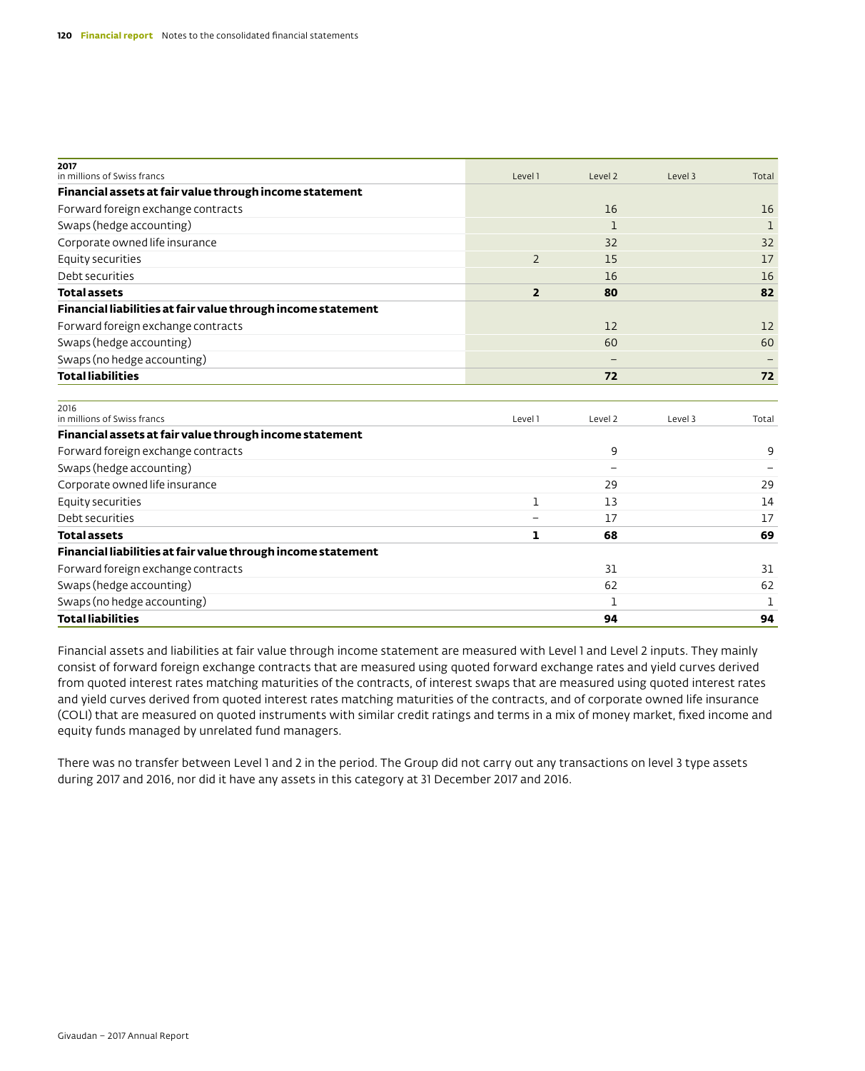| 2017<br>in millions of Swiss francs | Level 1 | Level 2 | Level 3 | Total |
|---|---|---|---|---|
| **Financial assets at fair value through income statement** | | | | |
| Forward foreign exchange contracts | | 16 | | 16 |
| Swaps (hedge accounting) | | 1 | | 1 |
| Corporate owned life insurance | | 32 | | 32 |
| Equity securities | 2 | 15 | | 17 |
| Debt securities | | 16 | | 16 |
| **Total assets** | **2** | **80** | | **82** |
| **Financial liabilities at fair value through income statement** | | | | |
| Forward foreign exchange contracts | | 12 | | 12 |
| Swaps (hedge accounting) | | 60 | | 60 |
| Swaps (no hedge accounting) | | – | | – |
| **Total liabilities** | | **72** | | **72** |

| 2016<br>in millions of Swiss francs | Level 1 | Level 2 | Level 3 | Total |
|---|---|---|---|---|
| **Financial assets at fair value through income statement** | | | | |
| Forward foreign exchange contracts | | 9 | | 9 |
| Swaps (hedge accounting) | | – | | – |
| Corporate owned life insurance | | 29 | | 29 |
| Equity securities | 1 | 13 | | 14 |
| Debt securities | – | 17 | | 17 |
| **Total assets** | **1** | **68** | | **69** |
| **Financial liabilities at fair value through income statement** | | | | |
| Forward foreign exchange contracts | | 31 | | 31 |
| Swaps (hedge accounting) | | 62 | | 62 |
| Swaps (no hedge accounting) | | 1 | | 1 |
| **Total liabilities** | | **94** | | **94** |

Financial assets and liabilities at fair value through income statement are measured with Level 1 and Level 2 inputs. They mainly consist of forward foreign exchange contracts that are measured using quoted forward exchange rates and yield curves derived from quoted interest rates matching maturities of the contracts, of interest swaps that are measured using quoted interest rates and yield curves derived from quoted interest rates matching maturities of the contracts, and of corporate owned life insurance (COLI) that are measured on quoted instruments with similar credit ratings and terms in a mix of money market, fixed income and equity funds managed by unrelated fund managers.

There was no transfer between Level 1 and 2 in the period. The Group did not carry out any transactions on level 3 type assets during 2017 and 2016, nor did it have any assets in this category at 31 December 2017 and 2016.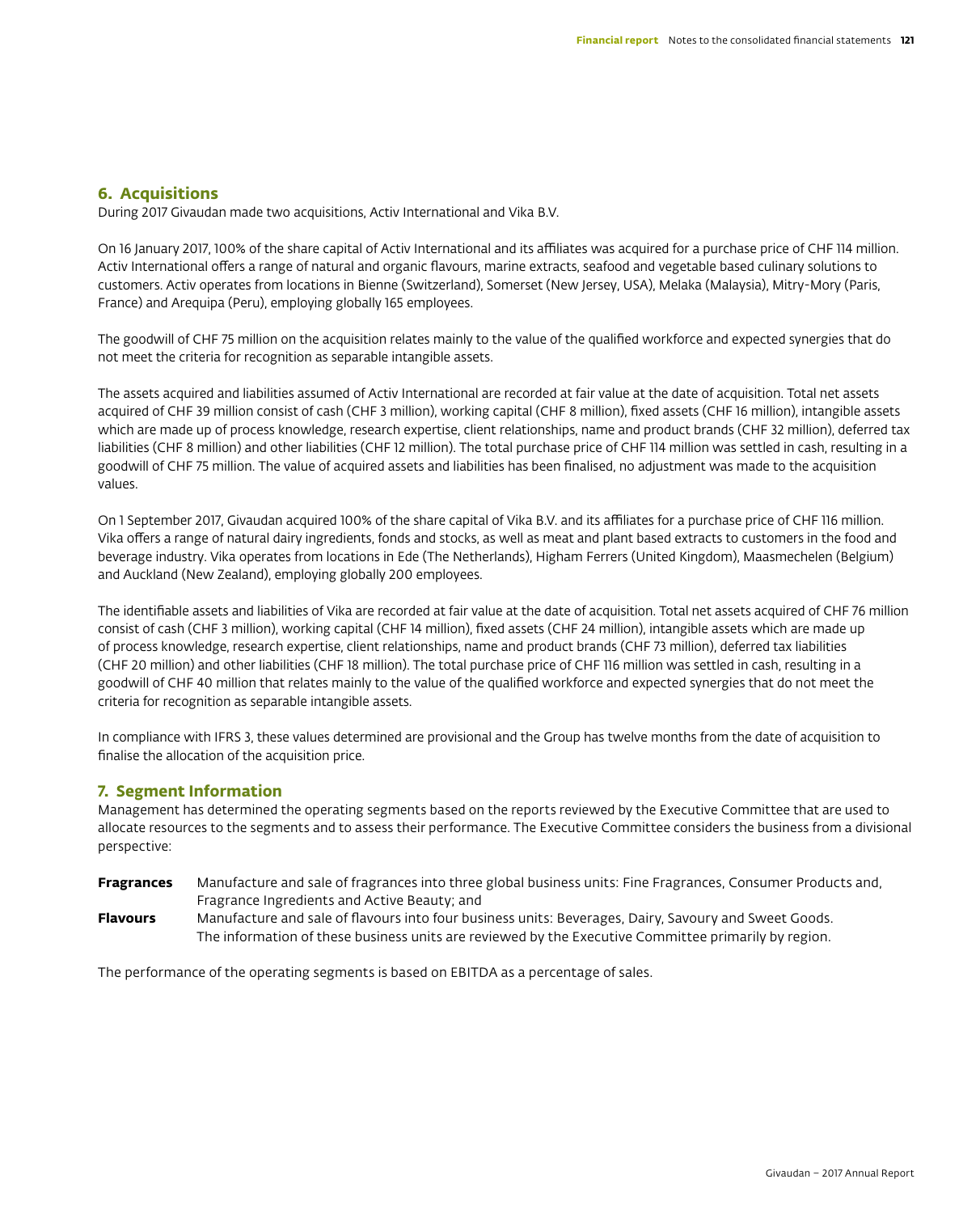## 6. Acquisitions

During 2017 Givaudan made two acquisitions, Activ International and Vika B.V.

On 16 January 2017, 100% of the share capital of Activ International and its affiliates was acquired for a purchase price of CHF 114 million. Activ International offers a range of natural and organic flavours, marine extracts, seafood and vegetable based culinary solutions to customers. Activ operates from locations in Bienne (Switzerland), Somerset (New Jersey, USA), Melaka (Malaysia), Mitry-Mory (Paris, France) and Arequipa (Peru), employing globally 165 employees.

The goodwill of CHF 75 million on the acquisition relates mainly to the value of the qualified workforce and expected synergies that do not meet the criteria for recognition as separable intangible assets.

The assets acquired and liabilities assumed of Activ International are recorded at fair value at the date of acquisition. Total net assets acquired of CHF 39 million consist of cash (CHF 3 million), working capital (CHF 8 million), fixed assets (CHF 16 million), intangible assets which are made up of process knowledge, research expertise, client relationships, name and product brands (CHF 32 million), deferred tax liabilities (CHF 8 million) and other liabilities (CHF 12 million). The total purchase price of CHF 114 million was settled in cash, resulting in a goodwill of CHF 75 million. The value of acquired assets and liabilities has been finalised, no adjustment was made to the acquisition values.

On 1 September 2017, Givaudan acquired 100% of the share capital of Vika B.V. and its affiliates for a purchase price of CHF 116 million. Vika offers a range of natural dairy ingredients, fonds and stocks, as well as meat and plant based extracts to customers in the food and beverage industry. Vika operates from locations in Ede (The Netherlands), Higham Ferrers (United Kingdom), Maasmechelen (Belgium) and Auckland (New Zealand), employing globally 200 employees.

The identifiable assets and liabilities of Vika are recorded at fair value at the date of acquisition. Total net assets acquired of CHF 76 million consist of cash (CHF 3 million), working capital (CHF 14 million), fixed assets (CHF 24 million), intangible assets which are made up of process knowledge, research expertise, client relationships, name and product brands (CHF 73 million), deferred tax liabilities (CHF 20 million) and other liabilities (CHF 18 million). The total purchase price of CHF 116 million was settled in cash, resulting in a goodwill of CHF 40 million that relates mainly to the value of the qualified workforce and expected synergies that do not meet the criteria for recognition as separable intangible assets.

In compliance with IFRS 3, these values determined are provisional and the Group has twelve months from the date of acquisition to finalise the allocation of the acquisition price.

## 7. Segment Information

Management has determined the operating segments based on the reports reviewed by the Executive Committee that are used to allocate resources to the segments and to assess their performance. The Executive Committee considers the business from a divisional perspective:

**Fragrances** Manufacture and sale of fragrances into three global business units: Fine Fragrances, Consumer Products and, Fragrance Ingredients and Active Beauty; and

**Flavours** Manufacture and sale of flavours into four business units: Beverages, Dairy, Savoury and Sweet Goods. The information of these business units are reviewed by the Executive Committee primarily by region.

The performance of the operating segments is based on EBITDA as a percentage of sales.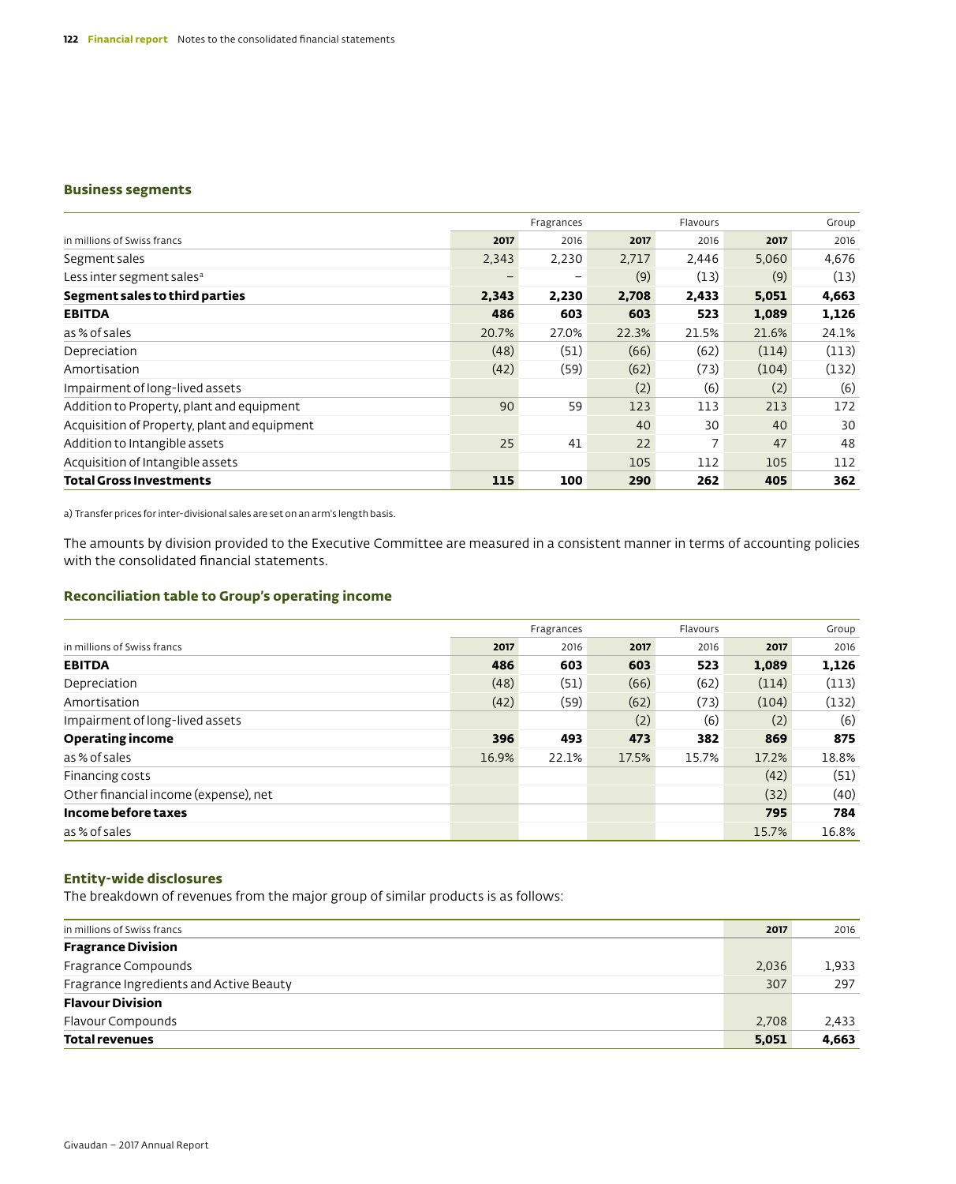### Business segments

| in millions of Swiss francs | Fragrances | | Flavours | | Group | |
|---|---|---|---|---|---|---|
| | 2017 | 2016 | 2017 | 2016 | 2017 | 2016 |
| Segment sales | 2,343 | 2,230 | 2,717 | 2,446 | 5,060 | 4,676 |
| Less inter segment sales[a] | – | – | (9) | (13) | (9) | (13) |
| **Segment sales to third parties** | **2,343** | **2,230** | **2,708** | **2,433** | **5,051** | **4,663** |
| **EBITDA** | **486** | **603** | **603** | **523** | **1,089** | **1,126** |
| as % of sales | 20.7% | 27.0% | 22.3% | 21.5% | 21.6% | 24.1% |
| Depreciation | (48) | (51) | (66) | (62) | (114) | (113) |
| Amortisation | (42) | (59) | (62) | (73) | (104) | (132) |
| Impairment of long-lived assets | | | (2) | (6) | (2) | (6) |
| Addition to Property, plant and equipment | 90 | 59 | 123 | 113 | 213 | 172 |
| Acquisition of Property, plant and equipment | | | 40 | 30 | 40 | 30 |
| Addition to Intangible assets | 25 | 41 | 22 | 7 | 47 | 48 |
| Acquisition of Intangible assets | | | 105 | 112 | 105 | 112 |
| **Total Gross Investments** | **115** | **100** | **290** | **262** | **405** | **362** |

a) Transfer prices for inter-divisional sales are set on an arm's length basis.

The amounts by division provided to the Executive Committee are measured in a consistent manner in terms of accounting policies with the consolidated financial statements.

### Reconciliation table to Group's operating income

| in millions of Swiss francs | Fragrances | | Flavours | | Group | |
|---|---|---|---|---|---|---|
| | 2017 | 2016 | 2017 | 2016 | 2017 | 2016 |
| **EBITDA** | **486** | **603** | **603** | **523** | **1,089** | **1,126** |
| Depreciation | (48) | (51) | (66) | (62) | (114) | (113) |
| Amortisation | (42) | (59) | (62) | (73) | (104) | (132) |
| Impairment of long-lived assets | | | (2) | (6) | (2) | (6) |
| **Operating income** | **396** | **493** | **473** | **382** | **869** | **875** |
| as % of sales | 16.9% | 22.1% | 17.5% | 15.7% | 17.2% | 18.8% |
| Financing costs | | | | | (42) | (51) |
| Other financial income (expense), net | | | | | (32) | (40) |
| **Income before taxes** | | | | | **795** | **784** |
| as % of sales | | | | | 15.7% | 16.8% |

### Entity-wide disclosures

The breakdown of revenues from the major group of similar products is as follows:

| in millions of Swiss francs | 2017 | 2016 |
|---|---|---|
| **Fragrance Division** | | |
| Fragrance Compounds | 2,036 | 1,933 |
| Fragrance Ingredients and Active Beauty | 307 | 297 |
| **Flavour Division** | | |
| Flavour Compounds | 2,708 | 2,433 |
| **Total revenues** | **5,051** | **4,663** |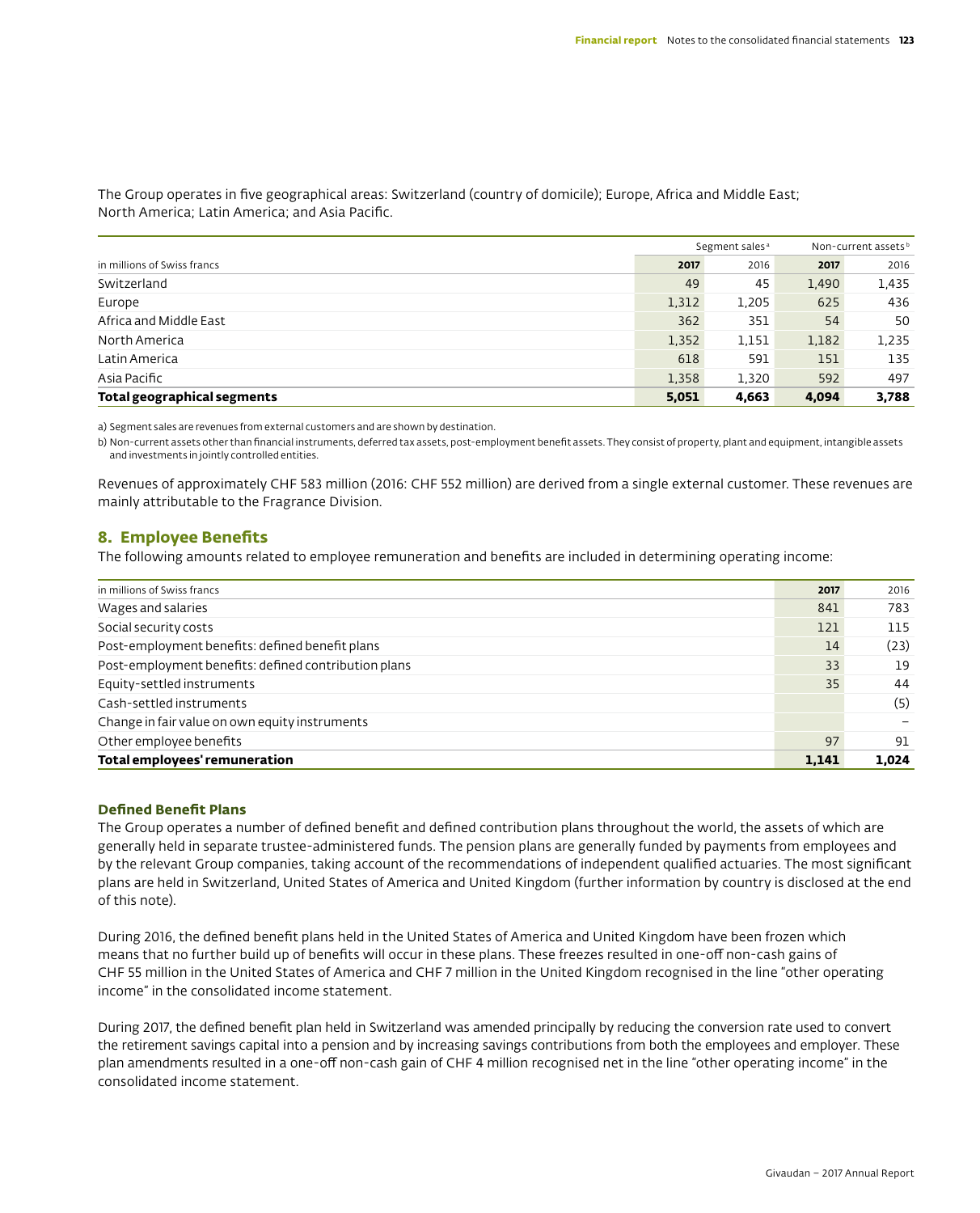The Group operates in five geographical areas: Switzerland (country of domicile); Europe, Africa and Middle East; North America; Latin America; and Asia Pacific.

| | Segment sales [a] | | Non-current assets [b] | |
|---|---|---|---|---|
| in millions of Swiss francs | 2017 | 2016 | 2017 | 2016 |
| Switzerland | 49 | 45 | 1,490 | 1,435 |
| Europe | 1,312 | 1,205 | 625 | 436 |
| Africa and Middle East | 362 | 351 | 54 | 50 |
| North America | 1,352 | 1,151 | 1,182 | 1,235 |
| Latin America | 618 | 591 | 151 | 135 |
| Asia Pacific | 1,358 | 1,320 | 592 | 497 |
| **Total geographical segments** | **5,051** | **4,663** | **4,094** | **3,788** |

a) Segment sales are revenues from external customers and are shown by destination.

b) Non-current assets other than financial instruments, deferred tax assets, post-employment benefit assets. They consist of property, plant and equipment, intangible assets and investments in jointly controlled entities.

Revenues of approximately CHF 583 million (2016: CHF 552 million) are derived from a single external customer. These revenues are mainly attributable to the Fragrance Division.

## 8. Employee Benefits

The following amounts related to employee remuneration and benefits are included in determining operating income:

| in millions of Swiss francs | 2017 | 2016 |
|---|---|---|
| Wages and salaries | 841 | 783 |
| Social security costs | 121 | 115 |
| Post-employment benefits: defined benefit plans | 14 | (23) |
| Post-employment benefits: defined contribution plans | 33 | 19 |
| Equity-settled instruments | 35 | 44 |
| Cash-settled instruments | | (5) |
| Change in fair value on own equity instruments | | – |
| Other employee benefits | 97 | 91 |
| **Total employees' remuneration** | **1,141** | **1,024** |

### Defined Benefit Plans

The Group operates a number of defined benefit and defined contribution plans throughout the world, the assets of which are generally held in separate trustee-administered funds. The pension plans are generally funded by payments from employees and by the relevant Group companies, taking account of the recommendations of independent qualified actuaries. The most significant plans are held in Switzerland, United States of America and United Kingdom (further information by country is disclosed at the end of this note).

During 2016, the defined benefit plans held in the United States of America and United Kingdom have been frozen which means that no further build up of benefits will occur in these plans. These freezes resulted in one-off non-cash gains of CHF 55 million in the United States of America and CHF 7 million in the United Kingdom recognised in the line "other operating income" in the consolidated income statement.

During 2017, the defined benefit plan held in Switzerland was amended principally by reducing the conversion rate used to convert the retirement savings capital into a pension and by increasing savings contributions from both the employees and employer. These plan amendments resulted in a one-off non-cash gain of CHF 4 million recognised net in the line "other operating income" in the consolidated income statement.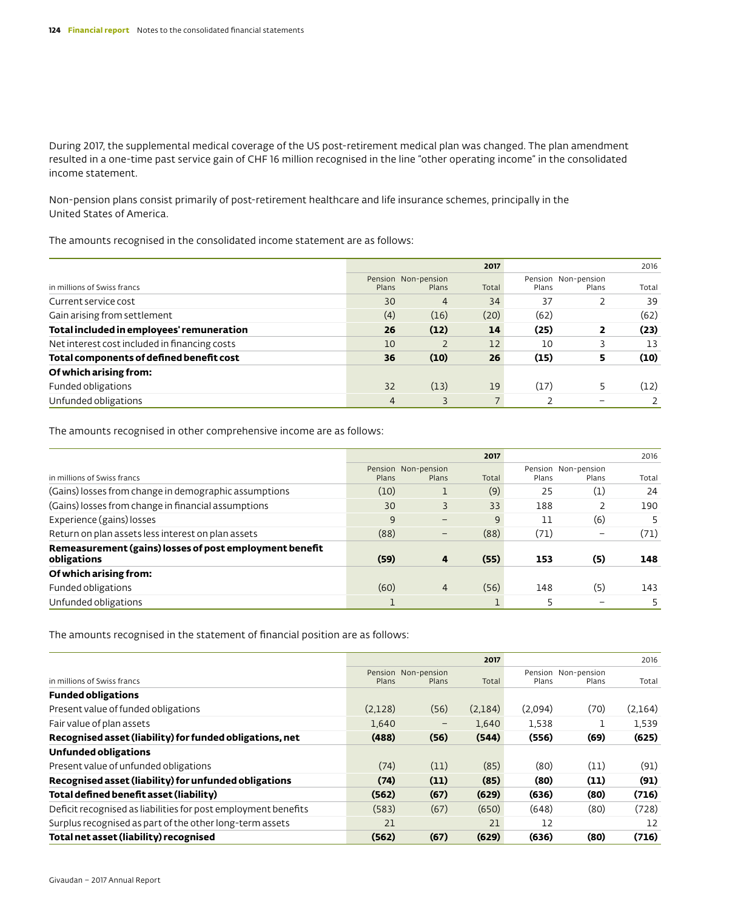During 2017, the supplemental medical coverage of the US post-retirement medical plan was changed. The plan amendment resulted in a one-time past service gain of CHF 16 million recognised in the line "other operating income" in the consolidated income statement.

Non-pension plans consist primarily of post-retirement healthcare and life insurance schemes, principally in the United States of America.

The amounts recognised in the consolidated income statement are as follows:

| in millions of Swiss francs | 2017 Pension Plans | 2017 Non-pension Plans | 2017 Total | 2016 Pension Plans | 2016 Non-pension Plans | 2016 Total |
|---|---|---|---|---|---|---|
| Current service cost | 30 | 4 | 34 | 37 | 2 | 39 |
| Gain arising from settlement | (4) | (16) | (20) | (62) | | (62) |
| **Total included in employees' remuneration** | **26** | **(12)** | **14** | **(25)** | **2** | **(23)** |
| Net interest cost included in financing costs | 10 | 2 | 12 | 10 | 3 | 13 |
| **Total components of defined benefit cost** | **36** | **(10)** | **26** | **(15)** | **5** | **(10)** |
| **Of which arising from:** | | | | | | |
| Funded obligations | 32 | (13) | 19 | (17) | 5 | (12) |
| Unfunded obligations | 4 | 3 | 7 | 2 | – | 2 |

The amounts recognised in other comprehensive income are as follows:

| in millions of Swiss francs | 2017 Pension Plans | 2017 Non-pension Plans | 2017 Total | 2016 Pension Plans | 2016 Non-pension Plans | 2016 Total |
|---|---|---|---|---|---|---|
| (Gains) losses from change in demographic assumptions | (10) | 1 | (9) | 25 | (1) | 24 |
| (Gains) losses from change in financial assumptions | 30 | 3 | 33 | 188 | 2 | 190 |
| Experience (gains) losses | 9 | – | 9 | 11 | (6) | 5 |
| Return on plan assets less interest on plan assets | (88) | – | (88) | (71) | – | (71) |
| **Remeasurement (gains) losses of post employment benefit obligations** | **(59)** | **4** | **(55)** | **153** | **(5)** | **148** |
| **Of which arising from:** | | | | | | |
| Funded obligations | (60) | 4 | (56) | 148 | (5) | 143 |
| Unfunded obligations | 1 | | 1 | 5 | – | 5 |

The amounts recognised in the statement of financial position are as follows:

| in millions of Swiss francs | 2017 Pension Plans | 2017 Non-pension Plans | 2017 Total | 2016 Pension Plans | 2016 Non-pension Plans | 2016 Total |
|---|---|---|---|---|---|---|
| **Funded obligations** | | | | | | |
| Present value of funded obligations | (2,128) | (56) | (2,184) | (2,094) | (70) | (2,164) |
| Fair value of plan assets | 1,640 | – | 1,640 | 1,538 | 1 | 1,539 |
| **Recognised asset (liability) for funded obligations, net** | **(488)** | **(56)** | **(544)** | **(556)** | **(69)** | **(625)** |
| **Unfunded obligations** | | | | | | |
| Present value of unfunded obligations | (74) | (11) | (85) | (80) | (11) | (91) |
| **Recognised asset (liability) for unfunded obligations** | **(74)** | **(11)** | **(85)** | **(80)** | **(11)** | **(91)** |
| **Total defined benefit asset (liability)** | **(562)** | **(67)** | **(629)** | **(636)** | **(80)** | **(716)** |
| Deficit recognised as liabilities for post employment benefits | (583) | (67) | (650) | (648) | (80) | (728) |
| Surplus recognised as part of the other long-term assets | 21 | | 21 | 12 | | 12 |
| **Total net asset (liability) recognised** | **(562)** | **(67)** | **(629)** | **(636)** | **(80)** | **(716)** |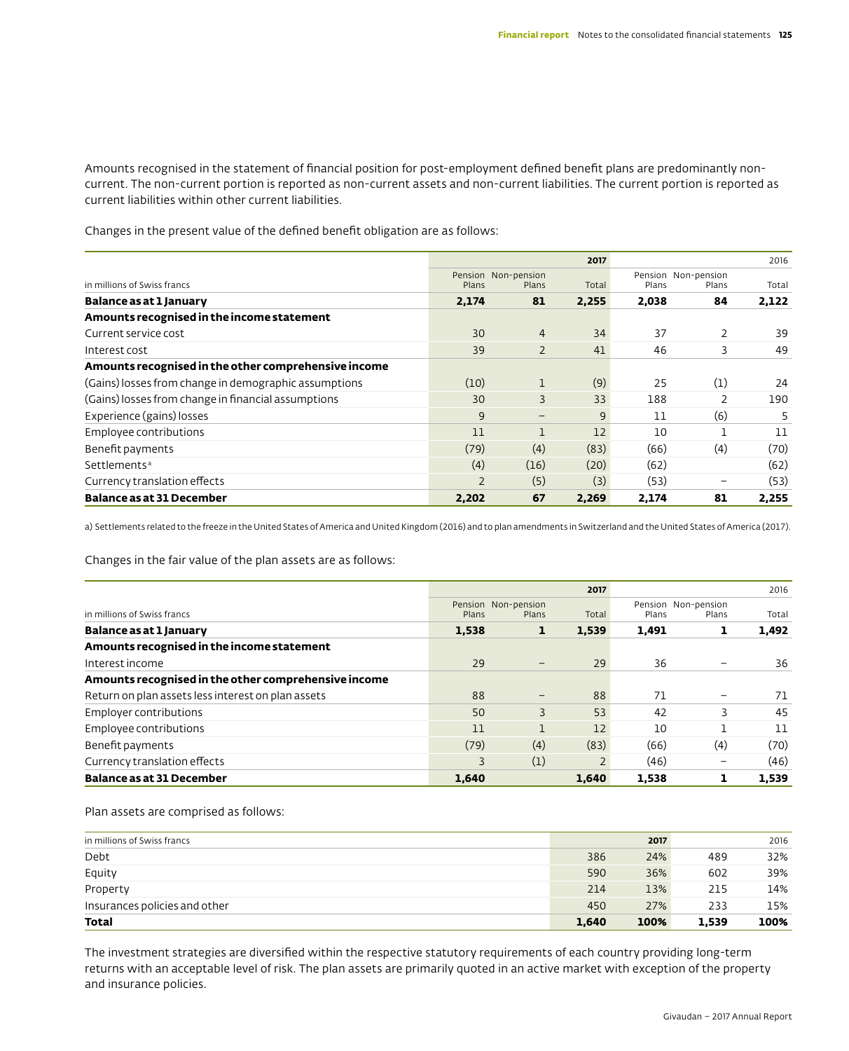Amounts recognised in the statement of financial position for post-employment defined benefit plans are predominantly non-current. The non-current portion is reported as non-current assets and non-current liabilities. The current portion is reported as current liabilities within other current liabilities.

Changes in the present value of the defined benefit obligation are as follows:

| in millions of Swiss francs | Pension Plans | Non-pension Plans | 2017 Total | Pension Plans | Non-pension Plans | 2016 Total |
|---|---|---|---|---|---|---|
| **Balance as at 1 January** | **2,174** | **81** | **2,255** | **2,038** | **84** | **2,122** |
| **Amounts recognised in the income statement** | | | | | | |
| Current service cost | 30 | 4 | 34 | 37 | 2 | 39 |
| Interest cost | 39 | 2 | 41 | 46 | 3 | 49 |
| **Amounts recognised in the other comprehensive income** | | | | | | |
| (Gains) losses from change in demographic assumptions | (10) | 1 | (9) | 25 | (1) | 24 |
| (Gains) losses from change in financial assumptions | 30 | 3 | 33 | 188 | 2 | 190 |
| Experience (gains) losses | 9 | – | 9 | 11 | (6) | 5 |
| Employee contributions | 11 | 1 | 12 | 10 | 1 | 11 |
| Benefit payments | (79) | (4) | (83) | (66) | (4) | (70) |
| Settlements [a] | (4) | (16) | (20) | (62) | | (62) |
| Currency translation effects | 2 | (5) | (3) | (53) | – | (53) |
| **Balance as at 31 December** | **2,202** | **67** | **2,269** | **2,174** | **81** | **2,255** |

a) Settlements related to the freeze in the United States of America and United Kingdom (2016) and to plan amendments in Switzerland and the United States of America (2017).

Changes in the fair value of the plan assets are as follows:

| in millions of Swiss francs | Pension Plans | Non-pension Plans | 2017 Total | Pension Plans | Non-pension Plans | 2016 Total |
|---|---|---|---|---|---|---|
| **Balance as at 1 January** | **1,538** | **1** | **1,539** | **1,491** | **1** | **1,492** |
| **Amounts recognised in the income statement** | | | | | | |
| Interest income | 29 | – | 29 | 36 | – | 36 |
| **Amounts recognised in the other comprehensive income** | | | | | | |
| Return on plan assets less interest on plan assets | 88 | – | 88 | 71 | – | 71 |
| Employer contributions | 50 | 3 | 53 | 42 | 3 | 45 |
| Employee contributions | 11 | 1 | 12 | 10 | 1 | 11 |
| Benefit payments | (79) | (4) | (83) | (66) | (4) | (70) |
| Currency translation effects | 3 | (1) | 2 | (46) | – | (46) |
| **Balance as at 31 December** | **1,640** | | **1,640** | **1,538** | **1** | **1,539** |

Plan assets are comprised as follows:

| in millions of Swiss francs | 2017 | 2017 % | 2016 | 2016 % |
|---|---|---|---|---|
| Debt | 386 | 24% | 489 | 32% |
| Equity | 590 | 36% | 602 | 39% |
| Property | 214 | 13% | 215 | 14% |
| Insurances policies and other | 450 | 27% | 233 | 15% |
| **Total** | **1,640** | **100%** | **1,539** | **100%** |

The investment strategies are diversified within the respective statutory requirements of each country providing long-term returns with an acceptable level of risk. The plan assets are primarily quoted in an active market with exception of the property and insurance policies.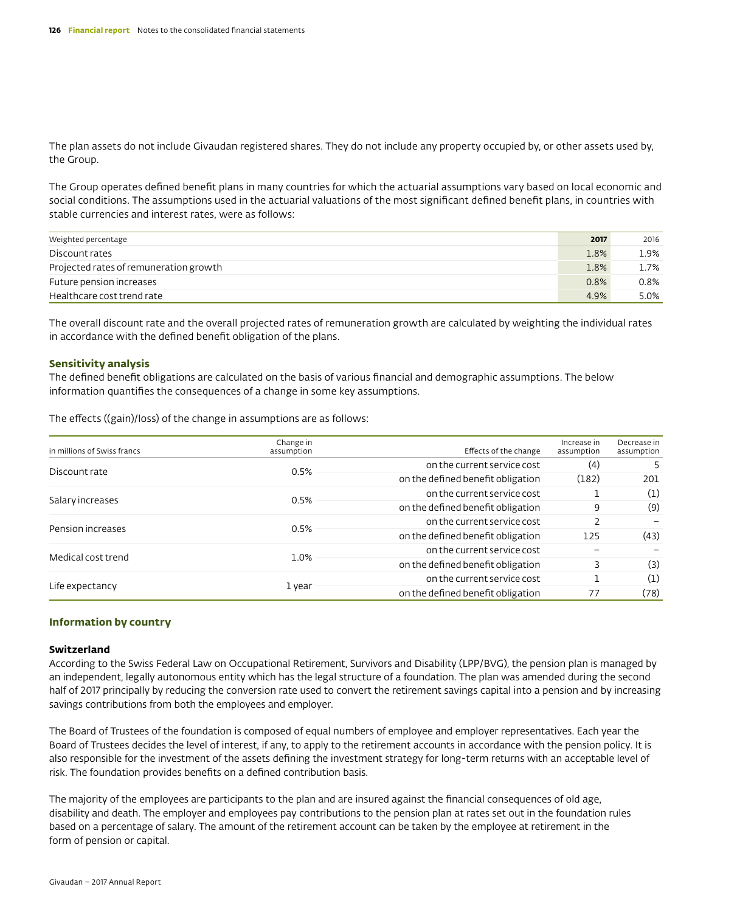The plan assets do not include Givaudan registered shares. They do not include any property occupied by, or other assets used by, the Group.

The Group operates defined benefit plans in many countries for which the actuarial assumptions vary based on local economic and social conditions. The assumptions used in the actuarial valuations of the most significant defined benefit plans, in countries with stable currencies and interest rates, were as follows:

| Weighted percentage | **2017** | 2016 |
|---|---|---|
| Discount rates | 1.8% | 1.9% |
| Projected rates of remuneration growth | 1.8% | 1.7% |
| Future pension increases | 0.8% | 0.8% |
| Healthcare cost trend rate | 4.9% | 5.0% |

The overall discount rate and the overall projected rates of remuneration growth are calculated by weighting the individual rates in accordance with the defined benefit obligation of the plans.

### Sensitivity analysis

The defined benefit obligations are calculated on the basis of various financial and demographic assumptions. The below information quantifies the consequences of a change in some key assumptions.

The effects ((gain)/loss) of the change in assumptions are as follows:

| in millions of Swiss francs | Change in assumption | Effects of the change | Increase in assumption | Decrease in assumption |
|---|---|---|---|---|
| Discount rate | 0.5% | on the current service cost | (4) | 5 |
| | | on the defined benefit obligation | (182) | 201 |
| Salary increases | 0.5% | on the current service cost | 1 | (1) |
| | | on the defined benefit obligation | 9 | (9) |
| Pension increases | 0.5% | on the current service cost | 2 | – |
| | | on the defined benefit obligation | 125 | (43) |
| Medical cost trend | 1.0% | on the current service cost | – | – |
| | | on the defined benefit obligation | 3 | (3) |
| Life expectancy | 1 year | on the current service cost | 1 | (1) |
| | | on the defined benefit obligation | 77 | (78) |

### Information by country

#### Switzerland

According to the Swiss Federal Law on Occupational Retirement, Survivors and Disability (LPP/BVG), the pension plan is managed by an independent, legally autonomous entity which has the legal structure of a foundation. The plan was amended during the second half of 2017 principally by reducing the conversion rate used to convert the retirement savings capital into a pension and by increasing savings contributions from both the employees and employer.

The Board of Trustees of the foundation is composed of equal numbers of employee and employer representatives. Each year the Board of Trustees decides the level of interest, if any, to apply to the retirement accounts in accordance with the pension policy. It is also responsible for the investment of the assets defining the investment strategy for long-term returns with an acceptable level of risk. The foundation provides benefits on a defined contribution basis.

The majority of the employees are participants to the plan and are insured against the financial consequences of old age, disability and death. The employer and employees pay contributions to the pension plan at rates set out in the foundation rules based on a percentage of salary. The amount of the retirement account can be taken by the employee at retirement in the form of pension or capital.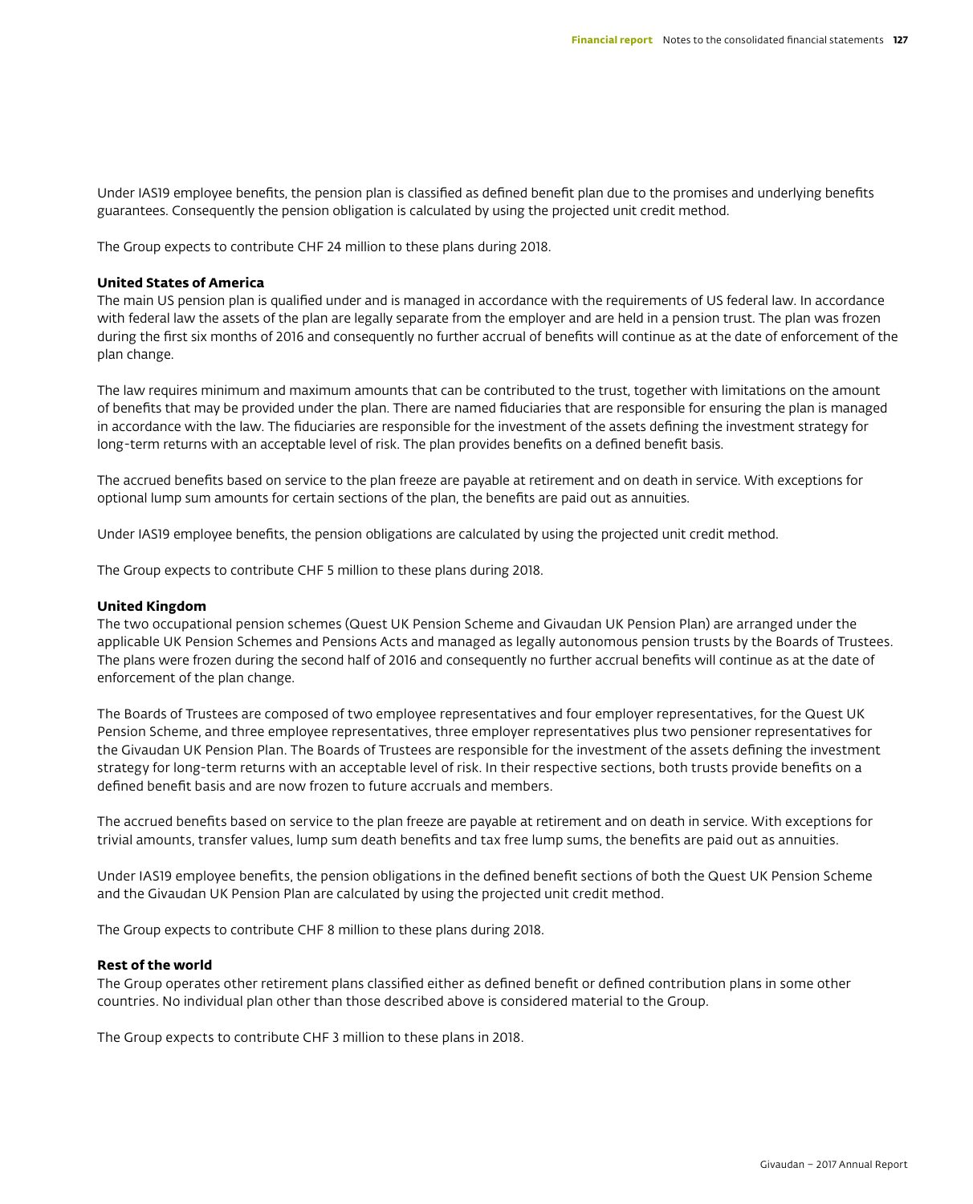Under IAS19 employee benefits, the pension plan is classified as defined benefit plan due to the promises and underlying benefits guarantees. Consequently the pension obligation is calculated by using the projected unit credit method.

The Group expects to contribute CHF 24 million to these plans during 2018.

**United States of America**

The main US pension plan is qualified under and is managed in accordance with the requirements of US federal law. In accordance with federal law the assets of the plan are legally separate from the employer and are held in a pension trust. The plan was frozen during the first six months of 2016 and consequently no further accrual of benefits will continue as at the date of enforcement of the plan change.

The law requires minimum and maximum amounts that can be contributed to the trust, together with limitations on the amount of benefits that may be provided under the plan. There are named fiduciaries that are responsible for ensuring the plan is managed in accordance with the law. The fiduciaries are responsible for the investment of the assets defining the investment strategy for long-term returns with an acceptable level of risk. The plan provides benefits on a defined benefit basis.

The accrued benefits based on service to the plan freeze are payable at retirement and on death in service. With exceptions for optional lump sum amounts for certain sections of the plan, the benefits are paid out as annuities.

Under IAS19 employee benefits, the pension obligations are calculated by using the projected unit credit method.

The Group expects to contribute CHF 5 million to these plans during 2018.

**United Kingdom**

The two occupational pension schemes (Quest UK Pension Scheme and Givaudan UK Pension Plan) are arranged under the applicable UK Pension Schemes and Pensions Acts and managed as legally autonomous pension trusts by the Boards of Trustees. The plans were frozen during the second half of 2016 and consequently no further accrual benefits will continue as at the date of enforcement of the plan change.

The Boards of Trustees are composed of two employee representatives and four employer representatives, for the Quest UK Pension Scheme, and three employee representatives, three employer representatives plus two pensioner representatives for the Givaudan UK Pension Plan. The Boards of Trustees are responsible for the investment of the assets defining the investment strategy for long-term returns with an acceptable level of risk. In their respective sections, both trusts provide benefits on a defined benefit basis and are now frozen to future accruals and members.

The accrued benefits based on service to the plan freeze are payable at retirement and on death in service. With exceptions for trivial amounts, transfer values, lump sum death benefits and tax free lump sums, the benefits are paid out as annuities.

Under IAS19 employee benefits, the pension obligations in the defined benefit sections of both the Quest UK Pension Scheme and the Givaudan UK Pension Plan are calculated by using the projected unit credit method.

The Group expects to contribute CHF 8 million to these plans during 2018.

**Rest of the world**

The Group operates other retirement plans classified either as defined benefit or defined contribution plans in some other countries. No individual plan other than those described above is considered material to the Group.

The Group expects to contribute CHF 3 million to these plans in 2018.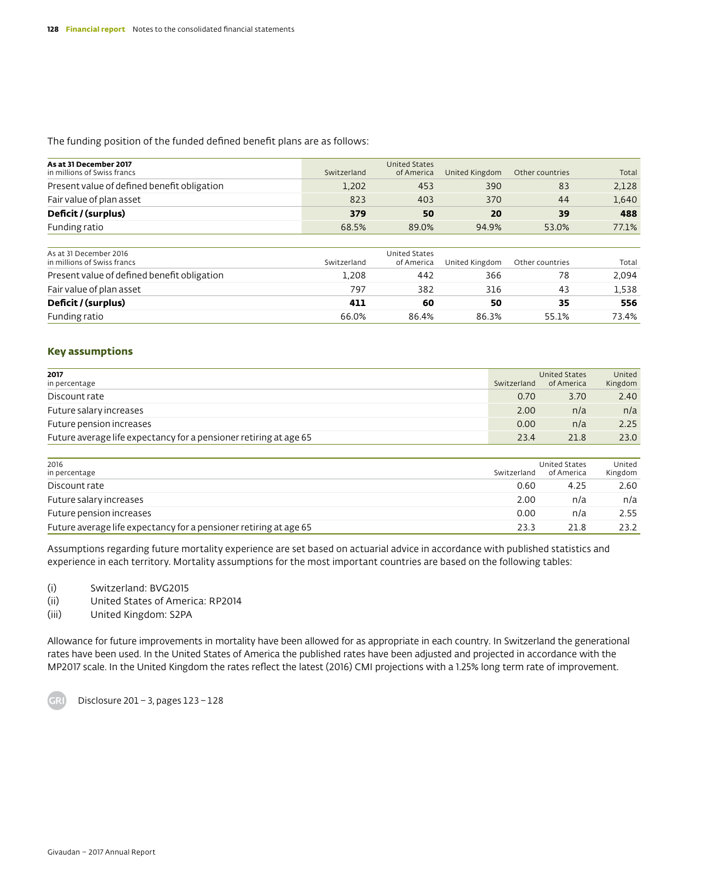The funding position of the funded defined benefit plans are as follows:

| **As at 31 December 2017**<br>in millions of Swiss francs | Switzerland | United States of America | United Kingdom | Other countries | Total |
|---|---|---|---|---|---|
| Present value of defined benefit obligation | 1,202 | 453 | 390 | 83 | 2,128 |
| Fair value of plan asset | 823 | 403 | 370 | 44 | 1,640 |
| **Deficit / (surplus)** | **379** | **50** | **20** | **39** | **488** |
| Funding ratio | 68.5% | 89.0% | 94.9% | 53.0% | 77.1% |

| As at 31 December 2016<br>in millions of Swiss francs | Switzerland | United States of America | United Kingdom | Other countries | Total |
|---|---|---|---|---|---|
| Present value of defined benefit obligation | 1,208 | 442 | 366 | 78 | 2,094 |
| Fair value of plan asset | 797 | 382 | 316 | 43 | 1,538 |
| **Deficit / (surplus)** | **411** | **60** | **50** | **35** | **556** |
| Funding ratio | 66.0% | 86.4% | 86.3% | 55.1% | 73.4% |

## Key assumptions

| **2017**<br>in percentage | Switzerland | United States of America | United Kingdom |
|---|---|---|---|
| Discount rate | 0.70 | 3.70 | 2.40 |
| Future salary increases | 2.00 | n/a | n/a |
| Future pension increases | 0.00 | n/a | 2.25 |
| Future average life expectancy for a pensioner retiring at age 65 | 23.4 | 21.8 | 23.0 |

| 2016<br>in percentage | Switzerland | United States of America | United Kingdom |
|---|---|---|---|
| Discount rate | 0.60 | 4.25 | 2.60 |
| Future salary increases | 2.00 | n/a | n/a |
| Future pension increases | 0.00 | n/a | 2.55 |
| Future average life expectancy for a pensioner retiring at age 65 | 23.3 | 21.8 | 23.2 |

Assumptions regarding future mortality experience are set based on actuarial advice in accordance with published statistics and experience in each territory. Mortality assumptions for the most important countries are based on the following tables:

(i) Switzerland: BVG2015
(ii) United States of America: RP2014
(iii) United Kingdom: S2PA

Allowance for future improvements in mortality have been allowed for as appropriate in each country. In Switzerland the generational rates have been used. In the United States of America the published rates have been adjusted and projected in accordance with the MP2017 scale. In the United Kingdom the rates reflect the latest (2016) CMI projections with a 1.25% long term rate of improvement.

GRI Disclosure 201 – 3, pages 123 – 128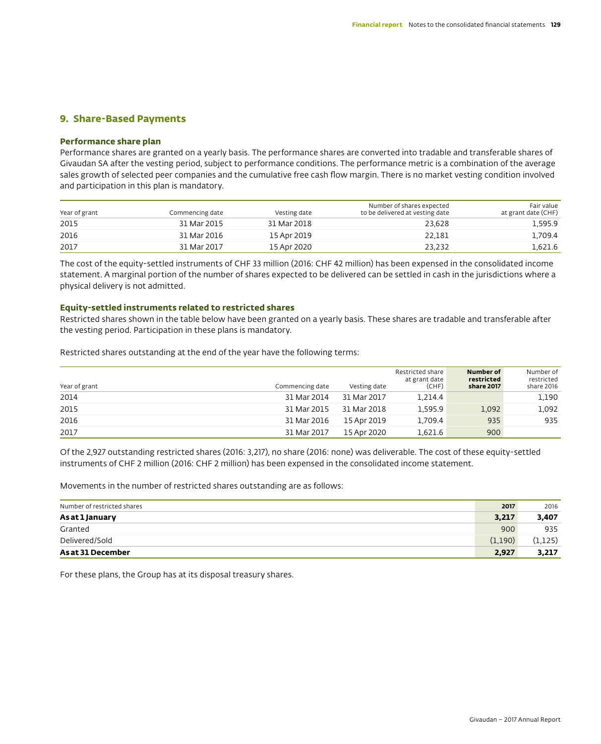## 9. Share-Based Payments

### Performance share plan

Performance shares are granted on a yearly basis. The performance shares are converted into tradable and transferable shares of Givaudan SA after the vesting period, subject to performance conditions. The performance metric is a combination of the average sales growth of selected peer companies and the cumulative free cash flow margin. There is no market vesting condition involved and participation in this plan is mandatory.

| Year of grant | Commencing date | Vesting date | Number of shares expected to be delivered at vesting date | Fair value at grant date (CHF) |
|---|---|---|---|---|
| 2015 | 31 Mar 2015 | 31 Mar 2018 | 23,628 | 1,595.9 |
| 2016 | 31 Mar 2016 | 15 Apr 2019 | 22,181 | 1,709.4 |
| 2017 | 31 Mar 2017 | 15 Apr 2020 | 23,232 | 1,621.6 |

The cost of the equity-settled instruments of CHF 33 million (2016: CHF 42 million) has been expensed in the consolidated income statement. A marginal portion of the number of shares expected to be delivered can be settled in cash in the jurisdictions where a physical delivery is not admitted.

### Equity-settled instruments related to restricted shares

Restricted shares shown in the table below have been granted on a yearly basis. These shares are tradable and transferable after the vesting period. Participation in these plans is mandatory.

Restricted shares outstanding at the end of the year have the following terms:

| Year of grant | Commencing date | Vesting date | Restricted share at grant date (CHF) | **Number of restricted share 2017** | Number of restricted share 2016 |
|---|---|---|---|---|---|
| 2014 | 31 Mar 2014 | 31 Mar 2017 | 1,214.4 | | 1,190 |
| 2015 | 31 Mar 2015 | 31 Mar 2018 | 1,595.9 | 1,092 | 1,092 |
| 2016 | 31 Mar 2016 | 15 Apr 2019 | 1,709.4 | 935 | 935 |
| 2017 | 31 Mar 2017 | 15 Apr 2020 | 1,621.6 | 900 | |

Of the 2,927 outstanding restricted shares (2016: 3,217), no share (2016: none) was deliverable. The cost of these equity-settled instruments of CHF 2 million (2016: CHF 2 million) has been expensed in the consolidated income statement.

Movements in the number of restricted shares outstanding are as follows:

| Number of restricted shares | **2017** | 2016 |
|---|---|---|
| **As at 1 January** | **3,217** | **3,407** |
| Granted | 900 | 935 |
| Delivered/Sold | (1,190) | (1,125) |
| **As at 31 December** | **2,927** | **3,217** |

For these plans, the Group has at its disposal treasury shares.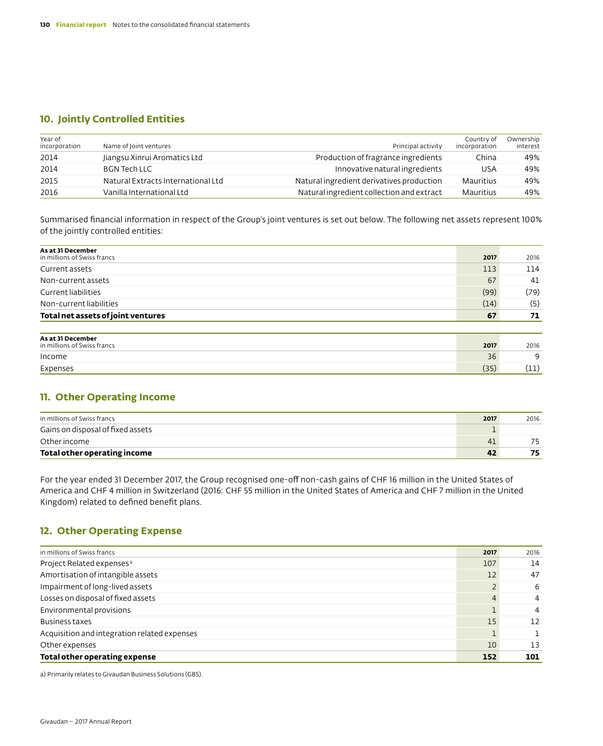## 10. Jointly Controlled Entities

| Year of incorporation | Name of Joint ventures | Principal activity | Country of incorporation | Ownership interest |
|---|---|---|---|---|
| 2014 | Jiangsu Xinrui Aromatics Ltd | Production of fragrance ingredients | China | 49% |
| 2014 | BGN Tech LLC | Innovative natural ingredients | USA | 49% |
| 2015 | Natural Extracts International Ltd | Natural ingredient derivatives production | Mauritius | 49% |
| 2016 | Vanilla International Ltd | Natural ingredient collection and extract | Mauritius | 49% |

Summarised financial information in respect of the Group's joint ventures is set out below. The following net assets represent 100% of the jointly controlled entities:

| **As at 31 December** in millions of Swiss francs | **2017** | 2016 |
|---|---|---|
| Current assets | 113 | 114 |
| Non-current assets | 67 | 41 |
| Current liabilities | (99) | (79) |
| Non-current liabilities | (14) | (5) |
| **Total net assets of joint ventures** | **67** | **71** |

| **As at 31 December** in millions of Swiss francs | **2017** | 2016 |
|---|---|---|
| Income | 36 | 9 |
| Expenses | (35) | (11) |

## 11. Other Operating Income

| in millions of Swiss francs | **2017** | 2016 |
|---|---|---|
| Gains on disposal of fixed assets | 1 | |
| Other income | 41 | 75 |
| **Total other operating income** | **42** | **75** |

For the year ended 31 December 2017, the Group recognised one-off non-cash gains of CHF 16 million in the United States of America and CHF 4 million in Switzerland (2016: CHF 55 million in the United States of America and CHF 7 million in the United Kingdom) related to defined benefit plans.

## 12. Other Operating Expense

| in millions of Swiss francs | **2017** | 2016 |
|---|---|---|
| Project Related expenses [a] | 107 | 14 |
| Amortisation of intangible assets | 12 | 47 |
| Impairment of long-lived assets | 2 | 6 |
| Losses on disposal of fixed assets | 4 | 4 |
| Environmental provisions | 1 | 4 |
| Business taxes | 15 | 12 |
| Acquisition and integration related expenses | 1 | 1 |
| Other expenses | 10 | 13 |
| **Total other operating expense** | **152** | **101** |

a) Primarily relates to Givaudan Business Solutions (GBS).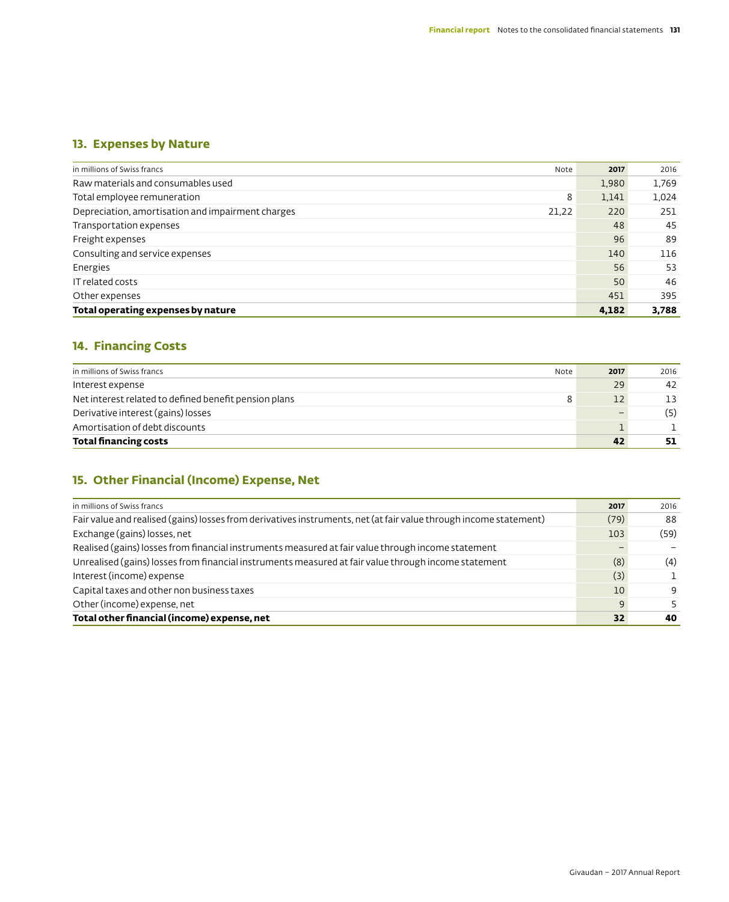## 13. Expenses by Nature

| in millions of Swiss francs | Note | 2017 | 2016 |
|---|---|---|---|
| Raw materials and consumables used | | 1,980 | 1,769 |
| Total employee remuneration | 8 | 1,141 | 1,024 |
| Depreciation, amortisation and impairment charges | 21,22 | 220 | 251 |
| Transportation expenses | | 48 | 45 |
| Freight expenses | | 96 | 89 |
| Consulting and service expenses | | 140 | 116 |
| Energies | | 56 | 53 |
| IT related costs | | 50 | 46 |
| Other expenses | | 451 | 395 |
| **Total operating expenses by nature** | | **4,182** | **3,788** |

## 14. Financing Costs

| in millions of Swiss francs | Note | 2017 | 2016 |
|---|---|---|---|
| Interest expense | | 29 | 42 |
| Net interest related to defined benefit pension plans | 8 | 12 | 13 |
| Derivative interest (gains) losses | | – | (5) |
| Amortisation of debt discounts | | 1 | 1 |
| **Total financing costs** | | **42** | **51** |

## 15. Other Financial (Income) Expense, Net

| in millions of Swiss francs | 2017 | 2016 |
|---|---|---|
| Fair value and realised (gains) losses from derivatives instruments, net (at fair value through income statement) | (79) | 88 |
| Exchange (gains) losses, net | 103 | (59) |
| Realised (gains) losses from financial instruments measured at fair value through income statement | – | – |
| Unrealised (gains) losses from financial instruments measured at fair value through income statement | (8) | (4) |
| Interest (income) expense | (3) | 1 |
| Capital taxes and other non business taxes | 10 | 9 |
| Other (income) expense, net | 9 | 5 |
| **Total other financial (income) expense, net** | **32** | **40** |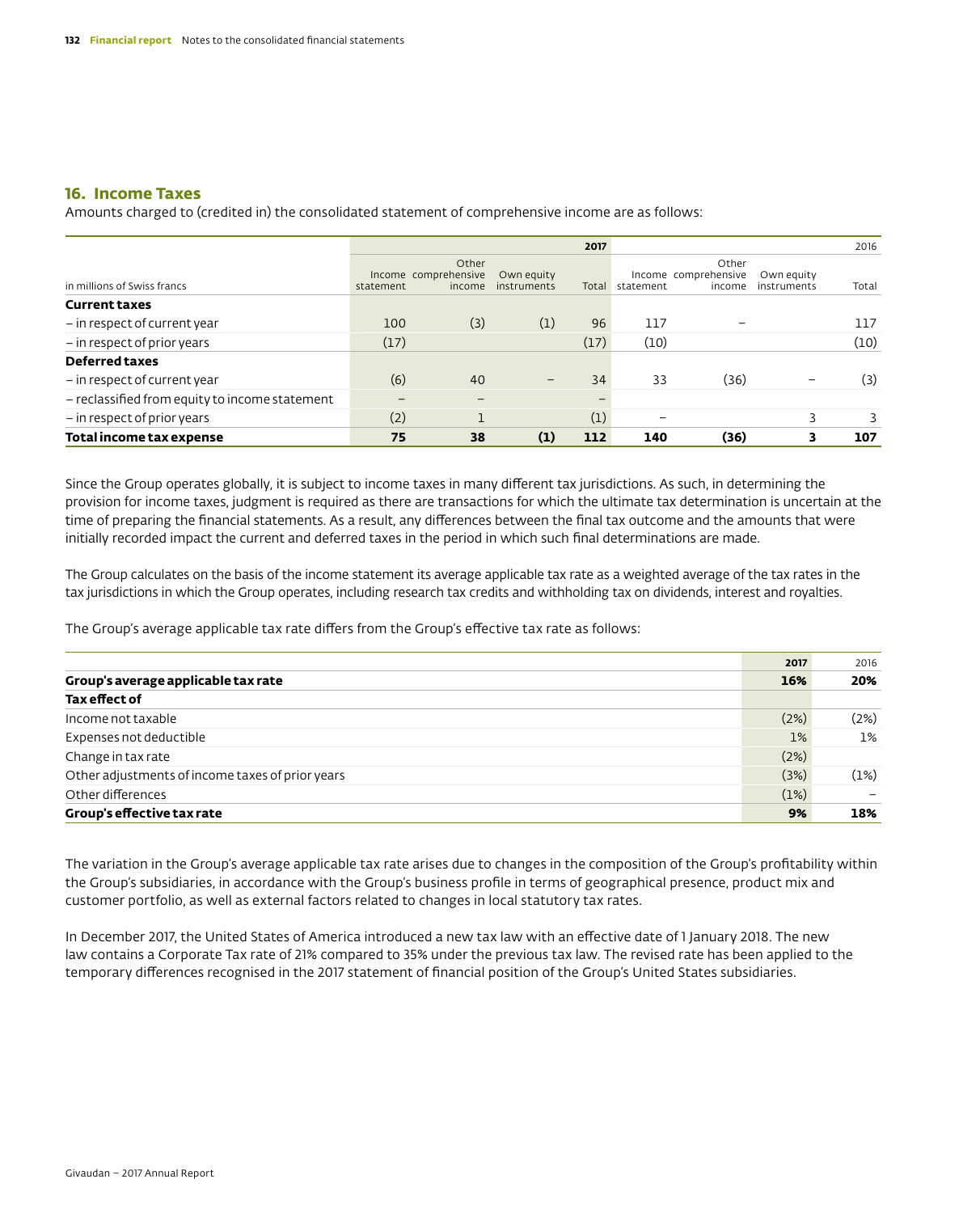## 16. Income Taxes

Amounts charged to (credited in) the consolidated statement of comprehensive income are as follows:

| in millions of Swiss francs | 2017 | | | | 2016 | | | |
|---|---|---|---|---|---|---|---|---|
| | Income statement | Other comprehensive income | Own equity instruments | Total | Income statement | Other comprehensive income | Own equity instruments | Total |
| **Current taxes** | | | | | | | | |
| – in respect of current year | 100 | (3) | (1) | 96 | 117 | – | | 117 |
| – in respect of prior years | (17) | | | (17) | (10) | | | (10) |
| **Deferred taxes** | | | | | | | | |
| – in respect of current year | (6) | 40 | – | 34 | 33 | (36) | – | (3) |
| – reclassified from equity to income statement | – | – | | – | | | | |
| – in respect of prior years | (2) | 1 | | (1) | – | | 3 | 3 |
| **Total income tax expense** | **75** | **38** | **(1)** | **112** | **140** | **(36)** | **3** | **107** |

Since the Group operates globally, it is subject to income taxes in many different tax jurisdictions. As such, in determining the provision for income taxes, judgment is required as there are transactions for which the ultimate tax determination is uncertain at the time of preparing the financial statements. As a result, any differences between the final tax outcome and the amounts that were initially recorded impact the current and deferred taxes in the period in which such final determinations are made.

The Group calculates on the basis of the income statement its average applicable tax rate as a weighted average of the tax rates in the tax jurisdictions in which the Group operates, including research tax credits and withholding tax on dividends, interest and royalties.

The Group's average applicable tax rate differs from the Group's effective tax rate as follows:

| | 2017 | 2016 |
|---|---|---|
| **Group's average applicable tax rate** | **16%** | **20%** |
| **Tax effect of** | | |
| Income not taxable | (2%) | (2%) |
| Expenses not deductible | 1% | 1% |
| Change in tax rate | (2%) | |
| Other adjustments of income taxes of prior years | (3%) | (1%) |
| Other differences | (1%) | – |
| **Group's effective tax rate** | **9%** | **18%** |

The variation in the Group's average applicable tax rate arises due to changes in the composition of the Group's profitability within the Group's subsidiaries, in accordance with the Group's business profile in terms of geographical presence, product mix and customer portfolio, as well as external factors related to changes in local statutory tax rates.

In December 2017, the United States of America introduced a new tax law with an effective date of 1 January 2018. The new law contains a Corporate Tax rate of 21% compared to 35% under the previous tax law. The revised rate has been applied to the temporary differences recognised in the 2017 statement of financial position of the Group's United States subsidiaries.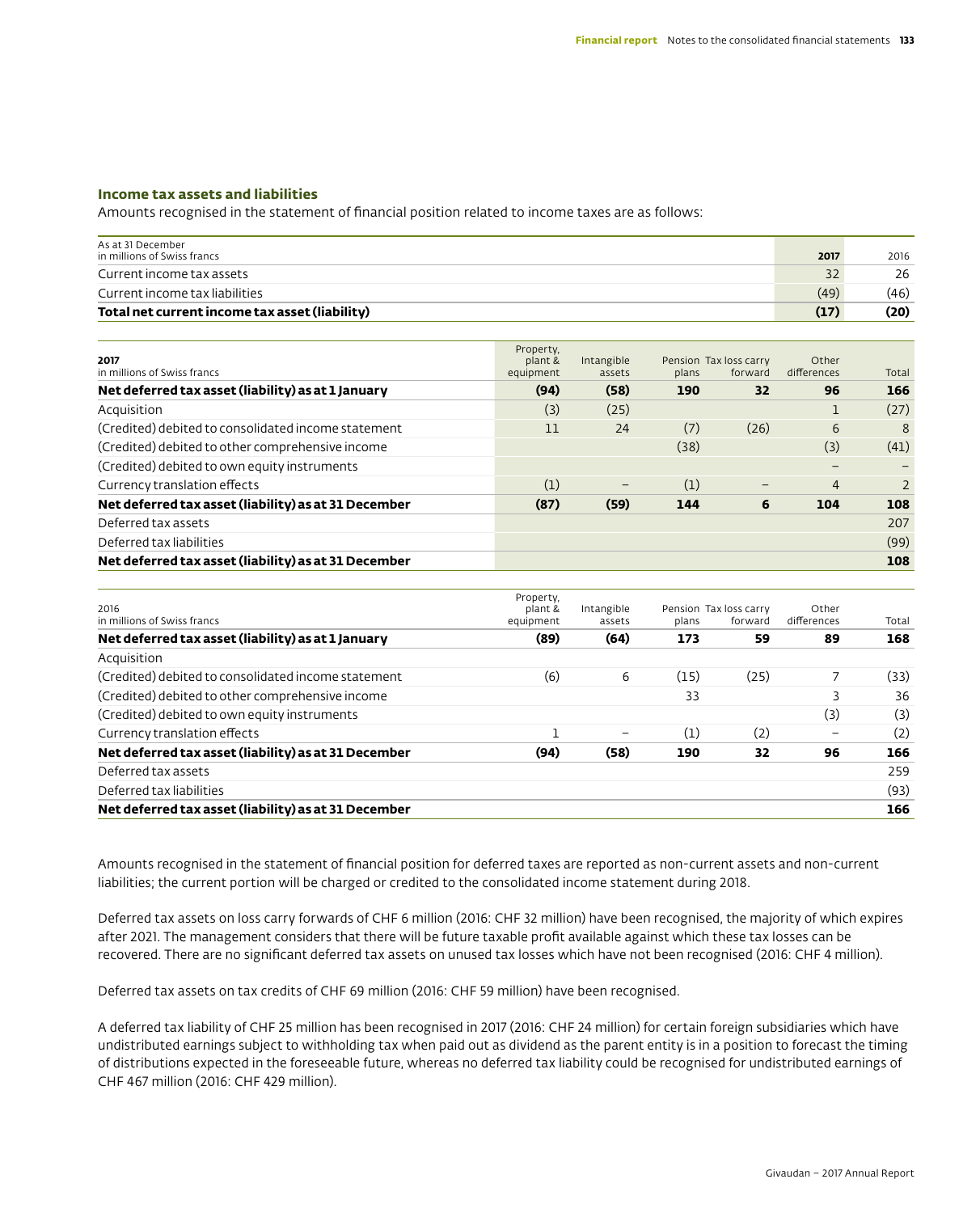### Income tax assets and liabilities

Amounts recognised in the statement of financial position related to income taxes are as follows:

| As at 31 December<br>in millions of Swiss francs | 2017 | 2016 |
|---|---|---|
| Current income tax assets | 32 | 26 |
| Current income tax liabilities | (49) | (46) |
| **Total net current income tax asset (liability)** | **(17)** | **(20)** |

| 2017<br>in millions of Swiss francs | Property, plant & equipment | Intangible assets | Pension plans | Tax loss carry forward | Other differences | Total |
|---|---|---|---|---|---|---|
| **Net deferred tax asset (liability) as at 1 January** | **(94)** | **(58)** | **190** | **32** | **96** | **166** |
| Acquisition | (3) | (25) | | | 1 | (27) |
| (Credited) debited to consolidated income statement | 11 | 24 | (7) | (26) | 6 | 8 |
| (Credited) debited to other comprehensive income | | | (38) | | (3) | (41) |
| (Credited) debited to own equity instruments | | | | | – | – |
| Currency translation effects | (1) | – | (1) | – | 4 | 2 |
| **Net deferred tax asset (liability) as at 31 December** | **(87)** | **(59)** | **144** | **6** | **104** | **108** |
| Deferred tax assets | | | | | | 207 |
| Deferred tax liabilities | | | | | | (99) |
| **Net deferred tax asset (liability) as at 31 December** | | | | | | **108** |

| 2016<br>in millions of Swiss francs | Property, plant & equipment | Intangible assets | Pension plans | Tax loss carry forward | Other differences | Total |
|---|---|---|---|---|---|---|
| **Net deferred tax asset (liability) as at 1 January** | **(89)** | **(64)** | **173** | **59** | **89** | **168** |
| Acquisition | | | | | | |
| (Credited) debited to consolidated income statement | (6) | 6 | (15) | (25) | 7 | (33) |
| (Credited) debited to other comprehensive income | | | 33 | | 3 | 36 |
| (Credited) debited to own equity instruments | | | | | (3) | (3) |
| Currency translation effects | 1 | – | (1) | (2) | – | (2) |
| **Net deferred tax asset (liability) as at 31 December** | **(94)** | **(58)** | **190** | **32** | **96** | **166** |
| Deferred tax assets | | | | | | 259 |
| Deferred tax liabilities | | | | | | (93) |
| **Net deferred tax asset (liability) as at 31 December** | | | | | | **166** |

Amounts recognised in the statement of financial position for deferred taxes are reported as non-current assets and non-current liabilities; the current portion will be charged or credited to the consolidated income statement during 2018.

Deferred tax assets on loss carry forwards of CHF 6 million (2016: CHF 32 million) have been recognised, the majority of which expires after 2021. The management considers that there will be future taxable profit available against which these tax losses can be recovered. There are no significant deferred tax assets on unused tax losses which have not been recognised (2016: CHF 4 million).

Deferred tax assets on tax credits of CHF 69 million (2016: CHF 59 million) have been recognised.

A deferred tax liability of CHF 25 million has been recognised in 2017 (2016: CHF 24 million) for certain foreign subsidiaries which have undistributed earnings subject to withholding tax when paid out as dividend as the parent entity is in a position to forecast the timing of distributions expected in the foreseeable future, whereas no deferred tax liability could be recognised for undistributed earnings of CHF 467 million (2016: CHF 429 million).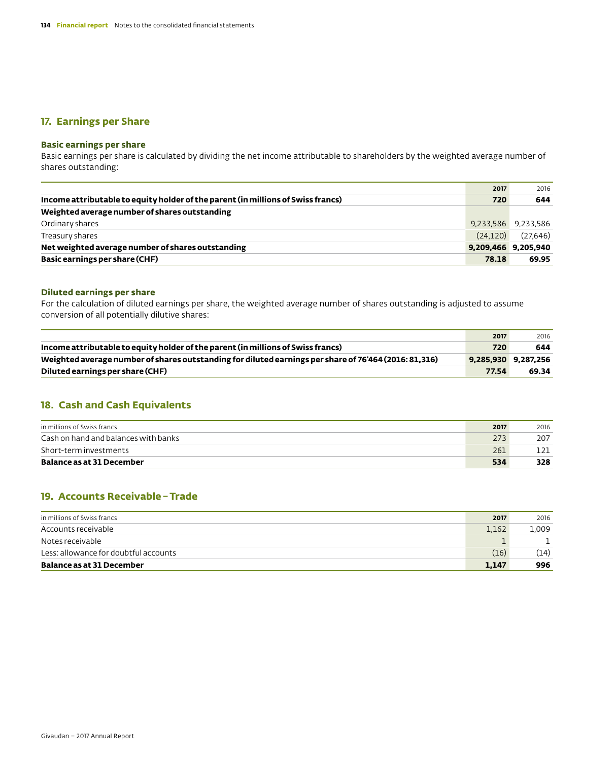## 17. Earnings per Share

### Basic earnings per share

Basic earnings per share is calculated by dividing the net income attributable to shareholders by the weighted average number of shares outstanding:

| | 2017 | 2016 |
|---|---|---|
| **Income attributable to equity holder of the parent (in millions of Swiss francs)** | **720** | **644** |
| **Weighted average number of shares outstanding** | | |
| Ordinary shares | 9,233,586 | 9,233,586 |
| Treasury shares | (24,120) | (27,646) |
| **Net weighted average number of shares outstanding** | **9,209,466** | **9,205,940** |
| **Basic earnings per share (CHF)** | **78.18** | **69.95** |

### Diluted earnings per share

For the calculation of diluted earnings per share, the weighted average number of shares outstanding is adjusted to assume conversion of all potentially dilutive shares:

| | 2017 | 2016 |
|---|---|---|
| **Income attributable to equity holder of the parent (in millions of Swiss francs)** | **720** | **644** |
| **Weighted average number of shares outstanding for diluted earnings per share of 76'464 (2016: 81,316)** | **9,285,930** | **9,287,256** |
| **Diluted earnings per share (CHF)** | **77.54** | **69.34** |

## 18. Cash and Cash Equivalents

| in millions of Swiss francs | 2017 | 2016 |
|---|---|---|
| Cash on hand and balances with banks | 273 | 207 |
| Short-term investments | 261 | 121 |
| **Balance as at 31 December** | **534** | **328** |

## 19. Accounts Receivable – Trade

| in millions of Swiss francs | 2017 | 2016 |
|---|---|---|
| Accounts receivable | 1,162 | 1,009 |
| Notes receivable | 1 | 1 |
| Less: allowance for doubtful accounts | (16) | (14) |
| **Balance as at 31 December** | **1,147** | **996** |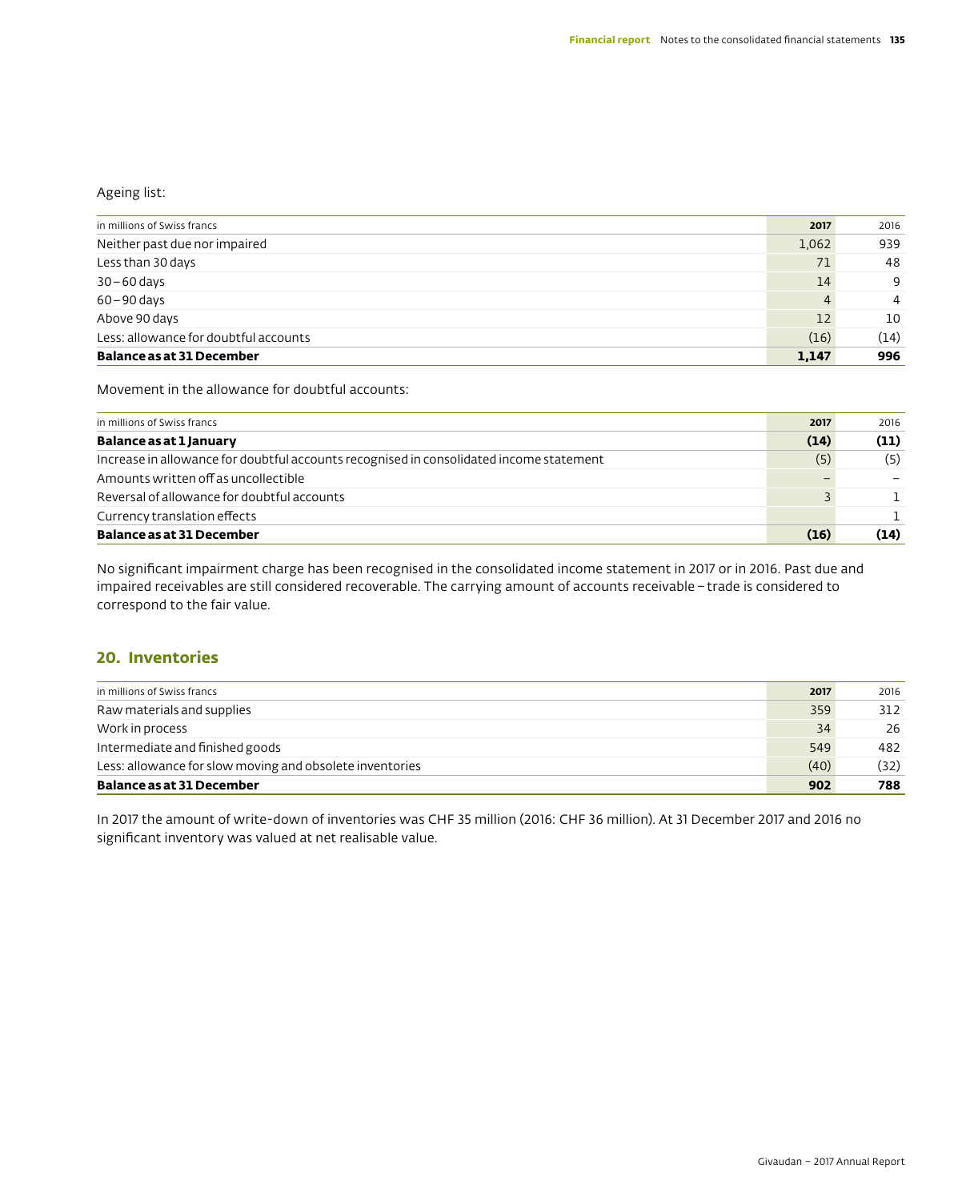Ageing list:

| in millions of Swiss francs | 2017 | 2016 |
|---|---|---|
| Neither past due nor impaired | 1,062 | 939 |
| Less than 30 days | 71 | 48 |
| 30 – 60 days | 14 | 9 |
| 60 – 90 days | 4 | 4 |
| Above 90 days | 12 | 10 |
| Less: allowance for doubtful accounts | (16) | (14) |
| **Balance as at 31 December** | **1,147** | **996** |

Movement in the allowance for doubtful accounts:

| in millions of Swiss francs | 2017 | 2016 |
|---|---|---|
| **Balance as at 1 January** | **(14)** | **(11)** |
| Increase in allowance for doubtful accounts recognised in consolidated income statement | (5) | (5) |
| Amounts written off as uncollectible | – | – |
| Reversal of allowance for doubtful accounts | 3 | 1 |
| Currency translation effects | | 1 |
| **Balance as at 31 December** | **(16)** | **(14)** |

No significant impairment charge has been recognised in the consolidated income statement in 2017 or in 2016. Past due and impaired receivables are still considered recoverable. The carrying amount of accounts receivable – trade is considered to correspond to the fair value.

## 20. Inventories

| in millions of Swiss francs | 2017 | 2016 |
|---|---|---|
| Raw materials and supplies | 359 | 312 |
| Work in process | 34 | 26 |
| Intermediate and finished goods | 549 | 482 |
| Less: allowance for slow moving and obsolete inventories | (40) | (32) |
| **Balance as at 31 December** | **902** | **788** |

In 2017 the amount of write-down of inventories was CHF 35 million (2016: CHF 36 million). At 31 December 2017 and 2016 no significant inventory was valued at net realisable value.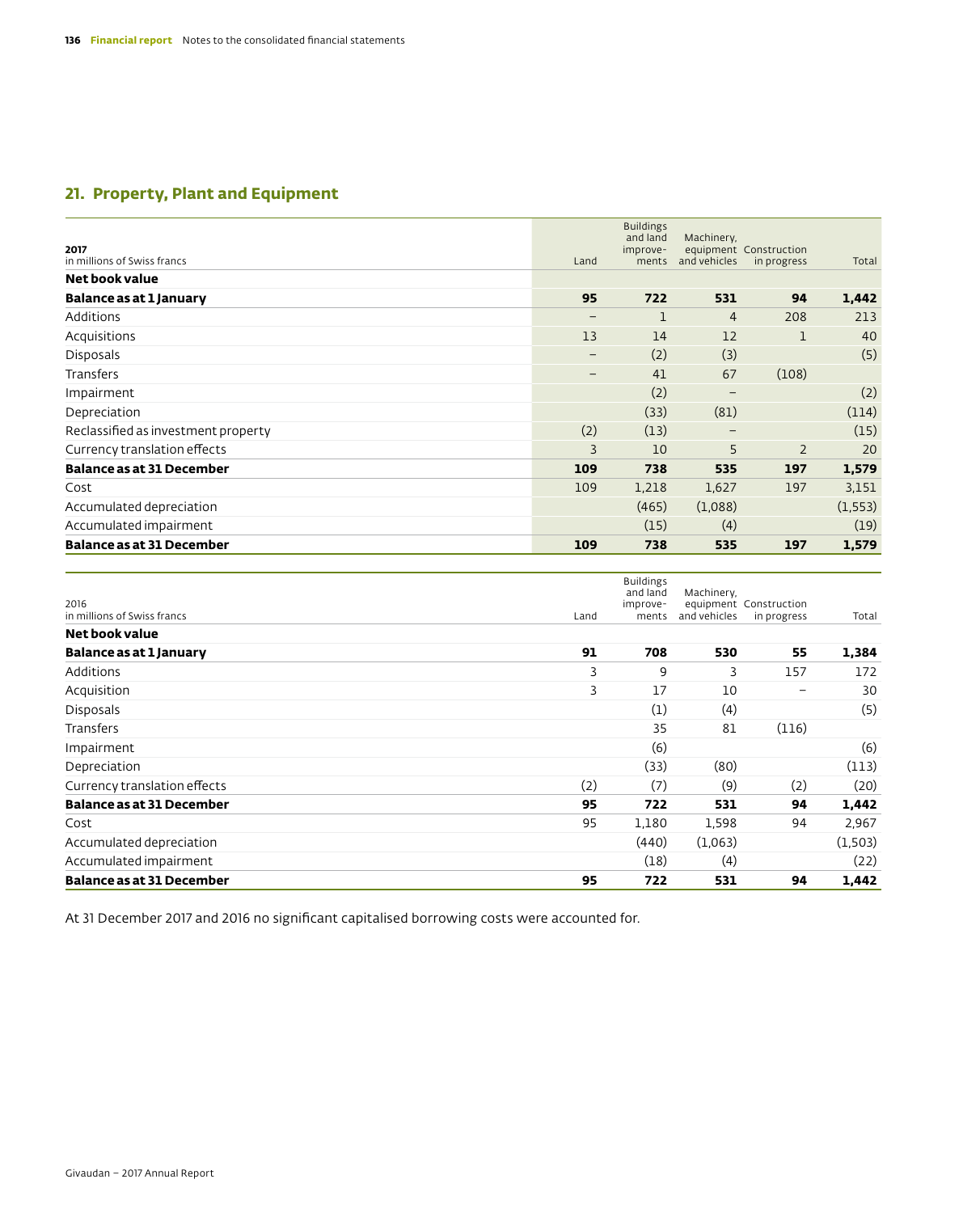## 21. Property, Plant and Equipment

| 2017<br>in millions of Swiss francs | Land | Buildings and land improve-ments | Machinery, equipment and vehicles | Construction in progress | Total |
|---|---|---|---|---|---|
| **Net book value** | | | | | |
| **Balance as at 1 January** | **95** | **722** | **531** | **94** | **1,442** |
| Additions | – | 1 | 4 | 208 | 213 |
| Acquisitions | 13 | 14 | 12 | 1 | 40 |
| Disposals | – | (2) | (3) | | (5) |
| Transfers | – | 41 | 67 | (108) | |
| Impairment | | (2) | – | | (2) |
| Depreciation | | (33) | (81) | | (114) |
| Reclassified as investment property | (2) | (13) | – | | (15) |
| Currency translation effects | 3 | 10 | 5 | 2 | 20 |
| **Balance as at 31 December** | **109** | **738** | **535** | **197** | **1,579** |
| Cost | 109 | 1,218 | 1,627 | 197 | 3,151 |
| Accumulated depreciation | | (465) | (1,088) | | (1,553) |
| Accumulated impairment | | (15) | (4) | | (19) |
| **Balance as at 31 December** | **109** | **738** | **535** | **197** | **1,579** |

| 2016<br>in millions of Swiss francs | Land | Buildings and land improve-ments | Machinery, equipment and vehicles | Construction in progress | Total |
|---|---|---|---|---|---|
| **Net book value** | | | | | |
| **Balance as at 1 January** | **91** | **708** | **530** | **55** | **1,384** |
| Additions | 3 | 9 | 3 | 157 | 172 |
| Acquisition | 3 | 17 | 10 | – | 30 |
| Disposals | | (1) | (4) | | (5) |
| Transfers | | 35 | 81 | (116) | |
| Impairment | | (6) | | | (6) |
| Depreciation | | (33) | (80) | | (113) |
| Currency translation effects | (2) | (7) | (9) | (2) | (20) |
| **Balance as at 31 December** | **95** | **722** | **531** | **94** | **1,442** |
| Cost | 95 | 1,180 | 1,598 | 94 | 2,967 |
| Accumulated depreciation | | (440) | (1,063) | | (1,503) |
| Accumulated impairment | | (18) | (4) | | (22) |
| **Balance as at 31 December** | **95** | **722** | **531** | **94** | **1,442** |

At 31 December 2017 and 2016 no significant capitalised borrowing costs were accounted for.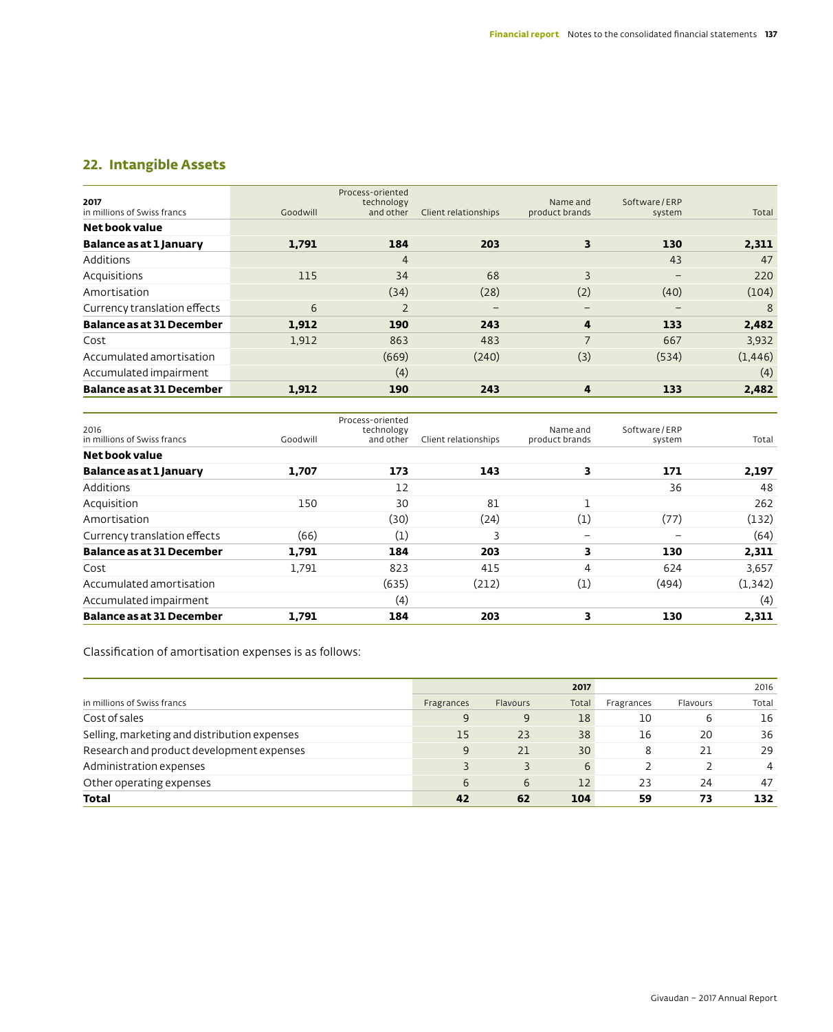## 22. Intangible Assets

| 2017<br>in millions of Swiss francs | Goodwill | Process-oriented technology and other | Client relationships | Name and product brands | Software / ERP system | Total |
|---|---|---|---|---|---|---|
| **Net book value** | | | | | | |
| **Balance as at 1 January** | **1,791** | **184** | **203** | **3** | **130** | **2,311** |
| Additions | | 4 | | | 43 | 47 |
| Acquisitions | 115 | 34 | 68 | 3 | – | 220 |
| Amortisation | | (34) | (28) | (2) | (40) | (104) |
| Currency translation effects | 6 | 2 | – | – | – | 8 |
| **Balance as at 31 December** | **1,912** | **190** | **243** | **4** | **133** | **2,482** |
| Cost | 1,912 | 863 | 483 | 7 | 667 | 3,932 |
| Accumulated amortisation | | (669) | (240) | (3) | (534) | (1,446) |
| Accumulated impairment | | (4) | | | | (4) |
| **Balance as at 31 December** | **1,912** | **190** | **243** | **4** | **133** | **2,482** |

| 2016<br>in millions of Swiss francs | Goodwill | Process-oriented technology and other | Client relationships | Name and product brands | Software / ERP system | Total |
|---|---|---|---|---|---|---|
| **Net book value** | | | | | | |
| **Balance as at 1 January** | **1,707** | **173** | **143** | **3** | **171** | **2,197** |
| Additions | | 12 | | | 36 | 48 |
| Acquisition | 150 | 30 | 81 | 1 | | 262 |
| Amortisation | | (30) | (24) | (1) | (77) | (132) |
| Currency translation effects | (66) | (1) | 3 | – | – | (64) |
| **Balance as at 31 December** | **1,791** | **184** | **203** | **3** | **130** | **2,311** |
| Cost | 1,791 | 823 | 415 | 4 | 624 | 3,657 |
| Accumulated amortisation | | (635) | (212) | (1) | (494) | (1,342) |
| Accumulated impairment | | (4) | | | | (4) |
| **Balance as at 31 December** | **1,791** | **184** | **203** | **3** | **130** | **2,311** |

Classification of amortisation expenses is as follows:

| | | | **2017** | | | 2016 |
|---|---|---|---|---|---|---|
| in millions of Swiss francs | Fragrances | Flavours | Total | Fragrances | Flavours | Total |
| Cost of sales | 9 | 9 | 18 | 10 | 6 | 16 |
| Selling, marketing and distribution expenses | 15 | 23 | 38 | 16 | 20 | 36 |
| Research and product development expenses | 9 | 21 | 30 | 8 | 21 | 29 |
| Administration expenses | 3 | 3 | 6 | 2 | 2 | 4 |
| Other operating expenses | 6 | 6 | 12 | 23 | 24 | 47 |
| **Total** | **42** | **62** | **104** | **59** | **73** | **132** |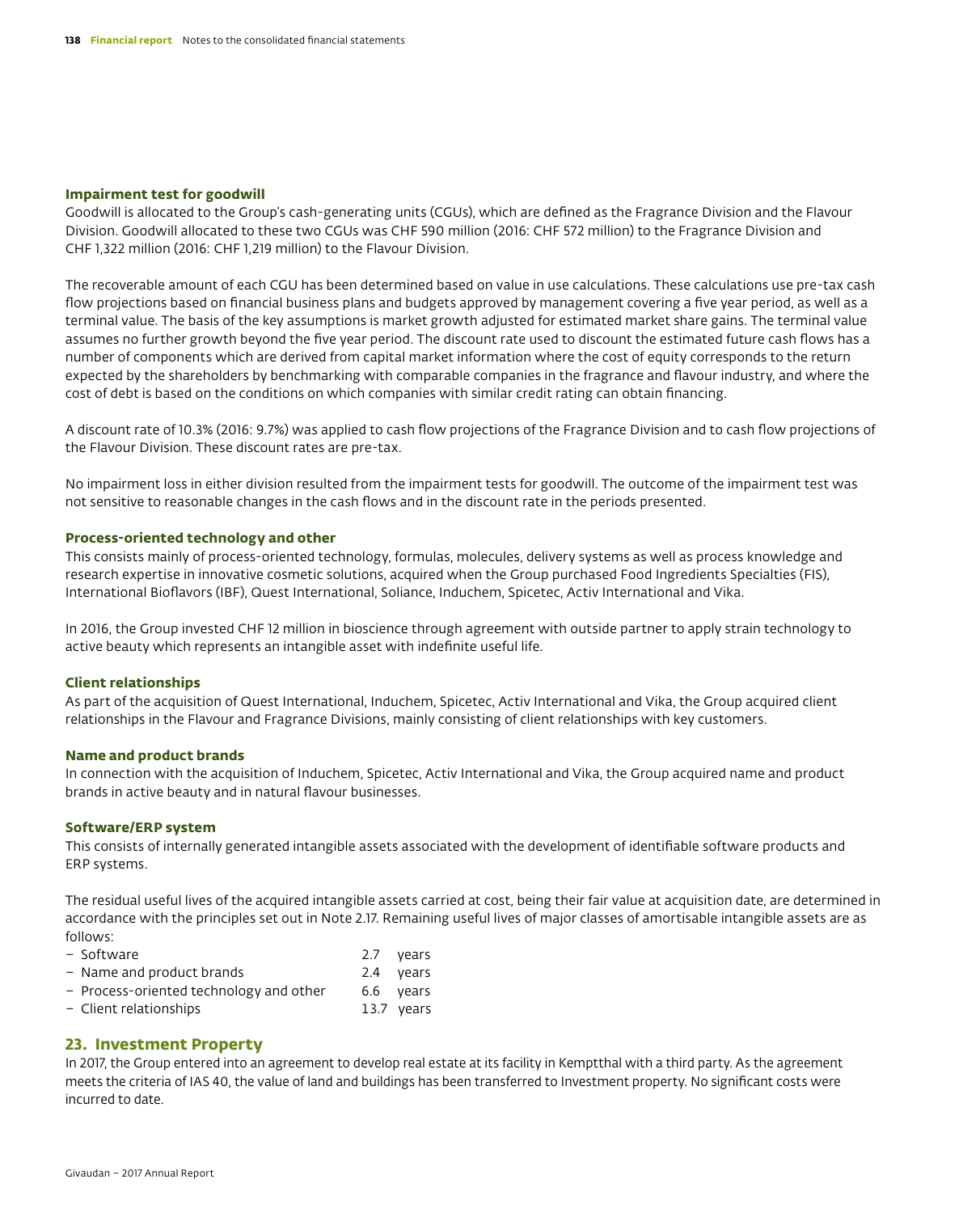### Impairment test for goodwill

Goodwill is allocated to the Group's cash-generating units (CGUs), which are defined as the Fragrance Division and the Flavour Division. Goodwill allocated to these two CGUs was CHF 590 million (2016: CHF 572 million) to the Fragrance Division and CHF 1,322 million (2016: CHF 1,219 million) to the Flavour Division.

The recoverable amount of each CGU has been determined based on value in use calculations. These calculations use pre-tax cash flow projections based on financial business plans and budgets approved by management covering a five year period, as well as a terminal value. The basis of the key assumptions is market growth adjusted for estimated market share gains. The terminal value assumes no further growth beyond the five year period. The discount rate used to discount the estimated future cash flows has a number of components which are derived from capital market information where the cost of equity corresponds to the return expected by the shareholders by benchmarking with comparable companies in the fragrance and flavour industry, and where the cost of debt is based on the conditions on which companies with similar credit rating can obtain financing.

A discount rate of 10.3% (2016: 9.7%) was applied to cash flow projections of the Fragrance Division and to cash flow projections of the Flavour Division. These discount rates are pre-tax.

No impairment loss in either division resulted from the impairment tests for goodwill. The outcome of the impairment test was not sensitive to reasonable changes in the cash flows and in the discount rate in the periods presented.

### Process-oriented technology and other

This consists mainly of process-oriented technology, formulas, molecules, delivery systems as well as process knowledge and research expertise in innovative cosmetic solutions, acquired when the Group purchased Food Ingredients Specialties (FIS), International Bioflavors (IBF), Quest International, Soliance, Induchem, Spicetec, Activ International and Vika.

In 2016, the Group invested CHF 12 million in bioscience through agreement with outside partner to apply strain technology to active beauty which represents an intangible asset with indefinite useful life.

### Client relationships

As part of the acquisition of Quest International, Induchem, Spicetec, Activ International and Vika, the Group acquired client relationships in the Flavour and Fragrance Divisions, mainly consisting of client relationships with key customers.

### Name and product brands

In connection with the acquisition of Induchem, Spicetec, Activ International and Vika, the Group acquired name and product brands in active beauty and in natural flavour businesses.

### Software/ERP system

This consists of internally generated intangible assets associated with the development of identifiable software products and ERP systems.

The residual useful lives of the acquired intangible assets carried at cost, being their fair value at acquisition date, are determined in accordance with the principles set out in Note 2.17. Remaining useful lives of major classes of amortisable intangible assets are as follows:

- Software 2.7 years
- Name and product brands 2.4 years
- Process-oriented technology and other 6.6 years
- Client relationships 13.7 years

## 23. Investment Property

In 2017, the Group entered into an agreement to develop real estate at its facility in Kemptthal with a third party. As the agreement meets the criteria of IAS 40, the value of land and buildings has been transferred to Investment property. No significant costs were incurred to date.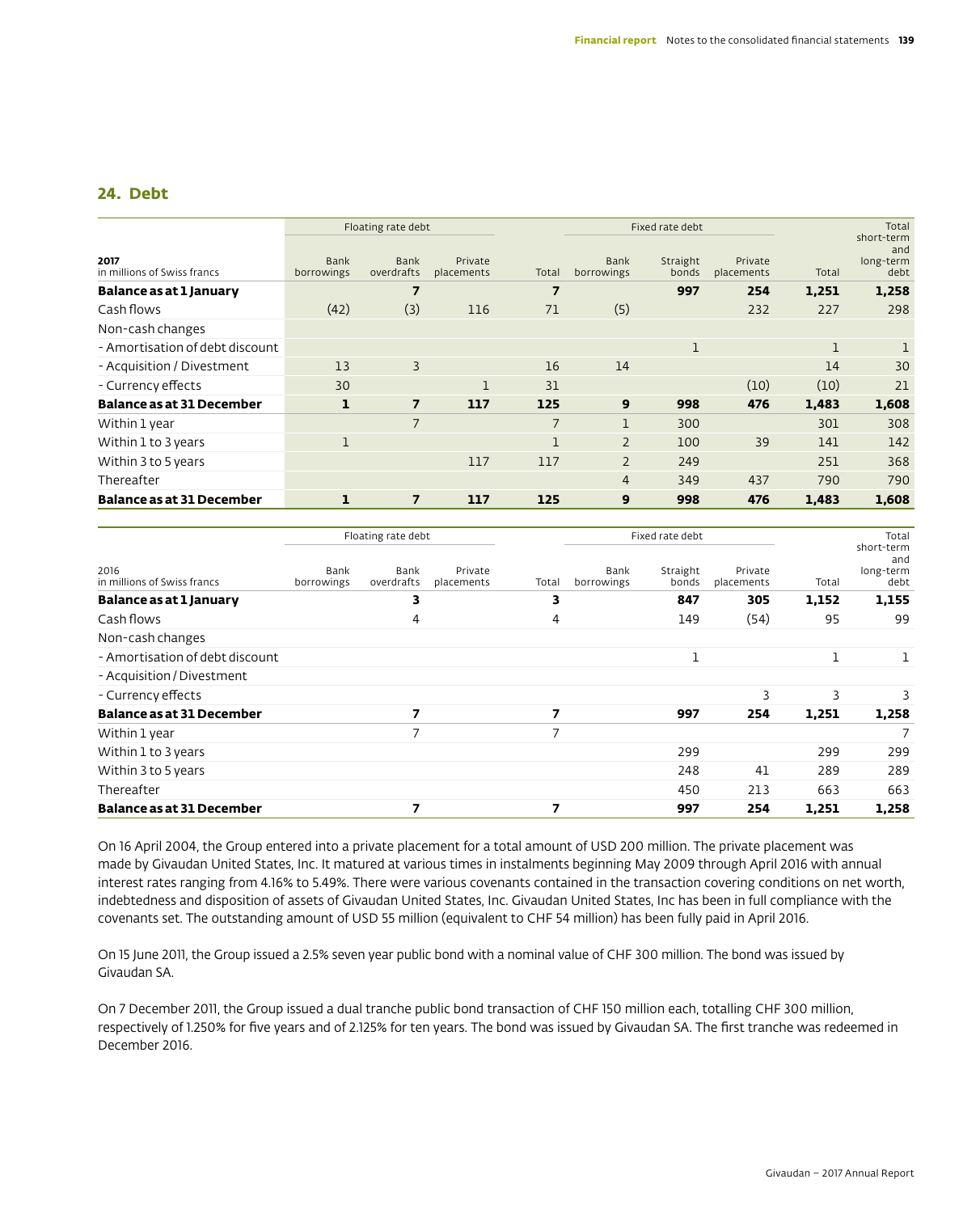## 24. Debt

| 2017<br>in millions of Swiss francs | Floating rate debt | | | | Fixed rate debt | | | | Total short-term and long-term debt |
|---|---|---|---|---|---|---|---|---|---|
| | Bank borrowings | Bank overdrafts | Private placements | Total | Bank borrowings | Straight bonds | Private placements | Total | |
| **Balance as at 1 January** | | **7** | | **7** | | **997** | **254** | **1,251** | **1,258** |
| Cash flows | (42) | (3) | 116 | 71 | (5) | | 232 | 227 | 298 |
| Non-cash changes | | | | | | | | | |
| - Amortisation of debt discount | | | | | | 1 | | 1 | 1 |
| - Acquisition / Divestment | 13 | 3 | | 16 | 14 | | | 14 | 30 |
| - Currency effects | 30 | | 1 | 31 | | | (10) | (10) | 21 |
| **Balance as at 31 December** | **1** | **7** | **117** | **125** | **9** | **998** | **476** | **1,483** | **1,608** |
| Within 1 year | | 7 | | 7 | 1 | 300 | | 301 | 308 |
| Within 1 to 3 years | 1 | | | 1 | 2 | 100 | 39 | 141 | 142 |
| Within 3 to 5 years | | | 117 | 117 | 2 | 249 | | 251 | 368 |
| Thereafter | | | | | 4 | 349 | 437 | 790 | 790 |
| **Balance as at 31 December** | **1** | **7** | **117** | **125** | **9** | **998** | **476** | **1,483** | **1,608** |

| 2016<br>in millions of Swiss francs | Floating rate debt | | | | Fixed rate debt | | | | Total short-term and long-term debt |
|---|---|---|---|---|---|---|---|---|---|
| | Bank borrowings | Bank overdrafts | Private placements | Total | Bank borrowings | Straight bonds | Private placements | Total | |
| **Balance as at 1 January** | | **3** | | **3** | | **847** | **305** | **1,152** | **1,155** |
| Cash flows | | 4 | | 4 | | 149 | (54) | 95 | 99 |
| Non-cash changes | | | | | | | | | |
| - Amortisation of debt discount | | | | | | 1 | | 1 | 1 |
| - Acquisition / Divestment | | | | | | | | | |
| - Currency effects | | | | | | | 3 | 3 | 3 |
| **Balance as at 31 December** | | **7** | | **7** | | **997** | **254** | **1,251** | **1,258** |
| Within 1 year | | 7 | | 7 | | | | | 7 |
| Within 1 to 3 years | | | | | | 299 | | 299 | 299 |
| Within 3 to 5 years | | | | | | 248 | 41 | 289 | 289 |
| Thereafter | | | | | | 450 | 213 | 663 | 663 |
| **Balance as at 31 December** | | **7** | | **7** | | **997** | **254** | **1,251** | **1,258** |

On 16 April 2004, the Group entered into a private placement for a total amount of USD 200 million. The private placement was made by Givaudan United States, Inc. It matured at various times in instalments beginning May 2009 through April 2016 with annual interest rates ranging from 4.16% to 5.49%. There were various covenants contained in the transaction covering conditions on net worth, indebtedness and disposition of assets of Givaudan United States, Inc. Givaudan United States, Inc has been in full compliance with the covenants set. The outstanding amount of USD 55 million (equivalent to CHF 54 million) has been fully paid in April 2016.

On 15 June 2011, the Group issued a 2.5% seven year public bond with a nominal value of CHF 300 million. The bond was issued by Givaudan SA.

On 7 December 2011, the Group issued a dual tranche public bond transaction of CHF 150 million each, totalling CHF 300 million, respectively of 1.250% for five years and of 2.125% for ten years. The bond was issued by Givaudan SA. The first tranche was redeemed in December 2016.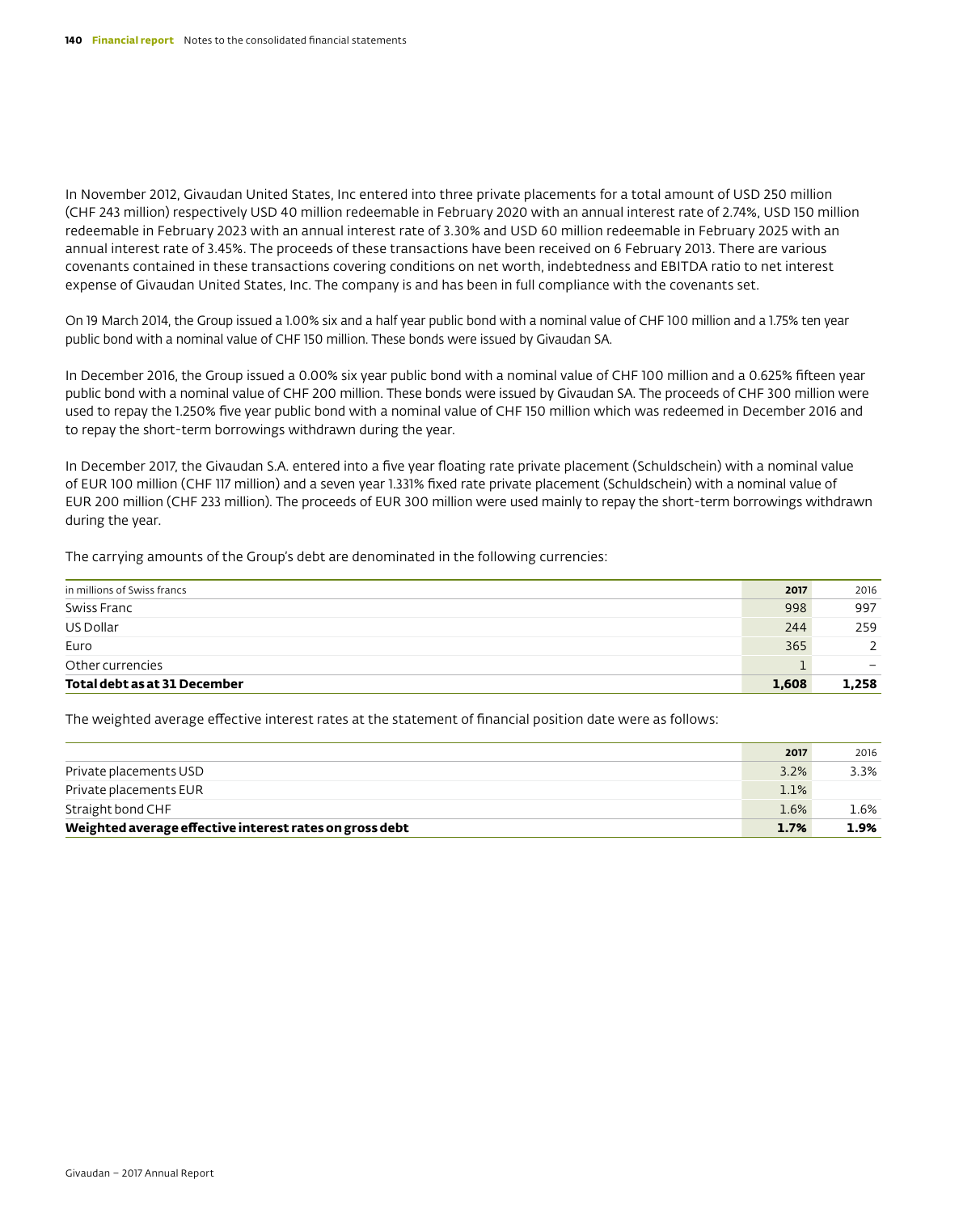In November 2012, Givaudan United States, Inc entered into three private placements for a total amount of USD 250 million (CHF 243 million) respectively USD 40 million redeemable in February 2020 with an annual interest rate of 2.74%, USD 150 million redeemable in February 2023 with an annual interest rate of 3.30% and USD 60 million redeemable in February 2025 with an annual interest rate of 3.45%. The proceeds of these transactions have been received on 6 February 2013. There are various covenants contained in these transactions covering conditions on net worth, indebtedness and EBITDA ratio to net interest expense of Givaudan United States, Inc. The company is and has been in full compliance with the covenants set.

On 19 March 2014, the Group issued a 1.00% six and a half year public bond with a nominal value of CHF 100 million and a 1.75% ten year public bond with a nominal value of CHF 150 million. These bonds were issued by Givaudan SA.

In December 2016, the Group issued a 0.00% six year public bond with a nominal value of CHF 100 million and a 0.625% fifteen year public bond with a nominal value of CHF 200 million. These bonds were issued by Givaudan SA. The proceeds of CHF 300 million were used to repay the 1.250% five year public bond with a nominal value of CHF 150 million which was redeemed in December 2016 and to repay the short-term borrowings withdrawn during the year.

In December 2017, the Givaudan S.A. entered into a five year floating rate private placement (Schuldschein) with a nominal value of EUR 100 million (CHF 117 million) and a seven year 1.331% fixed rate private placement (Schuldschein) with a nominal value of EUR 200 million (CHF 233 million). The proceeds of EUR 300 million were used mainly to repay the short-term borrowings withdrawn during the year.

The carrying amounts of the Group's debt are denominated in the following currencies:

| in millions of Swiss francs | 2017 | 2016 |
|---|---|---|
| Swiss Franc | 998 | 997 |
| US Dollar | 244 | 259 |
| Euro | 365 | 2 |
| Other currencies | 1 | – |
| **Total debt as at 31 December** | **1,608** | **1,258** |

The weighted average effective interest rates at the statement of financial position date were as follows:

| | 2017 | 2016 |
|---|---|---|
| Private placements USD | 3.2% | 3.3% |
| Private placements EUR | 1.1% | |
| Straight bond CHF | 1.6% | 1.6% |
| **Weighted average effective interest rates on gross debt** | **1.7%** | **1.9%** |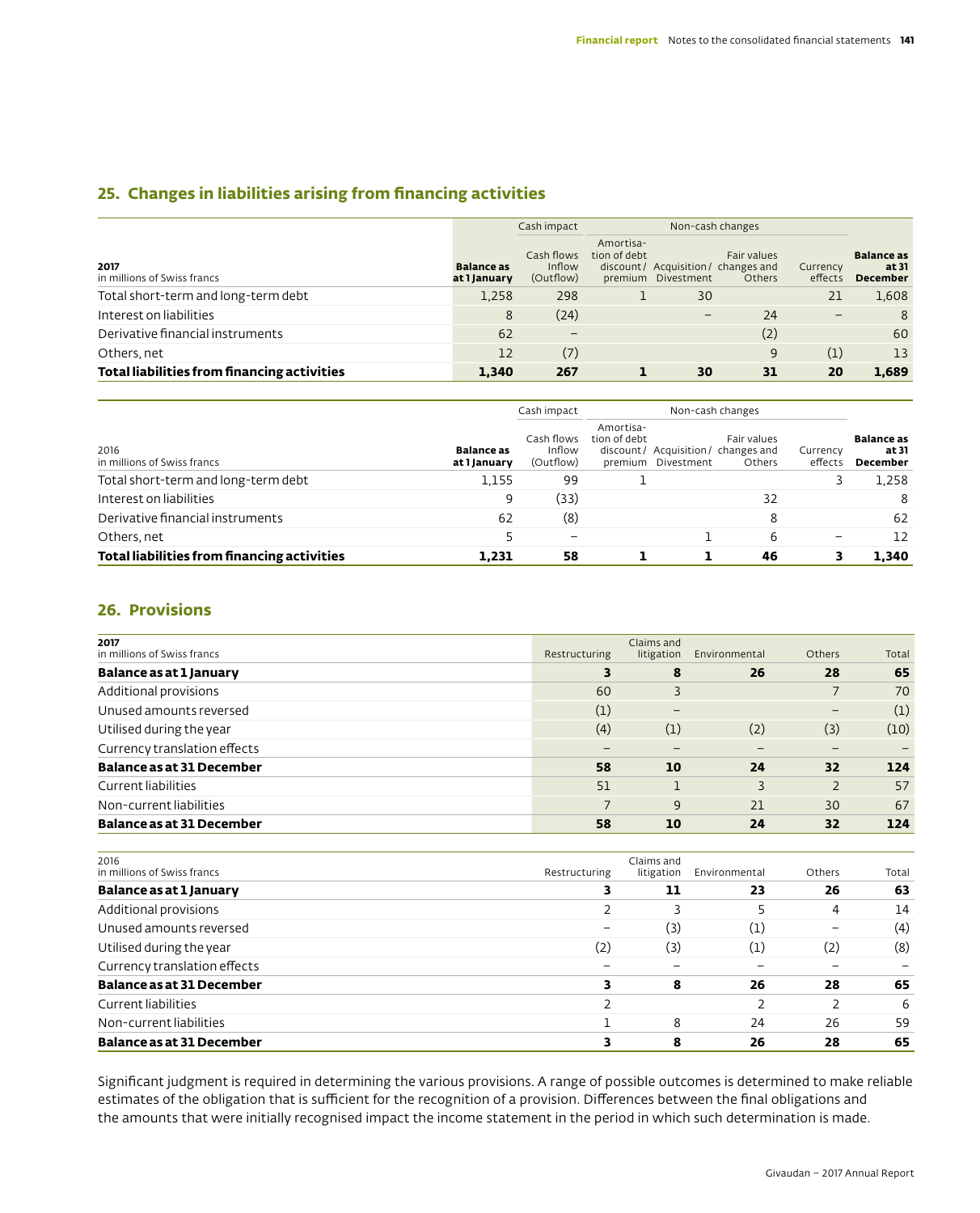## 25. Changes in liabilities arising from financing activities

| 2017<br>in millions of Swiss francs | Balance as at 1 January | Cash impact<br>Cash flows Inflow (Outflow) | Non-cash changes<br>Amortisation of debt discount/ premium | Acquisition/ Divestment | Fair values changes and Others | Currency effects | Balance as at 31 December |
|---|---|---|---|---|---|---|---|
| Total short-term and long-term debt | 1,258 | 298 | 1 | 30 | | 21 | 1,608 |
| Interest on liabilities | 8 | (24) | | – | 24 | – | 8 |
| Derivative financial instruments | 62 | – | | | (2) | | 60 |
| Others, net | 12 | (7) | | | 9 | (1) | 13 |
| **Total liabilities from financing activities** | **1,340** | **267** | **1** | **30** | **31** | **20** | **1,689** |

| 2016<br>in millions of Swiss francs | Balance as at 1 January | Cash impact<br>Cash flows Inflow (Outflow) | Non-cash changes<br>Amortisation of debt discount/ premium | Acquisition/ Divestment | Fair values changes and Others | Currency effects | Balance as at 31 December |
|---|---|---|---|---|---|---|---|
| Total short-term and long-term debt | 1,155 | 99 | 1 | | | 3 | 1,258 |
| Interest on liabilities | 9 | (33) | | | 32 | | 8 |
| Derivative financial instruments | 62 | (8) | | | 8 | | 62 |
| Others, net | 5 | – | | 1 | 6 | – | 12 |
| **Total liabilities from financing activities** | **1,231** | **58** | **1** | **1** | **46** | **3** | **1,340** |

## 26. Provisions

| 2017<br>in millions of Swiss francs | Restructuring | Claims and litigation | Environmental | Others | Total |
|---|---|---|---|---|---|
| **Balance as at 1 January** | **3** | **8** | **26** | **28** | **65** |
| Additional provisions | 60 | 3 | | 7 | 70 |
| Unused amounts reversed | (1) | – | | – | (1) |
| Utilised during the year | (4) | (1) | (2) | (3) | (10) |
| Currency translation effects | – | – | – | – | – |
| **Balance as at 31 December** | **58** | **10** | **24** | **32** | **124** |
| Current liabilities | 51 | 1 | 3 | 2 | 57 |
| Non-current liabilities | 7 | 9 | 21 | 30 | 67 |
| **Balance as at 31 December** | **58** | **10** | **24** | **32** | **124** |

| 2016<br>in millions of Swiss francs | Restructuring | Claims and litigation | Environmental | Others | Total |
|---|---|---|---|---|---|
| **Balance as at 1 January** | **3** | **11** | **23** | **26** | **63** |
| Additional provisions | 2 | 3 | 5 | 4 | 14 |
| Unused amounts reversed | – | (3) | (1) | – | (4) |
| Utilised during the year | (2) | (3) | (1) | (2) | (8) |
| Currency translation effects | – | – | – | – | – |
| **Balance as at 31 December** | **3** | **8** | **26** | **28** | **65** |
| Current liabilities | 2 | | 2 | 2 | 6 |
| Non-current liabilities | 1 | 8 | 24 | 26 | 59 |
| **Balance as at 31 December** | **3** | **8** | **26** | **28** | **65** |

Significant judgment is required in determining the various provisions. A range of possible outcomes is determined to make reliable estimates of the obligation that is sufficient for the recognition of a provision. Differences between the final obligations and the amounts that were initially recognised impact the income statement in the period in which such determination is made.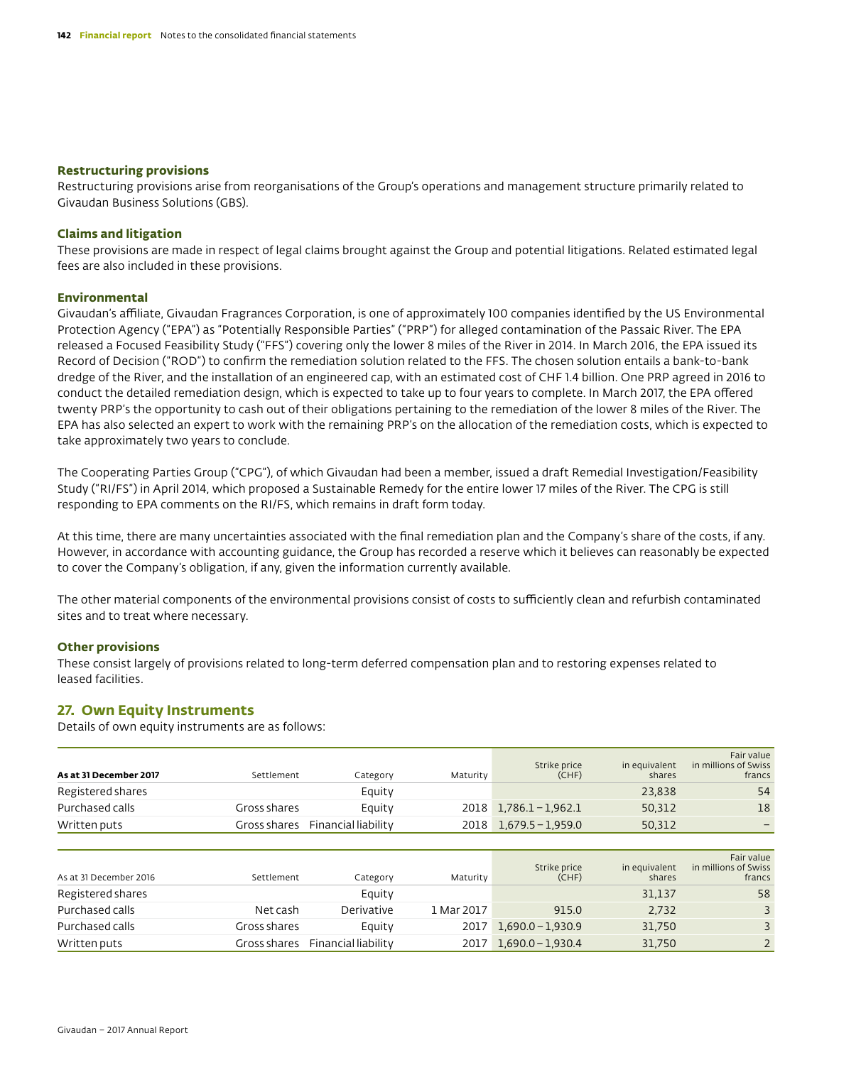### Restructuring provisions

Restructuring provisions arise from reorganisations of the Group's operations and management structure primarily related to Givaudan Business Solutions (GBS).

### Claims and litigation

These provisions are made in respect of legal claims brought against the Group and potential litigations. Related estimated legal fees are also included in these provisions.

### Environmental

Givaudan's affiliate, Givaudan Fragrances Corporation, is one of approximately 100 companies identified by the US Environmental Protection Agency ("EPA") as "Potentially Responsible Parties" ("PRP") for alleged contamination of the Passaic River. The EPA released a Focused Feasibility Study ("FFS") covering only the lower 8 miles of the River in 2014. In March 2016, the EPA issued its Record of Decision ("ROD") to confirm the remediation solution related to the FFS. The chosen solution entails a bank-to-bank dredge of the River, and the installation of an engineered cap, with an estimated cost of CHF 1.4 billion. One PRP agreed in 2016 to conduct the detailed remediation design, which is expected to take up to four years to complete. In March 2017, the EPA offered twenty PRP's the opportunity to cash out of their obligations pertaining to the remediation of the lower 8 miles of the River. The EPA has also selected an expert to work with the remaining PRP's on the allocation of the remediation costs, which is expected to take approximately two years to conclude.

The Cooperating Parties Group ("CPG"), of which Givaudan had been a member, issued a draft Remedial Investigation/Feasibility Study ("RI/FS") in April 2014, which proposed a Sustainable Remedy for the entire lower 17 miles of the River. The CPG is still responding to EPA comments on the RI/FS, which remains in draft form today.

At this time, there are many uncertainties associated with the final remediation plan and the Company's share of the costs, if any. However, in accordance with accounting guidance, the Group has recorded a reserve which it believes can reasonably be expected to cover the Company's obligation, if any, given the information currently available.

The other material components of the environmental provisions consist of costs to sufficiently clean and refurbish contaminated sites and to treat where necessary.

### Other provisions

These consist largely of provisions related to long-term deferred compensation plan and to restoring expenses related to leased facilities.

## 27. Own Equity Instruments

Details of own equity instruments are as follows:

| **As at 31 December 2017** | Settlement | Category | Maturity | Strike price (CHF) | in equivalent shares | Fair value in millions of Swiss francs |
|---|---|---|---|---|---|---|
| Registered shares | | Equity | | | 23,838 | 54 |
| Purchased calls | Gross shares | Equity | 2018 | 1,786.1 – 1,962.1 | 50,312 | 18 |
| Written puts | Gross shares | Financial liability | 2018 | 1,679.5 – 1,959.0 | 50,312 | – |

| As at 31 December 2016 | Settlement | Category | Maturity | Strike price (CHF) | in equivalent shares | Fair value in millions of Swiss francs |
|---|---|---|---|---|---|---|
| Registered shares | | Equity | | | 31,137 | 58 |
| Purchased calls | Net cash | Derivative | 1 Mar 2017 | 915.0 | 2,732 | 3 |
| Purchased calls | Gross shares | Equity | 2017 | 1,690.0 – 1,930.9 | 31,750 | 3 |
| Written puts | Gross shares | Financial liability | 2017 | 1,690.0 – 1,930.4 | 31,750 | 2 |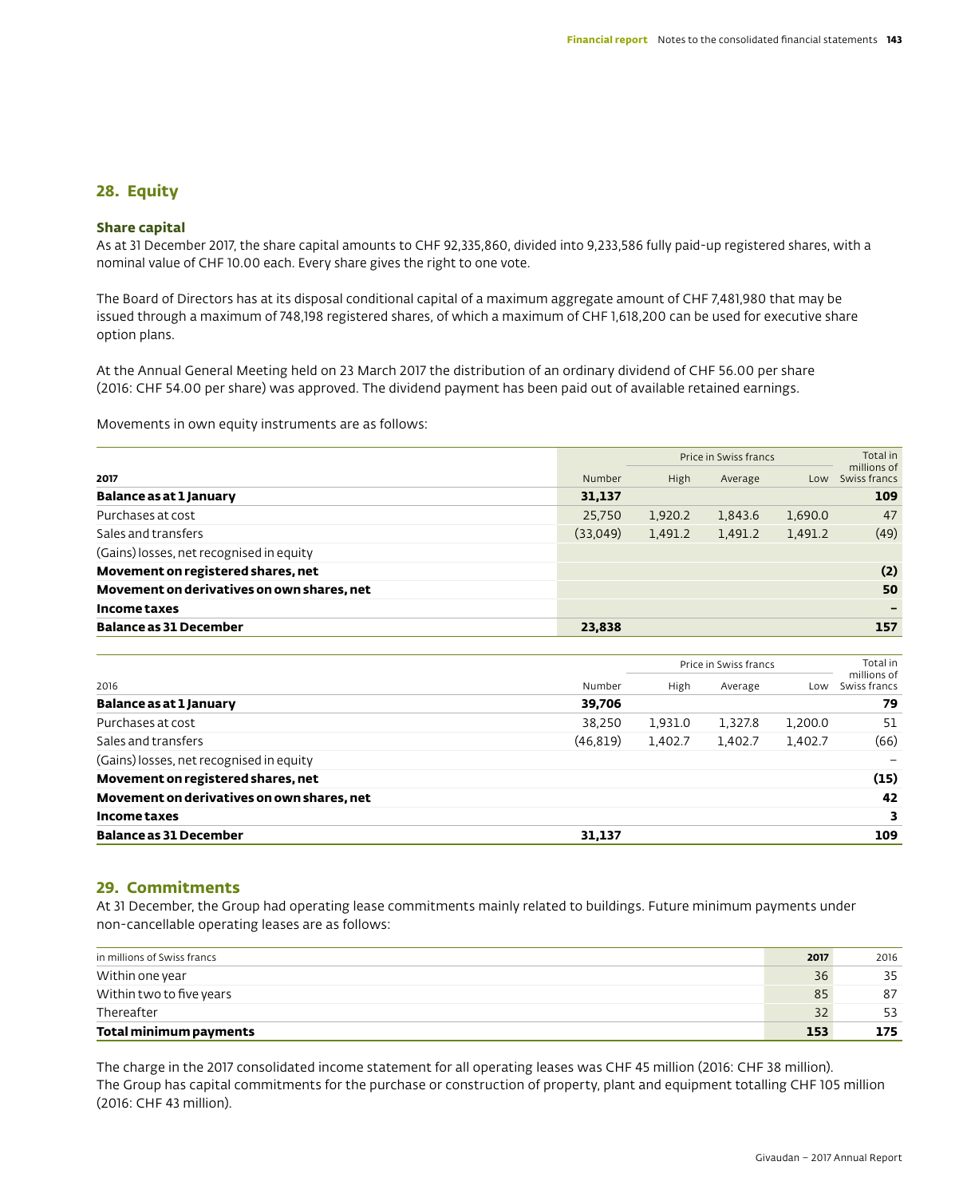## 28. Equity

### Share capital

As at 31 December 2017, the share capital amounts to CHF 92,335,860, divided into 9,233,586 fully paid-up registered shares, with a nominal value of CHF 10.00 each. Every share gives the right to one vote.

The Board of Directors has at its disposal conditional capital of a maximum aggregate amount of CHF 7,481,980 that may be issued through a maximum of 748,198 registered shares, of which a maximum of CHF 1,618,200 can be used for executive share option plans.

At the Annual General Meeting held on 23 March 2017 the distribution of an ordinary dividend of CHF 56.00 per share (2016: CHF 54.00 per share) was approved. The dividend payment has been paid out of available retained earnings.

Movements in own equity instruments are as follows:

| | | Price in Swiss francs | | | Total in millions of Swiss francs |
|---|---|---|---|---|---|
| **2017** | Number | High | Average | Low | |
| **Balance as at 1 January** | **31,137** | | | | **109** |
| Purchases at cost | 25,750 | 1,920.2 | 1,843.6 | 1,690.0 | 47 |
| Sales and transfers | (33,049) | 1,491.2 | 1,491.2 | 1,491.2 | (49) |
| (Gains) losses, net recognised in equity | | | | | |
| **Movement on registered shares, net** | | | | | **(2)** |
| **Movement on derivatives on own shares, net** | | | | | **50** |
| **Income taxes** | | | | | **–** |
| **Balance as 31 December** | **23,838** | | | | **157** |

| | | Price in Swiss francs | | | Total in millions of Swiss francs |
|---|---|---|---|---|---|
| 2016 | Number | High | Average | Low | |
| **Balance as at 1 January** | **39,706** | | | | **79** |
| Purchases at cost | 38,250 | 1,931.0 | 1,327.8 | 1,200.0 | 51 |
| Sales and transfers | (46,819) | 1,402.7 | 1,402.7 | 1,402.7 | (66) |
| (Gains) losses, net recognised in equity | | | | | – |
| **Movement on registered shares, net** | | | | | **(15)** |
| **Movement on derivatives on own shares, net** | | | | | **42** |
| **Income taxes** | | | | | **3** |
| **Balance as 31 December** | **31,137** | | | | **109** |

## 29. Commitments

At 31 December, the Group had operating lease commitments mainly related to buildings. Future minimum payments under non-cancellable operating leases are as follows:

| in millions of Swiss francs | **2017** | 2016 |
|---|---|---|
| Within one year | 36 | 35 |
| Within two to five years | 85 | 87 |
| Thereafter | 32 | 53 |
| **Total minimum payments** | **153** | **175** |

The charge in the 2017 consolidated income statement for all operating leases was CHF 45 million (2016: CHF 38 million). The Group has capital commitments for the purchase or construction of property, plant and equipment totalling CHF 105 million (2016: CHF 43 million).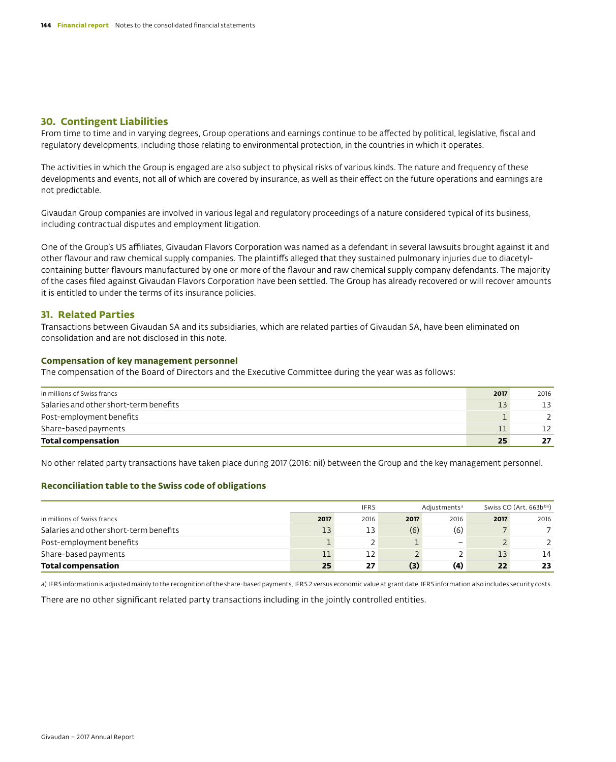## 30. Contingent Liabilities

From time to time and in varying degrees, Group operations and earnings continue to be affected by political, legislative, fiscal and regulatory developments, including those relating to environmental protection, in the countries in which it operates.

The activities in which the Group is engaged are also subject to physical risks of various kinds. The nature and frequency of these developments and events, not all of which are covered by insurance, as well as their effect on the future operations and earnings are not predictable.

Givaudan Group companies are involved in various legal and regulatory proceedings of a nature considered typical of its business, including contractual disputes and employment litigation.

One of the Group's US affiliates, Givaudan Flavors Corporation was named as a defendant in several lawsuits brought against it and other flavour and raw chemical supply companies. The plaintiffs alleged that they sustained pulmonary injuries due to diacetyl-containing butter flavours manufactured by one or more of the flavour and raw chemical supply company defendants. The majority of the cases filed against Givaudan Flavors Corporation have been settled. The Group has already recovered or will recover amounts it is entitled to under the terms of its insurance policies.

## 31. Related Parties

Transactions between Givaudan SA and its subsidiaries, which are related parties of Givaudan SA, have been eliminated on consolidation and are not disclosed in this note.

### Compensation of key management personnel

The compensation of the Board of Directors and the Executive Committee during the year was as follows:

| in millions of Swiss francs | 2017 | 2016 |
|---|---|---|
| Salaries and other short-term benefits | 13 | 13 |
| Post-employment benefits | 1 | 2 |
| Share-based payments | 11 | 12 |
| **Total compensation** | **25** | **27** |

No other related party transactions have taken place during 2017 (2016: nil) between the Group and the key management personnel.

### Reconciliation table to the Swiss code of obligations

| | IFRS | | Adjustments [a] | | Swiss CO (Art. 663b[bis]) | |
|---|---|---|---|---|---|---|
| in millions of Swiss francs | 2017 | 2016 | 2017 | 2016 | 2017 | 2016 |
| Salaries and other short-term benefits | 13 | 13 | (6) | (6) | 7 | 7 |
| Post-employment benefits | 1 | 2 | 1 | – | 2 | 2 |
| Share-based payments | 11 | 12 | 2 | 2 | 13 | 14 |
| **Total compensation** | **25** | **27** | **(3)** | **(4)** | **22** | **23** |

a) IFRS information is adjusted mainly to the recognition of the share-based payments, IFRS 2 versus economic value at grant date. IFRS information also includes security costs.

There are no other significant related party transactions including in the jointly controlled entities.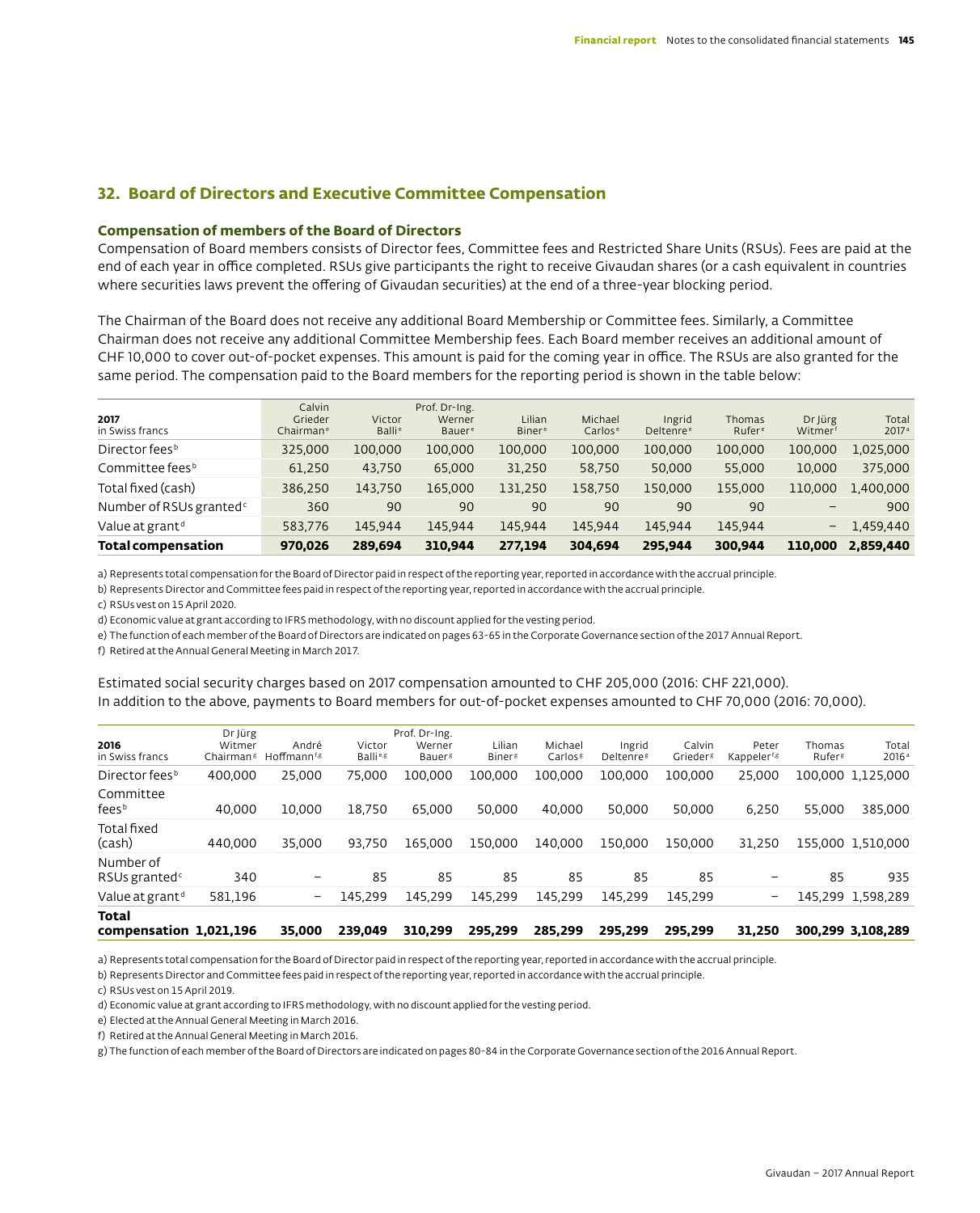## 32. Board of Directors and Executive Committee Compensation

### Compensation of members of the Board of Directors

Compensation of Board members consists of Director fees, Committee fees and Restricted Share Units (RSUs). Fees are paid at the end of each year in office completed. RSUs give participants the right to receive Givaudan shares (or a cash equivalent in countries where securities laws prevent the offering of Givaudan securities) at the end of a three-year blocking period.

The Chairman of the Board does not receive any additional Board Membership or Committee fees. Similarly, a Committee Chairman does not receive any additional Committee Membership fees. Each Board member receives an additional amount of CHF 10,000 to cover out-of-pocket expenses. This amount is paid for the coming year in office. The RSUs are also granted for the same period. The compensation paid to the Board members for the reporting period is shown in the table below:

| 2017 in Swiss francs | Calvin Grieder Chairman[e] | Victor Balli[e] | Prof. Dr-Ing. Werner Bauer[e] | Lilian Biner[e] | Michael Carlos[e] | Ingrid Deltenre[e] | Thomas Rufer[e] | Dr Jürg Witmer[f] | Total 2017[a] |
|---|---|---|---|---|---|---|---|---|---|
| Director fees[b] | 325,000 | 100,000 | 100,000 | 100,000 | 100,000 | 100,000 | 100,000 | 100,000 | 1,025,000 |
| Committee fees[b] | 61,250 | 43,750 | 65,000 | 31,250 | 58,750 | 50,000 | 55,000 | 10,000 | 375,000 |
| Total fixed (cash) | 386,250 | 143,750 | 165,000 | 131,250 | 158,750 | 150,000 | 155,000 | 110,000 | 1,400,000 |
| Number of RSUs granted[c] | 360 | 90 | 90 | 90 | 90 | 90 | 90 | – | 900 |
| Value at grant[d] | 583,776 | 145,944 | 145,944 | 145,944 | 145,944 | 145,944 | 145,944 | – | 1,459,440 |
| **Total compensation** | **970,026** | **289,694** | **310,944** | **277,194** | **304,694** | **295,944** | **300,944** | **110,000** | **2,859,440** |

a) Represents total compensation for the Board of Director paid in respect of the reporting year, reported in accordance with the accrual principle.
b) Represents Director and Committee fees paid in respect of the reporting year, reported in accordance with the accrual principle.
c) RSUs vest on 15 April 2020.
d) Economic value at grant according to IFRS methodology, with no discount applied for the vesting period.
e) The function of each member of the Board of Directors are indicated on pages 63-65 in the Corporate Governance section of the 2017 Annual Report.
f) Retired at the Annual General Meeting in March 2017.

Estimated social security charges based on 2017 compensation amounted to CHF 205,000 (2016: CHF 221,000).
In addition to the above, payments to Board members for out-of-pocket expenses amounted to CHF 70,000 (2016: 70,000).

| 2016 in Swiss francs | Dr Jürg Witmer Chairman[g] | André Hoffmann[f,g] | Victor Balli[e,g] | Prof. Dr-Ing. Werner Bauer[g] | Lilian Biner[g] | Michael Carlos[g] | Ingrid Deltenre[g] | Calvin Grieder[g] | Peter Kappeler[f,g] | Thomas Rufer[g] | Total 2016[a] |
|---|---|---|---|---|---|---|---|---|---|---|---|
| Director fees[b] | 400,000 | 25,000 | 75,000 | 100,000 | 100,000 | 100,000 | 100,000 | 100,000 | 25,000 | 100,000 | 1,125,000 |
| Committee fees[b] | 40,000 | 10,000 | 18,750 | 65,000 | 50,000 | 40,000 | 50,000 | 50,000 | 6,250 | 55,000 | 385,000 |
| Total fixed (cash) | 440,000 | 35,000 | 93,750 | 165,000 | 150,000 | 140,000 | 150,000 | 150,000 | 31,250 | 155,000 | 1,510,000 |
| Number of RSUs granted[c] | 340 | – | 85 | 85 | 85 | 85 | 85 | 85 | – | 85 | 935 |
| Value at grant[d] | 581,196 | – | 145,299 | 145,299 | 145,299 | 145,299 | 145,299 | 145,299 | – | 145,299 | 1,598,289 |
| **Total compensation** | **1,021,196** | **35,000** | **239,049** | **310,299** | **295,299** | **285,299** | **295,299** | **295,299** | **31,250** | **300,299** | **3,108,289** |

a) Represents total compensation for the Board of Director paid in respect of the reporting year, reported in accordance with the accrual principle.
b) Represents Director and Committee fees paid in respect of the reporting year, reported in accordance with the accrual principle.
c) RSUs vest on 15 April 2019.
d) Economic value at grant according to IFRS methodology, with no discount applied for the vesting period.
e) Elected at the Annual General Meeting in March 2016.
f) Retired at the Annual General Meeting in March 2016.
g) The function of each member of the Board of Directors are indicated on pages 80-84 in the Corporate Governance section of the 2016 Annual Report.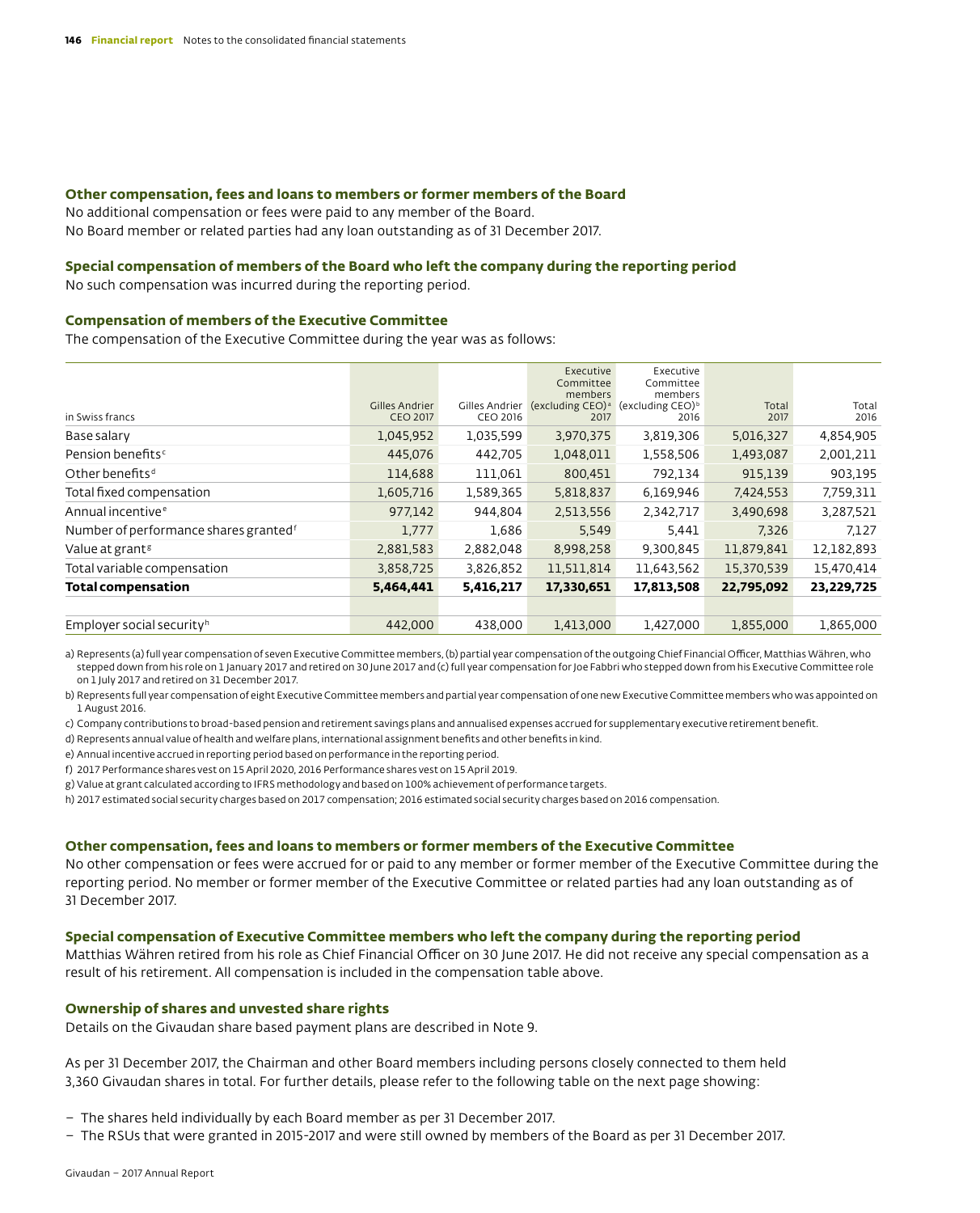### Other compensation, fees and loans to members or former members of the Board

No additional compensation or fees were paid to any member of the Board.
No Board member or related parties had any loan outstanding as of 31 December 2017.

### Special compensation of members of the Board who left the company during the reporting period

No such compensation was incurred during the reporting period.

### Compensation of members of the Executive Committee

The compensation of the Executive Committee during the year was as follows:

| in Swiss francs | Gilles Andrier CEO 2017 | Gilles Andrier CEO 2016 | Executive Committee members (excluding CEO)[a] 2017 | Executive Committee members (excluding CEO)[b] 2016 | Total 2017 | Total 2016 |
|---|---|---|---|---|---|---|
| Base salary | 1,045,952 | 1,035,599 | 3,970,375 | 3,819,306 | 5,016,327 | 4,854,905 |
| Pension benefits[c] | 445,076 | 442,705 | 1,048,011 | 1,558,506 | 1,493,087 | 2,001,211 |
| Other benefits[d] | 114,688 | 111,061 | 800,451 | 792,134 | 915,139 | 903,195 |
| Total fixed compensation | 1,605,716 | 1,589,365 | 5,818,837 | 6,169,946 | 7,424,553 | 7,759,311 |
| Annual incentive[e] | 977,142 | 944,804 | 2,513,556 | 2,342,717 | 3,490,698 | 3,287,521 |
| Number of performance shares granted[f] | 1,777 | 1,686 | 5,549 | 5,441 | 7,326 | 7,127 |
| Value at grant[g] | 2,881,583 | 2,882,048 | 8,998,258 | 9,300,845 | 11,879,841 | 12,182,893 |
| Total variable compensation | 3,858,725 | 3,826,852 | 11,511,814 | 11,643,562 | 15,370,539 | 15,470,414 |
| **Total compensation** | **5,464,441** | **5,416,217** | **17,330,651** | **17,813,508** | **22,795,092** | **23,229,725** |
| | | | | | | |
| Employer social security[h] | 442,000 | 438,000 | 1,413,000 | 1,427,000 | 1,855,000 | 1,865,000 |

a) Represents (a) full year compensation of seven Executive Committee members, (b) partial year compensation of the outgoing Chief Financial Officer, Matthias Währen, who stepped down from his role on 1 January 2017 and retired on 30 June 2017 and (c) full year compensation for Joe Fabbri who stepped down from his Executive Committee role on 1 July 2017 and retired on 31 December 2017.

b) Represents full year compensation of eight Executive Committee members and partial year compensation of one new Executive Committee members who was appointed on 1 August 2016.

c) Company contributions to broad-based pension and retirement savings plans and annualised expenses accrued for supplementary executive retirement benefit.

d) Represents annual value of health and welfare plans, international assignment benefits and other benefits in kind.

e) Annual incentive accrued in reporting period based on performance in the reporting period.

f) 2017 Performance shares vest on 15 April 2020, 2016 Performance shares vest on 15 April 2019.

g) Value at grant calculated according to IFRS methodology and based on 100% achievement of performance targets.

h) 2017 estimated social security charges based on 2017 compensation; 2016 estimated social security charges based on 2016 compensation.

### Other compensation, fees and loans to members or former members of the Executive Committee

No other compensation or fees were accrued for or paid to any member or former member of the Executive Committee during the reporting period. No member or former member of the Executive Committee or related parties had any loan outstanding as of 31 December 2017.

### Special compensation of Executive Committee members who left the company during the reporting period

Matthias Währen retired from his role as Chief Financial Officer on 30 June 2017. He did not receive any special compensation as a result of his retirement. All compensation is included in the compensation table above.

### Ownership of shares and unvested share rights

Details on the Givaudan share based payment plans are described in Note 9.

As per 31 December 2017, the Chairman and other Board members including persons closely connected to them held 3,360 Givaudan shares in total. For further details, please refer to the following table on the next page showing:

- The shares held individually by each Board member as per 31 December 2017.
- The RSUs that were granted in 2015-2017 and were still owned by members of the Board as per 31 December 2017.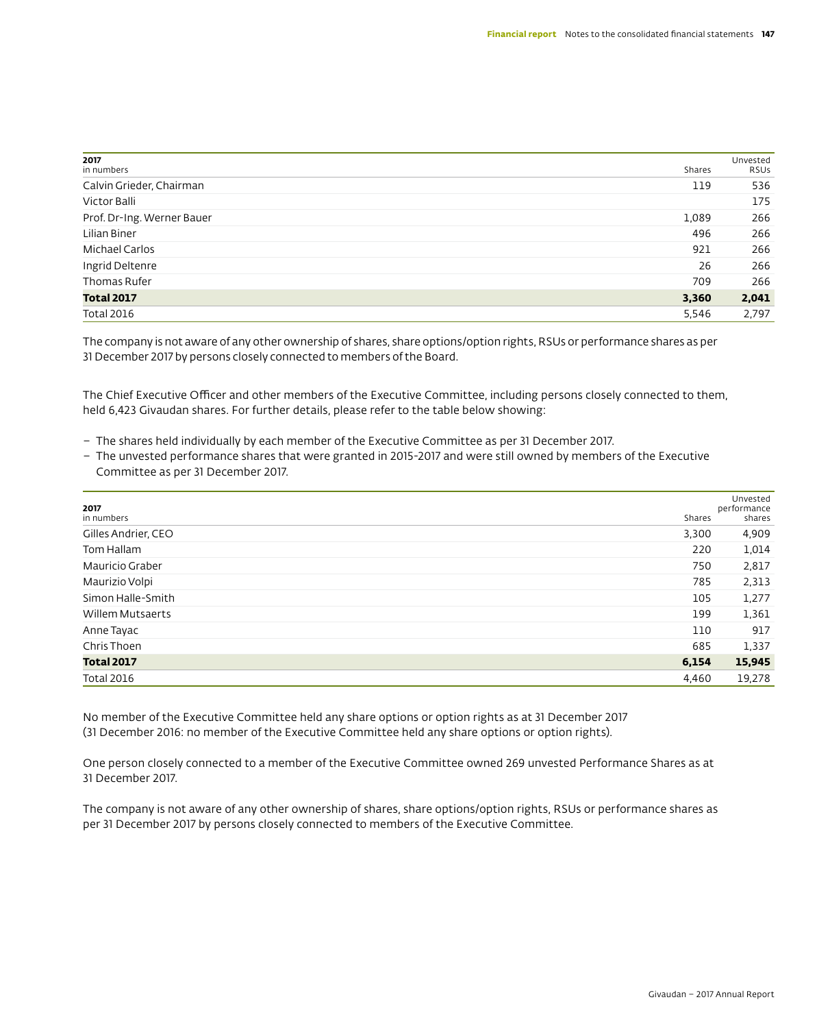| 2017<br>in numbers | Shares | Unvested RSUs |
|---|---|---|
| Calvin Grieder, Chairman | 119 | 536 |
| Victor Balli | | 175 |
| Prof. Dr-Ing. Werner Bauer | 1,089 | 266 |
| Lilian Biner | 496 | 266 |
| Michael Carlos | 921 | 266 |
| Ingrid Deltenre | 26 | 266 |
| Thomas Rufer | 709 | 266 |
| **Total 2017** | **3,360** | **2,041** |
| Total 2016 | 5,546 | 2,797 |

The company is not aware of any other ownership of shares, share options/option rights, RSUs or performance shares as per 31 December 2017 by persons closely connected to members of the Board.

The Chief Executive Officer and other members of the Executive Committee, including persons closely connected to them, held 6,423 Givaudan shares. For further details, please refer to the table below showing:

- The shares held individually by each member of the Executive Committee as per 31 December 2017.
- The unvested performance shares that were granted in 2015-2017 and were still owned by members of the Executive Committee as per 31 December 2017.

| 2017<br>in numbers | Shares | Unvested performance shares |
|---|---|---|
| Gilles Andrier, CEO | 3,300 | 4,909 |
| Tom Hallam | 220 | 1,014 |
| Mauricio Graber | 750 | 2,817 |
| Maurizio Volpi | 785 | 2,313 |
| Simon Halle-Smith | 105 | 1,277 |
| Willem Mutsaerts | 199 | 1,361 |
| Anne Tayac | 110 | 917 |
| Chris Thoen | 685 | 1,337 |
| **Total 2017** | **6,154** | **15,945** |
| Total 2016 | 4,460 | 19,278 |

No member of the Executive Committee held any share options or option rights as at 31 December 2017 (31 December 2016: no member of the Executive Committee held any share options or option rights).

One person closely connected to a member of the Executive Committee owned 269 unvested Performance Shares as at 31 December 2017.

The company is not aware of any other ownership of shares, share options/option rights, RSUs or performance shares as per 31 December 2017 by persons closely connected to members of the Executive Committee.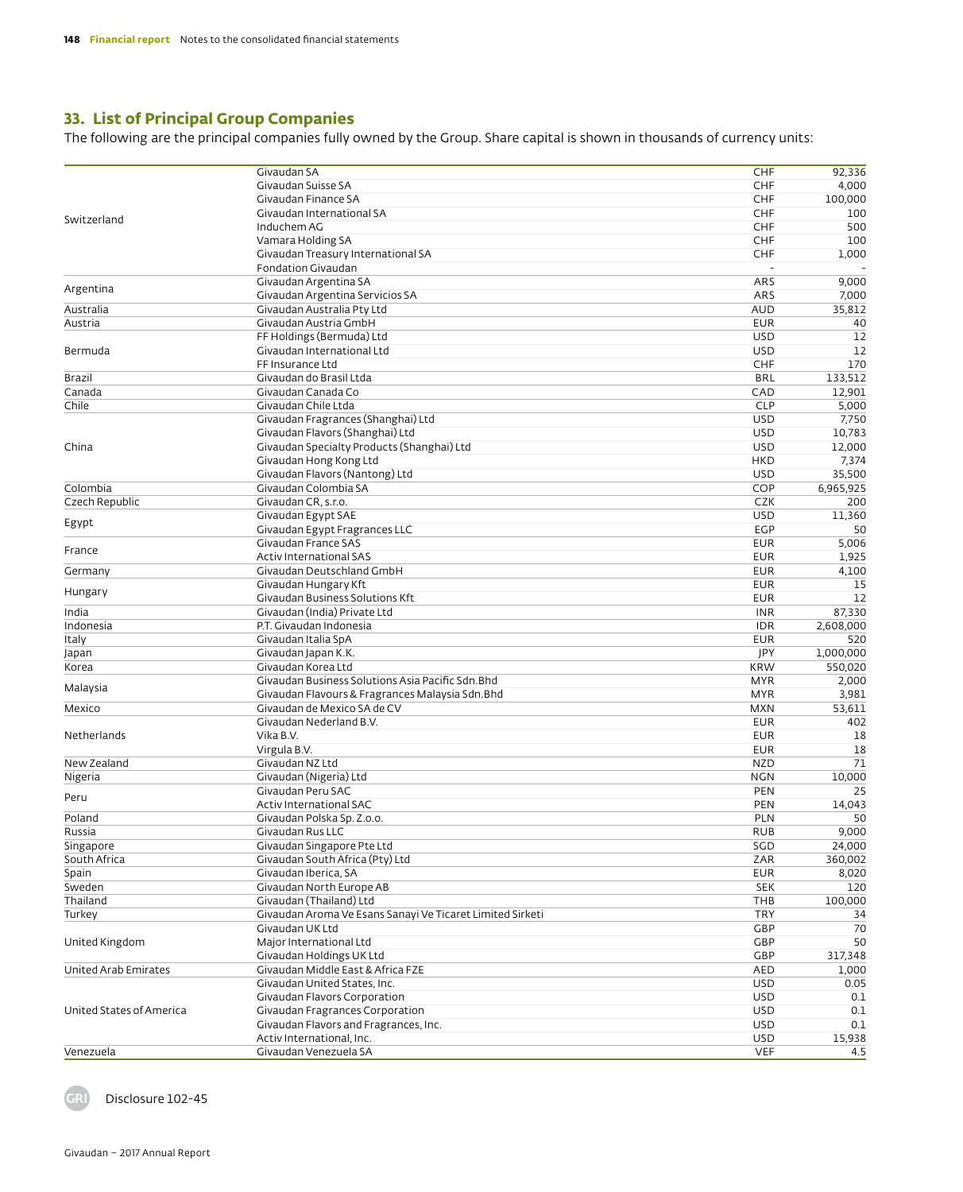## 33. List of Principal Group Companies

The following are the principal companies fully owned by the Group. Share capital is shown in thousands of currency units:

| | | | |
|---|---|---|---|
| Switzerland | Givaudan SA | CHF | 92,336 |
| | Givaudan Suisse SA | CHF | 4,000 |
| | Givaudan Finance SA | CHF | 100,000 |
| | Givaudan International SA | CHF | 100 |
| | Induchem AG | CHF | 500 |
| | Vamara Holding SA | CHF | 100 |
| | Givaudan Treasury International SA | CHF | 1,000 |
| | Fondation Givaudan | - | - |
| Argentina | Givaudan Argentina SA | ARS | 9,000 |
| | Givaudan Argentina Servicios SA | ARS | 7,000 |
| Australia | Givaudan Australia Pty Ltd | AUD | 35,812 |
| Austria | Givaudan Austria GmbH | EUR | 40 |
| Bermuda | FF Holdings (Bermuda) Ltd | USD | 12 |
| | Givaudan International Ltd | USD | 12 |
| | FF Insurance Ltd | CHF | 170 |
| Brazil | Givaudan do Brasil Ltda | BRL | 133,512 |
| Canada | Givaudan Canada Co | CAD | 12,901 |
| Chile | Givaudan Chile Ltda | CLP | 5,000 |
| China | Givaudan Fragrances (Shanghai) Ltd | USD | 7,750 |
| | Givaudan Flavors (Shanghai) Ltd | USD | 10,783 |
| | Givaudan Specialty Products (Shanghai) Ltd | USD | 12,000 |
| | Givaudan Hong Kong Ltd | HKD | 7,374 |
| | Givaudan Flavors (Nantong) Ltd | USD | 35,500 |
| Colombia | Givaudan Colombia SA | COP | 6,965,925 |
| Czech Republic | Givaudan CR, s.r.o. | CZK | 200 |
| Egypt | Givaudan Egypt SAE | USD | 11,360 |
| | Givaudan Egypt Fragrances LLC | EGP | 50 |
| France | Givaudan France SAS | EUR | 5,006 |
| | Activ International SAS | EUR | 1,925 |
| Germany | Givaudan Deutschland GmbH | EUR | 4,100 |
| Hungary | Givaudan Hungary Kft | EUR | 15 |
| | Givaudan Business Solutions Kft | EUR | 12 |
| India | Givaudan (India) Private Ltd | INR | 87,330 |
| Indonesia | P.T. Givaudan Indonesia | IDR | 2,608,000 |
| Italy | Givaudan Italia SpA | EUR | 520 |
| Japan | Givaudan Japan K.K. | JPY | 1,000,000 |
| Korea | Givaudan Korea Ltd | KRW | 550,020 |
| Malaysia | Givaudan Business Solutions Asia Pacific Sdn.Bhd | MYR | 2,000 |
| | Givaudan Flavours & Fragrances Malaysia Sdn.Bhd | MYR | 3,981 |
| Mexico | Givaudan de Mexico SA de CV | MXN | 53,611 |
| Netherlands | Givaudan Nederland B.V. | EUR | 402 |
| | Vika B.V. | EUR | 18 |
| | Virgula B.V. | EUR | 18 |
| New Zealand | Givaudan NZ Ltd | NZD | 71 |
| Nigeria | Givaudan (Nigeria) Ltd | NGN | 10,000 |
| Peru | Givaudan Peru SAC | PEN | 25 |
| | Activ International SAC | PEN | 14,043 |
| Poland | Givaudan Polska Sp. Z.o.o. | PLN | 50 |
| Russia | Givaudan Rus LLC | RUB | 9,000 |
| Singapore | Givaudan Singapore Pte Ltd | SGD | 24,000 |
| South Africa | Givaudan South Africa (Pty) Ltd | ZAR | 360,002 |
| Spain | Givaudan Iberica, SA | EUR | 8,020 |
| Sweden | Givaudan North Europe AB | SEK | 120 |
| Thailand | Givaudan (Thailand) Ltd | THB | 100,000 |
| Turkey | Givaudan Aroma Ve Esans Sanayi Ve Ticaret Limited Sirketi | TRY | 34 |
| United Kingdom | Givaudan UK Ltd | GBP | 70 |
| | Major International Ltd | GBP | 50 |
| | Givaudan Holdings UK Ltd | GBP | 317,348 |
| United Arab Emirates | Givaudan Middle East & Africa FZE | AED | 1,000 |
| United States of America | Givaudan United States, Inc. | USD | 0.05 |
| | Givaudan Flavors Corporation | USD | 0.1 |
| | Givaudan Fragrances Corporation | USD | 0.1 |
| | Givaudan Flavors and Fragrances, Inc. | USD | 0.1 |
| | Activ International, Inc. | USD | 15,938 |
| Venezuela | Givaudan Venezuela SA | VEF | 4.5 |

GRI Disclosure 102-45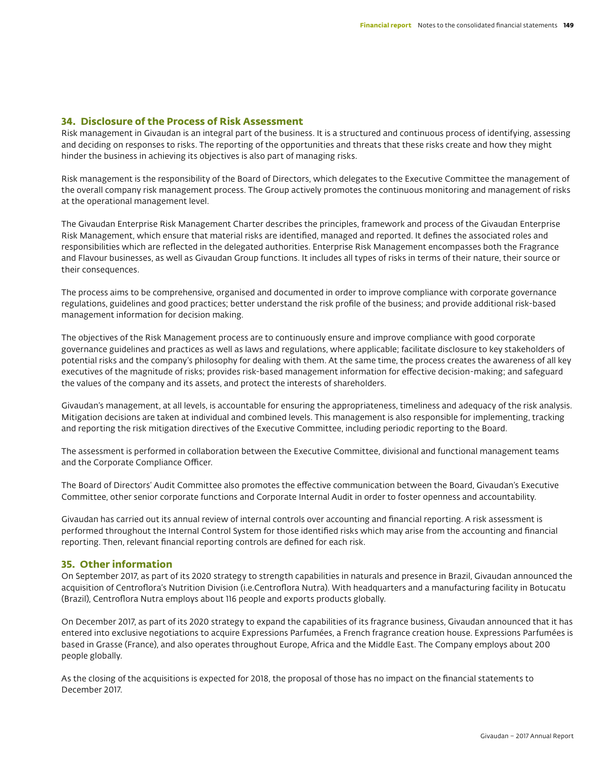## 34. Disclosure of the Process of Risk Assessment

Risk management in Givaudan is an integral part of the business. It is a structured and continuous process of identifying, assessing and deciding on responses to risks. The reporting of the opportunities and threats that these risks create and how they might hinder the business in achieving its objectives is also part of managing risks.

Risk management is the responsibility of the Board of Directors, which delegates to the Executive Committee the management of the overall company risk management process. The Group actively promotes the continuous monitoring and management of risks at the operational management level.

The Givaudan Enterprise Risk Management Charter describes the principles, framework and process of the Givaudan Enterprise Risk Management, which ensure that material risks are identified, managed and reported. It defines the associated roles and responsibilities which are reflected in the delegated authorities. Enterprise Risk Management encompasses both the Fragrance and Flavour businesses, as well as Givaudan Group functions. It includes all types of risks in terms of their nature, their source or their consequences.

The process aims to be comprehensive, organised and documented in order to improve compliance with corporate governance regulations, guidelines and good practices; better understand the risk profile of the business; and provide additional risk-based management information for decision making.

The objectives of the Risk Management process are to continuously ensure and improve compliance with good corporate governance guidelines and practices as well as laws and regulations, where applicable; facilitate disclosure to key stakeholders of potential risks and the company's philosophy for dealing with them. At the same time, the process creates the awareness of all key executives of the magnitude of risks; provides risk-based management information for effective decision-making; and safeguard the values of the company and its assets, and protect the interests of shareholders.

Givaudan's management, at all levels, is accountable for ensuring the appropriateness, timeliness and adequacy of the risk analysis. Mitigation decisions are taken at individual and combined levels. This management is also responsible for implementing, tracking and reporting the risk mitigation directives of the Executive Committee, including periodic reporting to the Board.

The assessment is performed in collaboration between the Executive Committee, divisional and functional management teams and the Corporate Compliance Officer.

The Board of Directors' Audit Committee also promotes the effective communication between the Board, Givaudan's Executive Committee, other senior corporate functions and Corporate Internal Audit in order to foster openness and accountability.

Givaudan has carried out its annual review of internal controls over accounting and financial reporting. A risk assessment is performed throughout the Internal Control System for those identified risks which may arise from the accounting and financial reporting. Then, relevant financial reporting controls are defined for each risk.

## 35. Other information

On September 2017, as part of its 2020 strategy to strength capabilities in naturals and presence in Brazil, Givaudan announced the acquisition of Centroflora's Nutrition Division (i.e.Centroflora Nutra). With headquarters and a manufacturing facility in Botucatu (Brazil), Centroflora Nutra employs about 116 people and exports products globally.

On December 2017, as part of its 2020 strategy to expand the capabilities of its fragrance business, Givaudan announced that it has entered into exclusive negotiations to acquire Expressions Parfumées, a French fragrance creation house. Expressions Parfumées is based in Grasse (France), and also operates throughout Europe, Africa and the Middle East. The Company employs about 200 people globally.

As the closing of the acquisitions is expected for 2018, the proposal of those has no impact on the financial statements to December 2017.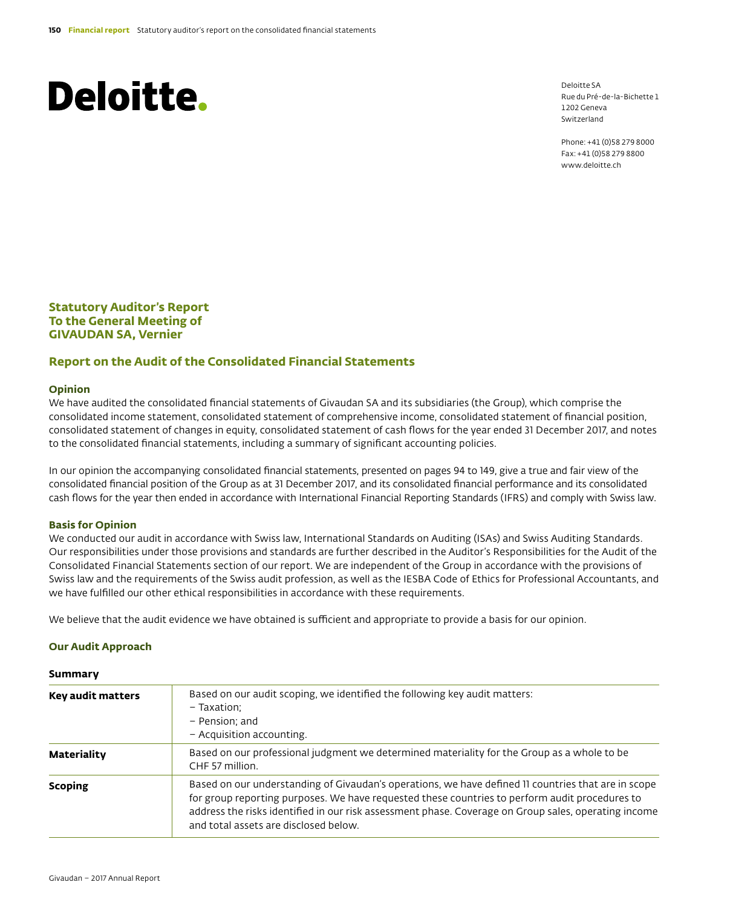Deloitte.

Deloitte SA
Rue du Pré-de-la-Bichette 1
1202 Geneva
Switzerland

Phone: +41 (0)58 279 8000
Fax: +41 (0)58 279 8800
www.deloitte.ch

## Statutory Auditor's Report
## To the General Meeting of
## GIVAUDAN SA, Vernier

## Report on the Audit of the Consolidated Financial Statements

### Opinion

We have audited the consolidated financial statements of Givaudan SA and its subsidiaries (the Group), which comprise the consolidated income statement, consolidated statement of comprehensive income, consolidated statement of financial position, consolidated statement of changes in equity, consolidated statement of cash flows for the year ended 31 December 2017, and notes to the consolidated financial statements, including a summary of significant accounting policies.

In our opinion the accompanying consolidated financial statements, presented on pages 94 to 149, give a true and fair view of the consolidated financial position of the Group as at 31 December 2017, and its consolidated financial performance and its consolidated cash flows for the year then ended in accordance with International Financial Reporting Standards (IFRS) and comply with Swiss law.

### Basis for Opinion

We conducted our audit in accordance with Swiss law, International Standards on Auditing (ISAs) and Swiss Auditing Standards. Our responsibilities under those provisions and standards are further described in the Auditor's Responsibilities for the Audit of the Consolidated Financial Statements section of our report. We are independent of the Group in accordance with the provisions of Swiss law and the requirements of the Swiss audit profession, as well as the IESBA Code of Ethics for Professional Accountants, and we have fulfilled our other ethical responsibilities in accordance with these requirements.

We believe that the audit evidence we have obtained is sufficient and appropriate to provide a basis for our opinion.

### Our Audit Approach

**Summary**

| | |
|---|---|
| **Key audit matters** | Based on our audit scoping, we identified the following key audit matters:<br>– Taxation;<br>– Pension; and<br>– Acquisition accounting. |
| **Materiality** | Based on our professional judgment we determined materiality for the Group as a whole to be CHF 57 million. |
| **Scoping** | Based on our understanding of Givaudan's operations, we have defined 11 countries that are in scope for group reporting purposes. We have requested these countries to perform audit procedures to address the risks identified in our risk assessment phase. Coverage on Group sales, operating income and total assets are disclosed below. |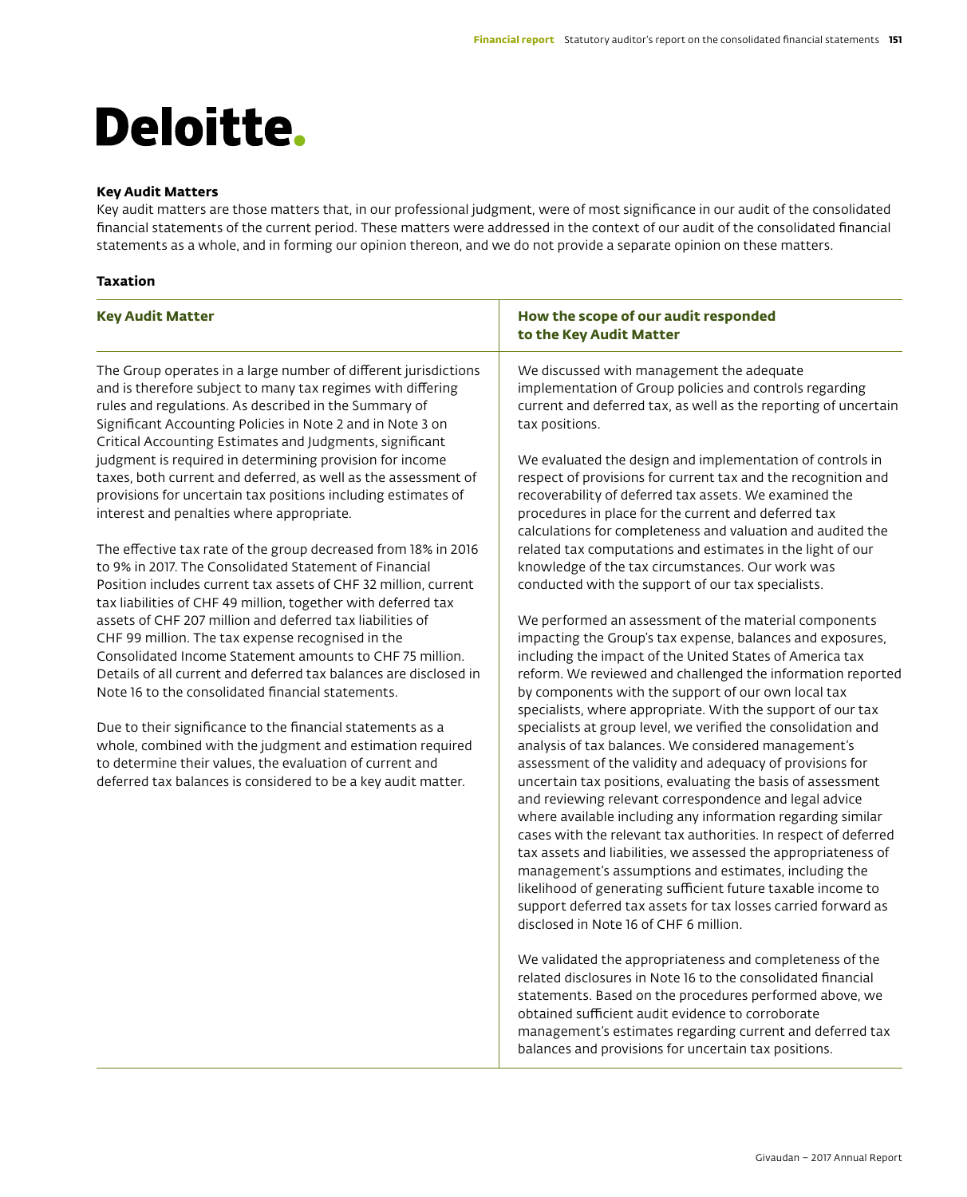# Deloitte.

**Key Audit Matters**

Key audit matters are those matters that, in our professional judgment, were of most significance in our audit of the consolidated financial statements of the current period. These matters were addressed in the context of our audit of the consolidated financial statements as a whole, and in forming our opinion thereon, and we do not provide a separate opinion on these matters.

**Taxation**

| Key Audit Matter | How the scope of our audit responded to the Key Audit Matter |
|---|---|
| The Group operates in a large number of different jurisdictions and is therefore subject to many tax regimes with differing rules and regulations. As described in the Summary of Significant Accounting Policies in Note 2 and in Note 3 on Critical Accounting Estimates and Judgments, significant judgment is required in determining provision for income taxes, both current and deferred, as well as the assessment of provisions for uncertain tax positions including estimates of interest and penalties where appropriate.<br><br>The effective tax rate of the group decreased from 18% in 2016 to 9% in 2017. The Consolidated Statement of Financial Position includes current tax assets of CHF 32 million, current tax liabilities of CHF 49 million, together with deferred tax assets of CHF 207 million and deferred tax liabilities of CHF 99 million. The tax expense recognised in the Consolidated Income Statement amounts to CHF 75 million. Details of all current and deferred tax balances are disclosed in Note 16 to the consolidated financial statements.<br><br>Due to their significance to the financial statements as a whole, combined with the judgment and estimation required to determine their values, the evaluation of current and deferred tax balances is considered to be a key audit matter. | We discussed with management the adequate implementation of Group policies and controls regarding current and deferred tax, as well as the reporting of uncertain tax positions.<br><br>We evaluated the design and implementation of controls in respect of provisions for current tax and the recognition and recoverability of deferred tax assets. We examined the procedures in place for the current and deferred tax calculations for completeness and valuation and audited the related tax computations and estimates in the light of our knowledge of the tax circumstances. Our work was conducted with the support of our tax specialists.<br><br>We performed an assessment of the material components impacting the Group's tax expense, balances and exposures, including the impact of the United States of America tax reform. We reviewed and challenged the information reported by components with the support of our own local tax specialists, where appropriate. With the support of our tax specialists at group level, we verified the consolidation and analysis of tax balances. We considered management's assessment of the validity and adequacy of provisions for uncertain tax positions, evaluating the basis of assessment and reviewing relevant correspondence and legal advice where available including any information regarding similar cases with the relevant tax authorities. In respect of deferred tax assets and liabilities, we assessed the appropriateness of management's assumptions and estimates, including the likelihood of generating sufficient future taxable income to support deferred tax assets for tax losses carried forward as disclosed in Note 16 of CHF 6 million.<br><br>We validated the appropriateness and completeness of the related disclosures in Note 16 to the consolidated financial statements. Based on the procedures performed above, we obtained sufficient audit evidence to corroborate management's estimates regarding current and deferred tax balances and provisions for uncertain tax positions. |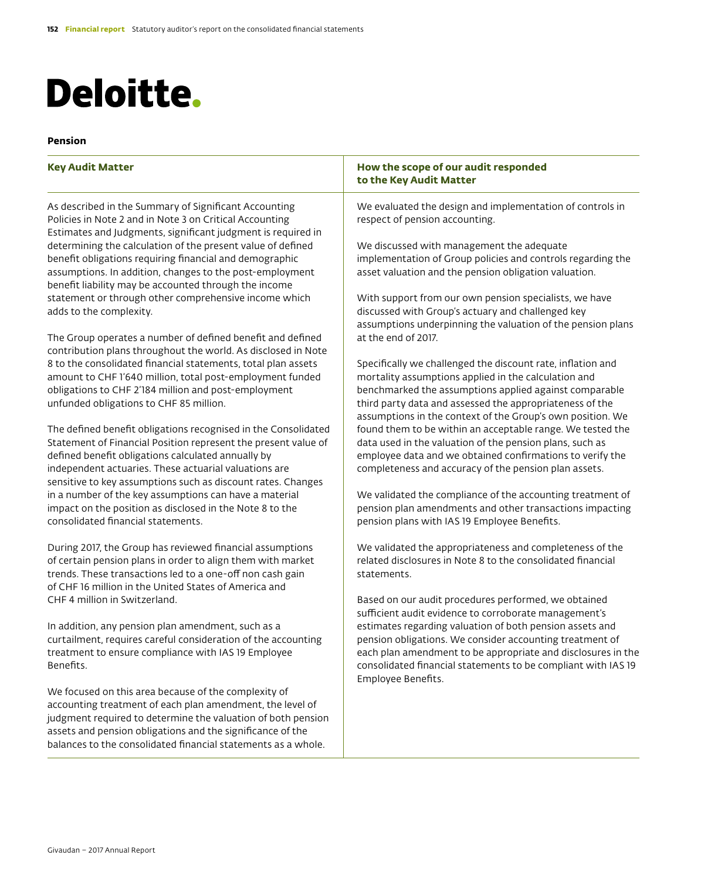Deloitte.

**Pension**

| Key Audit Matter | How the scope of our audit responded to the Key Audit Matter |
| --- | --- |
| As described in the Summary of Significant Accounting Policies in Note 2 and in Note 3 on Critical Accounting Estimates and Judgments, significant judgment is required in determining the calculation of the present value of defined benefit obligations requiring financial and demographic assumptions. In addition, changes to the post-employment benefit liability may be accounted through the income statement or through other comprehensive income which adds to the complexity.<br><br>The Group operates a number of defined benefit and defined contribution plans throughout the world. As disclosed in Note 8 to the consolidated financial statements, total plan assets amount to CHF 1'640 million, total post-employment funded obligations to CHF 2'184 million and post-employment unfunded obligations to CHF 85 million.<br><br>The defined benefit obligations recognised in the Consolidated Statement of Financial Position represent the present value of defined benefit obligations calculated annually by independent actuaries. These actuarial valuations are sensitive to key assumptions such as discount rates. Changes in a number of the key assumptions can have a material impact on the position as disclosed in the Note 8 to the consolidated financial statements.<br><br>During 2017, the Group has reviewed financial assumptions of certain pension plans in order to align them with market trends. These transactions led to a one-off non cash gain of CHF 16 million in the United States of America and CHF 4 million in Switzerland.<br><br>In addition, any pension plan amendment, such as a curtailment, requires careful consideration of the accounting treatment to ensure compliance with IAS 19 Employee Benefits.<br><br>We focused on this area because of the complexity of accounting treatment of each plan amendment, the level of judgment required to determine the valuation of both pension assets and pension obligations and the significance of the balances to the consolidated financial statements as a whole. | We evaluated the design and implementation of controls in respect of pension accounting.<br><br>We discussed with management the adequate implementation of Group policies and controls regarding the asset valuation and the pension obligation valuation.<br><br>With support from our own pension specialists, we have discussed with Group's actuary and challenged key assumptions underpinning the valuation of the pension plans at the end of 2017.<br><br>Specifically we challenged the discount rate, inflation and mortality assumptions applied in the calculation and benchmarked the assumptions applied against comparable third party data and assessed the appropriateness of the assumptions in the context of the Group's own position. We found them to be within an acceptable range. We tested the data used in the valuation of the pension plans, such as employee data and we obtained confirmations to verify the completeness and accuracy of the pension plan assets.<br><br>We validated the compliance of the accounting treatment of pension plan amendments and other transactions impacting pension plans with IAS 19 Employee Benefits.<br><br>We validated the appropriateness and completeness of the related disclosures in Note 8 to the consolidated financial statements.<br><br>Based on our audit procedures performed, we obtained sufficient audit evidence to corroborate management's estimates regarding valuation of both pension assets and pension obligations. We consider accounting treatment of each plan amendment to be appropriate and disclosures in the consolidated financial statements to be compliant with IAS 19 Employee Benefits. |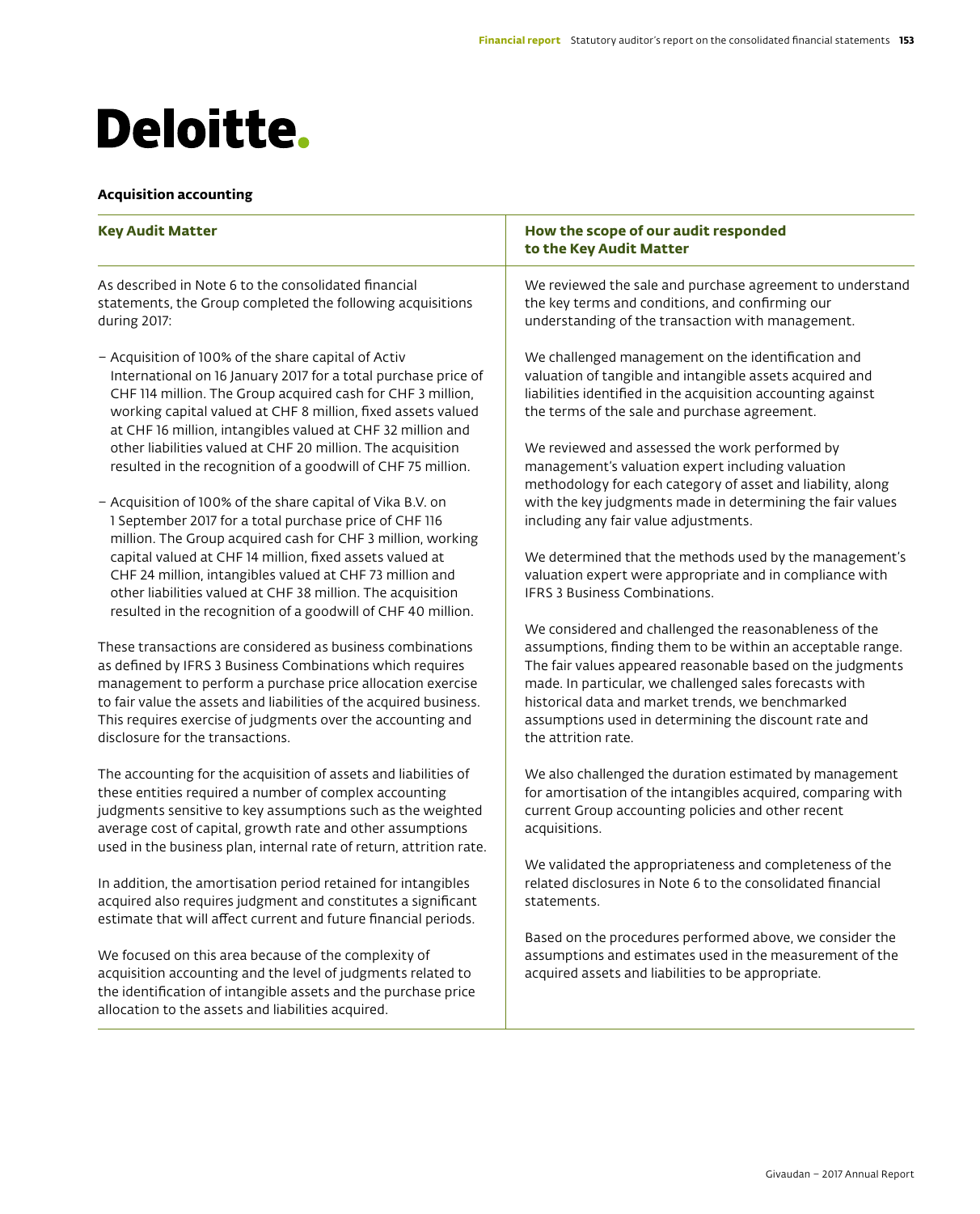# Deloitte.

**Acquisition accounting**

| Key Audit Matter | How the scope of our audit responded to the Key Audit Matter |
|---|---|
| As described in Note 6 to the consolidated financial statements, the Group completed the following acquisitions during 2017:<br><br>– Acquisition of 100% of the share capital of Activ International on 16 January 2017 for a total purchase price of CHF 114 million. The Group acquired cash for CHF 3 million, working capital valued at CHF 8 million, fixed assets valued at CHF 16 million, intangibles valued at CHF 32 million and other liabilities valued at CHF 20 million. The acquisition resulted in the recognition of a goodwill of CHF 75 million.<br><br>– Acquisition of 100% of the share capital of Vika B.V. on 1 September 2017 for a total purchase price of CHF 116 million. The Group acquired cash for CHF 3 million, working capital valued at CHF 14 million, fixed assets valued at CHF 24 million, intangibles valued at CHF 73 million and other liabilities valued at CHF 38 million. The acquisition resulted in the recognition of a goodwill of CHF 40 million.<br><br>These transactions are considered as business combinations as defined by IFRS 3 Business Combinations which requires management to perform a purchase price allocation exercise to fair value the assets and liabilities of the acquired business. This requires exercise of judgments over the accounting and disclosure for the transactions.<br><br>The accounting for the acquisition of assets and liabilities of these entities required a number of complex accounting judgments sensitive to key assumptions such as the weighted average cost of capital, growth rate and other assumptions used in the business plan, internal rate of return, attrition rate.<br><br>In addition, the amortisation period retained for intangibles acquired also requires judgment and constitutes a significant estimate that will affect current and future financial periods.<br><br>We focused on this area because of the complexity of acquisition accounting and the level of judgments related to the identification of intangible assets and the purchase price allocation to the assets and liabilities acquired. | We reviewed the sale and purchase agreement to understand the key terms and conditions, and confirming our understanding of the transaction with management.<br><br>We challenged management on the identification and valuation of tangible and intangible assets acquired and liabilities identified in the acquisition accounting against the terms of the sale and purchase agreement.<br><br>We reviewed and assessed the work performed by management's valuation expert including valuation methodology for each category of asset and liability, along with the key judgments made in determining the fair values including any fair value adjustments.<br><br>We determined that the methods used by the management's valuation expert were appropriate and in compliance with IFRS 3 Business Combinations.<br><br>We considered and challenged the reasonableness of the assumptions, finding them to be within an acceptable range. The fair values appeared reasonable based on the judgments made. In particular, we challenged sales forecasts with historical data and market trends, we benchmarked assumptions used in determining the discount rate and the attrition rate.<br><br>We also challenged the duration estimated by management for amortisation of the intangibles acquired, comparing with current Group accounting policies and other recent acquisitions.<br><br>We validated the appropriateness and completeness of the related disclosures in Note 6 to the consolidated financial statements.<br><br>Based on the procedures performed above, we consider the assumptions and estimates used in the measurement of the acquired assets and liabilities to be appropriate. |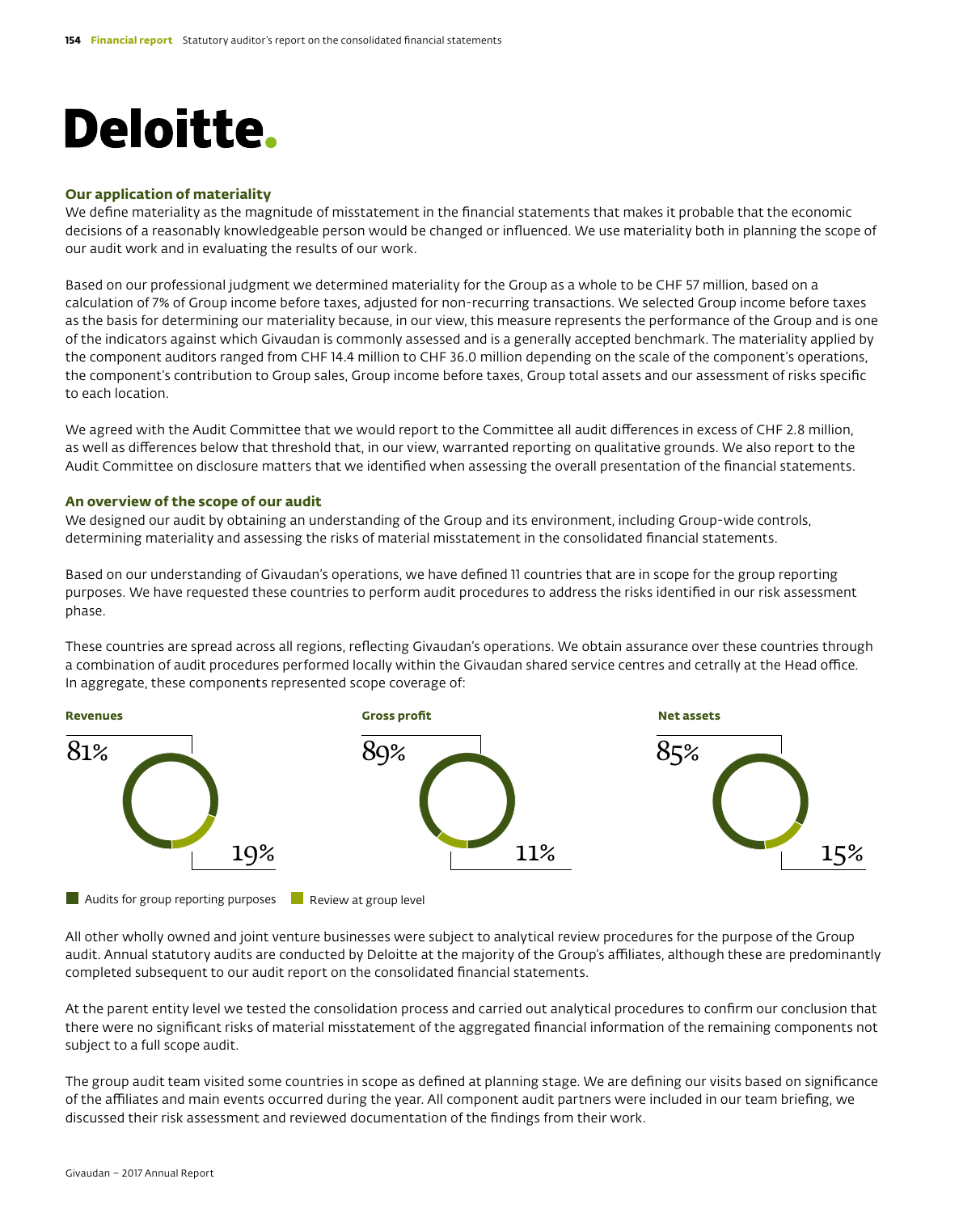# Deloitte.

### Our application of materiality

We define materiality as the magnitude of misstatement in the financial statements that makes it probable that the economic decisions of a reasonably knowledgeable person would be changed or influenced. We use materiality both in planning the scope of our audit work and in evaluating the results of our work.

Based on our professional judgment we determined materiality for the Group as a whole to be CHF 57 million, based on a calculation of 7% of Group income before taxes, adjusted for non-recurring transactions. We selected Group income before taxes as the basis for determining our materiality because, in our view, this measure represents the performance of the Group and is one of the indicators against which Givaudan is commonly assessed and is a generally accepted benchmark. The materiality applied by the component auditors ranged from CHF 14.4 million to CHF 36.0 million depending on the scale of the component's operations, the component's contribution to Group sales, Group income before taxes, Group total assets and our assessment of risks specific to each location.

We agreed with the Audit Committee that we would report to the Committee all audit differences in excess of CHF 2.8 million, as well as differences below that threshold that, in our view, warranted reporting on qualitative grounds. We also report to the Audit Committee on disclosure matters that we identified when assessing the overall presentation of the financial statements.

### An overview of the scope of our audit

We designed our audit by obtaining an understanding of the Group and its environment, including Group-wide controls, determining materiality and assessing the risks of material misstatement in the consolidated financial statements.

Based on our understanding of Givaudan's operations, we have defined 11 countries that are in scope for the group reporting purposes. We have requested these countries to perform audit procedures to address the risks identified in our risk assessment phase.

These countries are spread across all regions, reflecting Givaudan's operations. We obtain assurance over these countries through a combination of audit procedures performed locally within the Givaudan shared service centres and cetrally at the Head office. In aggregate, these components represented scope coverage of:

| | Revenues | Gross profit | Net assets |
|---|---|---|---|
| Audits for group reporting purposes | 81% | 89% | 85% |
| Review at group level | 19% | 11% | 15% |

All other wholly owned and joint venture businesses were subject to analytical review procedures for the purpose of the Group audit. Annual statutory audits are conducted by Deloitte at the majority of the Group's affiliates, although these are predominantly completed subsequent to our audit report on the consolidated financial statements.

At the parent entity level we tested the consolidation process and carried out analytical procedures to confirm our conclusion that there were no significant risks of material misstatement of the aggregated financial information of the remaining components not subject to a full scope audit.

The group audit team visited some countries in scope as defined at planning stage. We are defining our visits based on significance of the affiliates and main events occurred during the year. All component audit partners were included in our team briefing, we discussed their risk assessment and reviewed documentation of the findings from their work.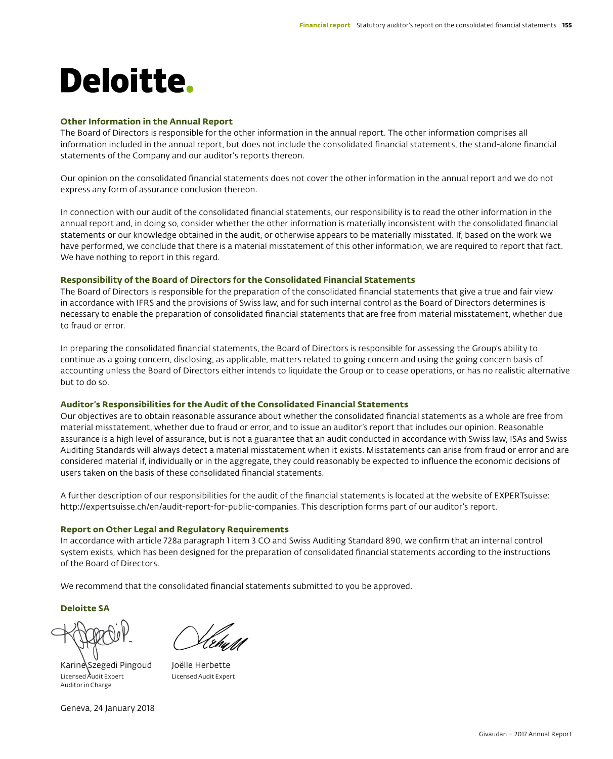# Deloitte.

### Other Information in the Annual Report

The Board of Directors is responsible for the other information in the annual report. The other information comprises all information included in the annual report, but does not include the consolidated financial statements, the stand-alone financial statements of the Company and our auditor's reports thereon.

Our opinion on the consolidated financial statements does not cover the other information in the annual report and we do not express any form of assurance conclusion thereon.

In connection with our audit of the consolidated financial statements, our responsibility is to read the other information in the annual report and, in doing so, consider whether the other information is materially inconsistent with the consolidated financial statements or our knowledge obtained in the audit, or otherwise appears to be materially misstated. If, based on the work we have performed, we conclude that there is a material misstatement of this other information, we are required to report that fact. We have nothing to report in this regard.

### Responsibility of the Board of Directors for the Consolidated Financial Statements

The Board of Directors is responsible for the preparation of the consolidated financial statements that give a true and fair view in accordance with IFRS and the provisions of Swiss law, and for such internal control as the Board of Directors determines is necessary to enable the preparation of consolidated financial statements that are free from material misstatement, whether due to fraud or error.

In preparing the consolidated financial statements, the Board of Directors is responsible for assessing the Group's ability to continue as a going concern, disclosing, as applicable, matters related to going concern and using the going concern basis of accounting unless the Board of Directors either intends to liquidate the Group or to cease operations, or has no realistic alternative but to do so.

### Auditor's Responsibilities for the Audit of the Consolidated Financial Statements

Our objectives are to obtain reasonable assurance about whether the consolidated financial statements as a whole are free from material misstatement, whether due to fraud or error, and to issue an auditor's report that includes our opinion. Reasonable assurance is a high level of assurance, but is not a guarantee that an audit conducted in accordance with Swiss law, ISAs and Swiss Auditing Standards will always detect a material misstatement when it exists. Misstatements can arise from fraud or error and are considered material if, individually or in the aggregate, they could reasonably be expected to influence the economic decisions of users taken on the basis of these consolidated financial statements.

A further description of our responsibilities for the audit of the financial statements is located at the website of EXPERTsuisse: http://expertsuisse.ch/en/audit-report-for-public-companies. This description forms part of our auditor's report.

### Report on Other Legal and Regulatory Requirements

In accordance with article 728a paragraph 1 item 3 CO and Swiss Auditing Standard 890, we confirm that an internal control system exists, which has been designed for the preparation of consolidated financial statements according to the instructions of the Board of Directors.

We recommend that the consolidated financial statements submitted to you be approved.

**Deloitte SA**

Karine Szegedi Pingoud
Licensed Audit Expert
Auditor in Charge

Joëlle Herbette
Licensed Audit Expert

Geneva, 24 January 2018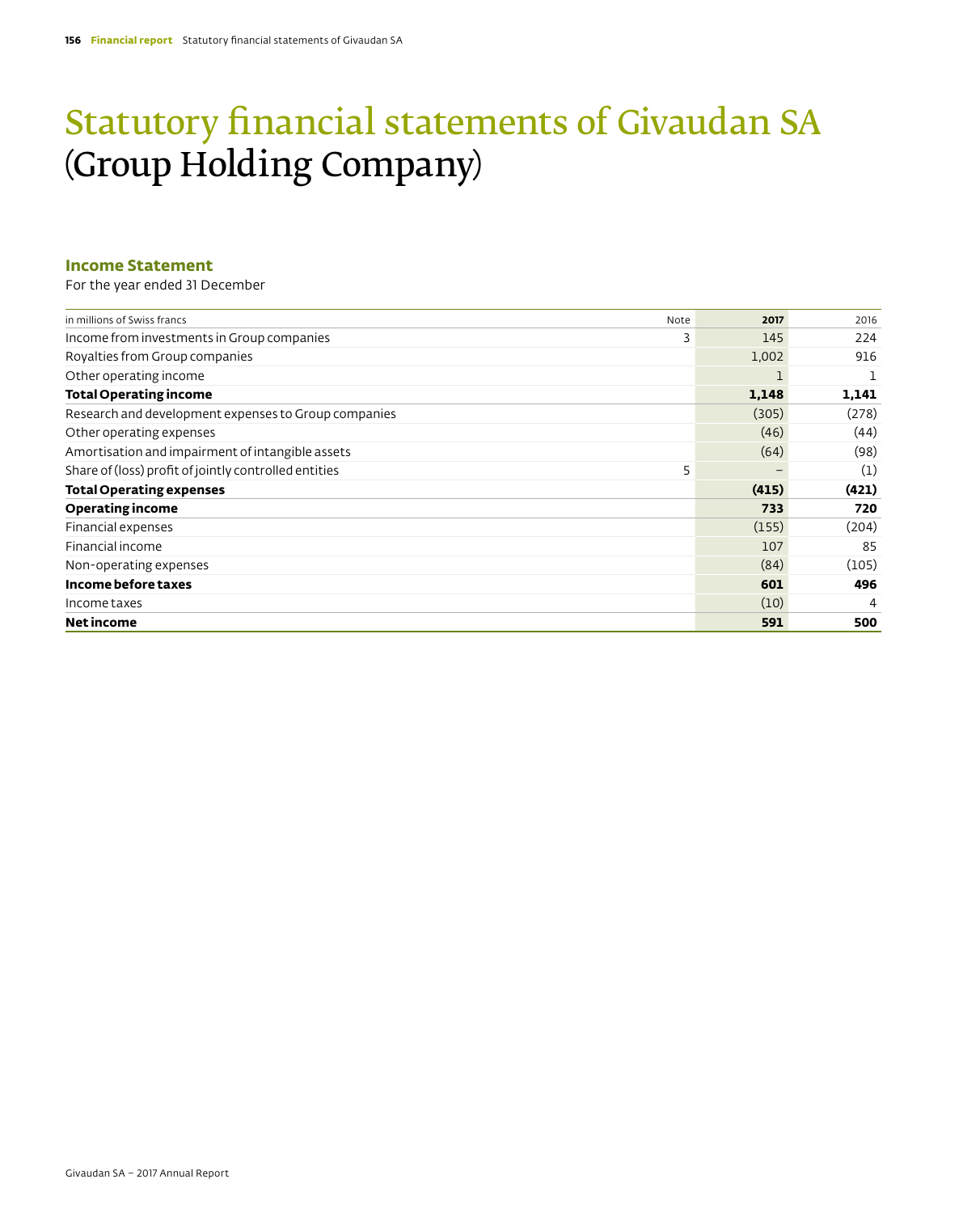# Statutory financial statements of Givaudan SA (Group Holding Company)

### Income Statement

For the year ended 31 December

| in millions of Swiss francs | Note | 2017 | 2016 |
|---|---|---|---|
| Income from investments in Group companies | 3 | 145 | 224 |
| Royalties from Group companies | | 1,002 | 916 |
| Other operating income | | 1 | 1 |
| **Total Operating income** | | **1,148** | **1,141** |
| Research and development expenses to Group companies | | (305) | (278) |
| Other operating expenses | | (46) | (44) |
| Amortisation and impairment of intangible assets | | (64) | (98) |
| Share of (loss) profit of jointly controlled entities | 5 | – | (1) |
| **Total Operating expenses** | | **(415)** | **(421)** |
| **Operating income** | | **733** | **720** |
| Financial expenses | | (155) | (204) |
| Financial income | | 107 | 85 |
| Non-operating expenses | | (84) | (105) |
| **Income before taxes** | | **601** | **496** |
| Income taxes | | (10) | 4 |
| **Net income** | | **591** | **500** |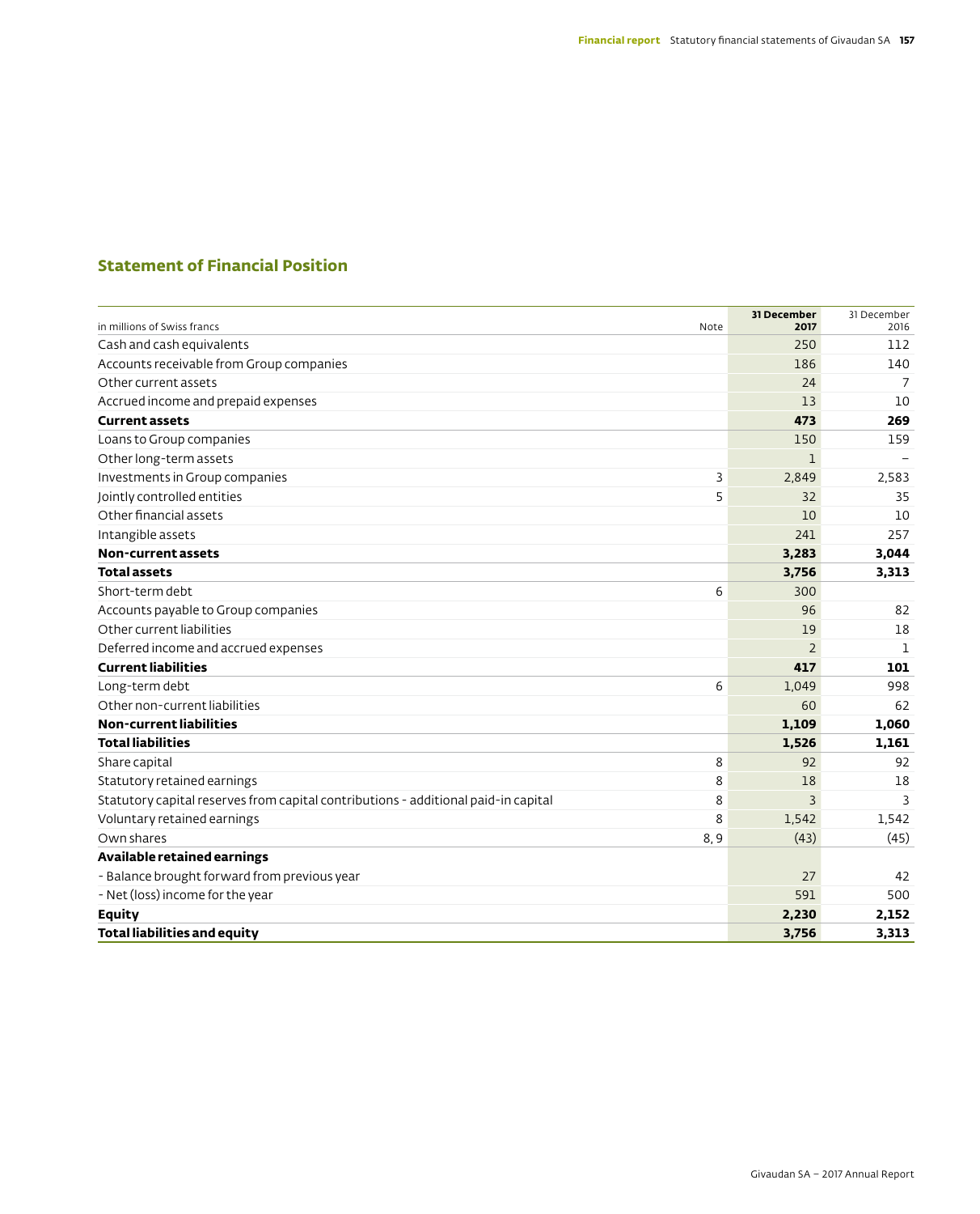## Statement of Financial Position

| in millions of Swiss francs | Note | 31 December 2017 | 31 December 2016 |
|---|---|---|---|
| Cash and cash equivalents | | 250 | 112 |
| Accounts receivable from Group companies | | 186 | 140 |
| Other current assets | | 24 | 7 |
| Accrued income and prepaid expenses | | 13 | 10 |
| **Current assets** | | **473** | **269** |
| Loans to Group companies | | 150 | 159 |
| Other long-term assets | | 1 | – |
| Investments in Group companies | 3 | 2,849 | 2,583 |
| Jointly controlled entities | 5 | 32 | 35 |
| Other financial assets | | 10 | 10 |
| Intangible assets | | 241 | 257 |
| **Non-current assets** | | **3,283** | **3,044** |
| **Total assets** | | **3,756** | **3,313** |
| Short-term debt | 6 | 300 | |
| Accounts payable to Group companies | | 96 | 82 |
| Other current liabilities | | 19 | 18 |
| Deferred income and accrued expenses | | 2 | 1 |
| **Current liabilities** | | **417** | **101** |
| Long-term debt | 6 | 1,049 | 998 |
| Other non-current liabilities | | 60 | 62 |
| **Non-current liabilities** | | **1,109** | **1,060** |
| **Total liabilities** | | **1,526** | **1,161** |
| Share capital | 8 | 92 | 92 |
| Statutory retained earnings | 8 | 18 | 18 |
| Statutory capital reserves from capital contributions - additional paid-in capital | 8 | 3 | 3 |
| Voluntary retained earnings | 8 | 1,542 | 1,542 |
| Own shares | 8, 9 | (43) | (45) |
| **Available retained earnings** | | | |
| - Balance brought forward from previous year | | 27 | 42 |
| - Net (loss) income for the year | | 591 | 500 |
| **Equity** | | **2,230** | **2,152** |
| **Total liabilities and equity** | | **3,756** | **3,313** |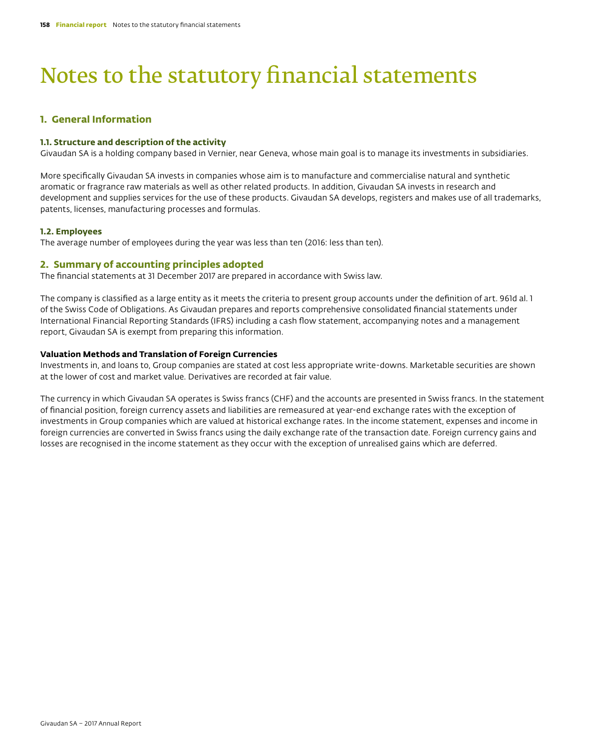# Notes to the statutory financial statements

## 1. General Information

### 1.1. Structure and description of the activity

Givaudan SA is a holding company based in Vernier, near Geneva, whose main goal is to manage its investments in subsidiaries.

More specifically Givaudan SA invests in companies whose aim is to manufacture and commercialise natural and synthetic aromatic or fragrance raw materials as well as other related products. In addition, Givaudan SA invests in research and development and supplies services for the use of these products. Givaudan SA develops, registers and makes use of all trademarks, patents, licenses, manufacturing processes and formulas.

### 1.2. Employees

The average number of employees during the year was less than ten (2016: less than ten).

## 2. Summary of accounting principles adopted

The financial statements at 31 December 2017 are prepared in accordance with Swiss law.

The company is classified as a large entity as it meets the criteria to present group accounts under the definition of art. 961d al. 1 of the Swiss Code of Obligations. As Givaudan prepares and reports comprehensive consolidated financial statements under International Financial Reporting Standards (IFRS) including a cash flow statement, accompanying notes and a management report, Givaudan SA is exempt from preparing this information.

**Valuation Methods and Translation of Foreign Currencies**

Investments in, and loans to, Group companies are stated at cost less appropriate write-downs. Marketable securities are shown at the lower of cost and market value. Derivatives are recorded at fair value.

The currency in which Givaudan SA operates is Swiss francs (CHF) and the accounts are presented in Swiss francs. In the statement of financial position, foreign currency assets and liabilities are remeasured at year-end exchange rates with the exception of investments in Group companies which are valued at historical exchange rates. In the income statement, expenses and income in foreign currencies are converted in Swiss francs using the daily exchange rate of the transaction date. Foreign currency gains and losses are recognised in the income statement as they occur with the exception of unrealised gains which are deferred.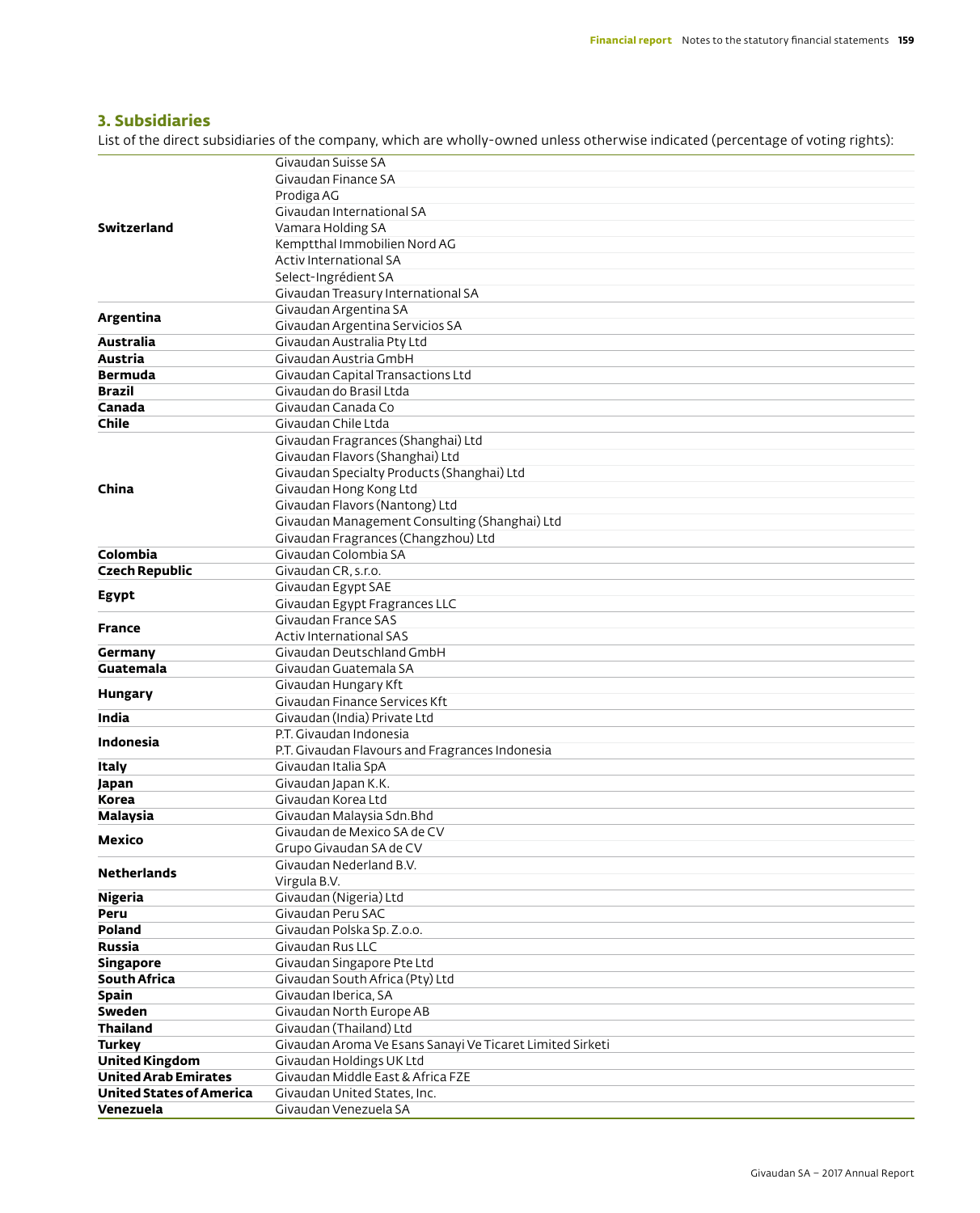## 3. Subsidiaries

List of the direct subsidiaries of the company, which are wholly-owned unless otherwise indicated (percentage of voting rights):

| Country | Subsidiary |
|---|---|
| **Switzerland** | Givaudan Suisse SA |
| | Givaudan Finance SA |
| | Prodiga AG |
| | Givaudan International SA |
| | Vamara Holding SA |
| | Kemptthal Immobilien Nord AG |
| | Activ International SA |
| | Select-Ingrédient SA |
| | Givaudan Treasury International SA |
| **Argentina** | Givaudan Argentina SA |
| | Givaudan Argentina Servicios SA |
| **Australia** | Givaudan Australia Pty Ltd |
| **Austria** | Givaudan Austria GmbH |
| **Bermuda** | Givaudan Capital Transactions Ltd |
| **Brazil** | Givaudan do Brasil Ltda |
| **Canada** | Givaudan Canada Co |
| **Chile** | Givaudan Chile Ltda |
| **China** | Givaudan Fragrances (Shanghai) Ltd |
| | Givaudan Flavors (Shanghai) Ltd |
| | Givaudan Specialty Products (Shanghai) Ltd |
| | Givaudan Hong Kong Ltd |
| | Givaudan Flavors (Nantong) Ltd |
| | Givaudan Management Consulting (Shanghai) Ltd |
| | Givaudan Fragrances (Changzhou) Ltd |
| **Colombia** | Givaudan Colombia SA |
| **Czech Republic** | Givaudan CR, s.r.o. |
| **Egypt** | Givaudan Egypt SAE |
| | Givaudan Egypt Fragrances LLC |
| **France** | Givaudan France SAS |
| | Activ International SAS |
| **Germany** | Givaudan Deutschland GmbH |
| **Guatemala** | Givaudan Guatemala SA |
| **Hungary** | Givaudan Hungary Kft |
| | Givaudan Finance Services Kft |
| **India** | Givaudan (India) Private Ltd |
| **Indonesia** | P.T. Givaudan Indonesia |
| | P.T. Givaudan Flavours and Fragrances Indonesia |
| **Italy** | Givaudan Italia SpA |
| **Japan** | Givaudan Japan K.K. |
| **Korea** | Givaudan Korea Ltd |
| **Malaysia** | Givaudan Malaysia Sdn.Bhd |
| **Mexico** | Givaudan de Mexico SA de CV |
| | Grupo Givaudan SA de CV |
| **Netherlands** | Givaudan Nederland B.V. |
| | Virgula B.V. |
| **Nigeria** | Givaudan (Nigeria) Ltd |
| **Peru** | Givaudan Peru SAC |
| **Poland** | Givaudan Polska Sp. Z.o.o. |
| **Russia** | Givaudan Rus LLC |
| **Singapore** | Givaudan Singapore Pte Ltd |
| **South Africa** | Givaudan South Africa (Pty) Ltd |
| **Spain** | Givaudan Iberica, SA |
| **Sweden** | Givaudan North Europe AB |
| **Thailand** | Givaudan (Thailand) Ltd |
| **Turkey** | Givaudan Aroma Ve Esans Sanayi Ve Ticaret Limited Sirketi |
| **United Kingdom** | Givaudan Holdings UK Ltd |
| **United Arab Emirates** | Givaudan Middle East & Africa FZE |
| **United States of America** | Givaudan United States, Inc. |
| **Venezuela** | Givaudan Venezuela SA |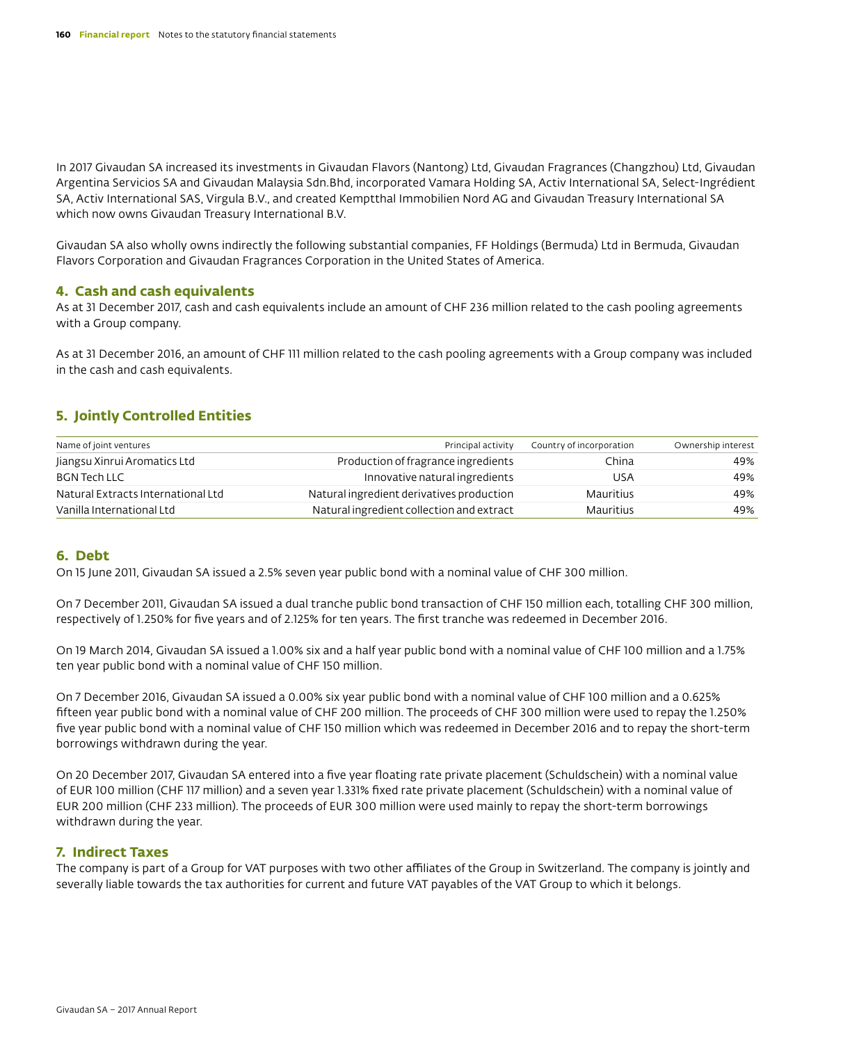In 2017 Givaudan SA increased its investments in Givaudan Flavors (Nantong) Ltd, Givaudan Fragrances (Changzhou) Ltd, Givaudan Argentina Servicios SA and Givaudan Malaysia Sdn.Bhd, incorporated Vamara Holding SA, Activ International SA, Select-Ingrédient SA, Activ International SAS, Virgula B.V., and created Kemptthal Immobilien Nord AG and Givaudan Treasury International SA which now owns Givaudan Treasury International B.V.

Givaudan SA also wholly owns indirectly the following substantial companies, FF Holdings (Bermuda) Ltd in Bermuda, Givaudan Flavors Corporation and Givaudan Fragrances Corporation in the United States of America.

## 4. Cash and cash equivalents

As at 31 December 2017, cash and cash equivalents include an amount of CHF 236 million related to the cash pooling agreements with a Group company.

As at 31 December 2016, an amount of CHF 111 million related to the cash pooling agreements with a Group company was included in the cash and cash equivalents.

## 5. Jointly Controlled Entities

| Name of joint ventures | Principal activity | Country of incorporation | Ownership interest |
|---|---|---|---|
| Jiangsu Xinrui Aromatics Ltd | Production of fragrance ingredients | China | 49% |
| BGN Tech LLC | Innovative natural ingredients | USA | 49% |
| Natural Extracts International Ltd | Natural ingredient derivatives production | Mauritius | 49% |
| Vanilla International Ltd | Natural ingredient collection and extract | Mauritius | 49% |

## 6. Debt

On 15 June 2011, Givaudan SA issued a 2.5% seven year public bond with a nominal value of CHF 300 million.

On 7 December 2011, Givaudan SA issued a dual tranche public bond transaction of CHF 150 million each, totalling CHF 300 million, respectively of 1.250% for five years and of 2.125% for ten years. The first tranche was redeemed in December 2016.

On 19 March 2014, Givaudan SA issued a 1.00% six and a half year public bond with a nominal value of CHF 100 million and a 1.75% ten year public bond with a nominal value of CHF 150 million.

On 7 December 2016, Givaudan SA issued a 0.00% six year public bond with a nominal value of CHF 100 million and a 0.625% fifteen year public bond with a nominal value of CHF 200 million. The proceeds of CHF 300 million were used to repay the 1.250% five year public bond with a nominal value of CHF 150 million which was redeemed in December 2016 and to repay the short-term borrowings withdrawn during the year.

On 20 December 2017, Givaudan SA entered into a five year floating rate private placement (Schuldschein) with a nominal value of EUR 100 million (CHF 117 million) and a seven year 1.331% fixed rate private placement (Schuldschein) with a nominal value of EUR 200 million (CHF 233 million). The proceeds of EUR 300 million were used mainly to repay the short-term borrowings withdrawn during the year.

## 7. Indirect Taxes

The company is part of a Group for VAT purposes with two other affiliates of the Group in Switzerland. The company is jointly and severally liable towards the tax authorities for current and future VAT payables of the VAT Group to which it belongs.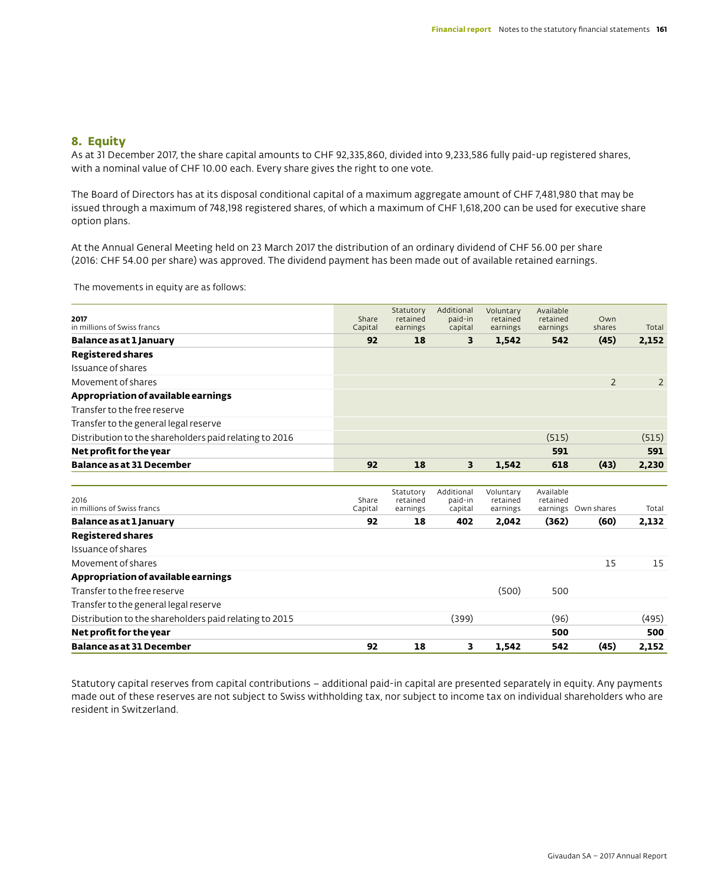## 8. Equity

As at 31 December 2017, the share capital amounts to CHF 92,335,860, divided into 9,233,586 fully paid-up registered shares, with a nominal value of CHF 10.00 each. Every share gives the right to one vote.

The Board of Directors has at its disposal conditional capital of a maximum aggregate amount of CHF 7,481,980 that may be issued through a maximum of 748,198 registered shares, of which a maximum of CHF 1,618,200 can be used for executive share option plans.

At the Annual General Meeting held on 23 March 2017 the distribution of an ordinary dividend of CHF 56.00 per share (2016: CHF 54.00 per share) was approved. The dividend payment has been made out of available retained earnings.

The movements in equity are as follows:

| **2017**<br>in millions of Swiss francs | Share Capital | Statutory retained earnings | Additional paid-in capital | Voluntary retained earnings | Available retained earnings | Own shares | Total |
|---|---|---|---|---|---|---|---|
| **Balance as at 1 January** | **92** | **18** | **3** | **1,542** | **542** | **(45)** | **2,152** |
| **Registered shares** | | | | | | | |
| Issuance of shares | | | | | | | |
| Movement of shares | | | | | | 2 | 2 |
| **Appropriation of available earnings** | | | | | | | |
| Transfer to the free reserve | | | | | | | |
| Transfer to the general legal reserve | | | | | | | |
| Distribution to the shareholders paid relating to 2016 | | | | | (515) | | (515) |
| **Net profit for the year** | | | | | **591** | | **591** |
| **Balance as at 31 December** | **92** | **18** | **3** | **1,542** | **618** | **(43)** | **2,230** |

| 2016<br>in millions of Swiss francs | Share Capital | Statutory retained earnings | Additional paid-in capital | Voluntary retained earnings | Available retained earnings | Own shares | Total |
|---|---|---|---|---|---|---|---|
| **Balance as at 1 January** | **92** | **18** | **402** | **2,042** | **(362)** | **(60)** | **2,132** |
| **Registered shares** | | | | | | | |
| Issuance of shares | | | | | | | |
| Movement of shares | | | | | | 15 | 15 |
| **Appropriation of available earnings** | | | | | | | |
| Transfer to the free reserve | | | | (500) | 500 | | |
| Transfer to the general legal reserve | | | | | | | |
| Distribution to the shareholders paid relating to 2015 | | | (399) | | (96) | | (495) |
| **Net profit for the year** | | | | | **500** | | **500** |
| **Balance as at 31 December** | **92** | **18** | **3** | **1,542** | **542** | **(45)** | **2,152** |

Statutory capital reserves from capital contributions – additional paid-in capital are presented separately in equity. Any payments made out of these reserves are not subject to Swiss withholding tax, nor subject to income tax on individual shareholders who are resident in Switzerland.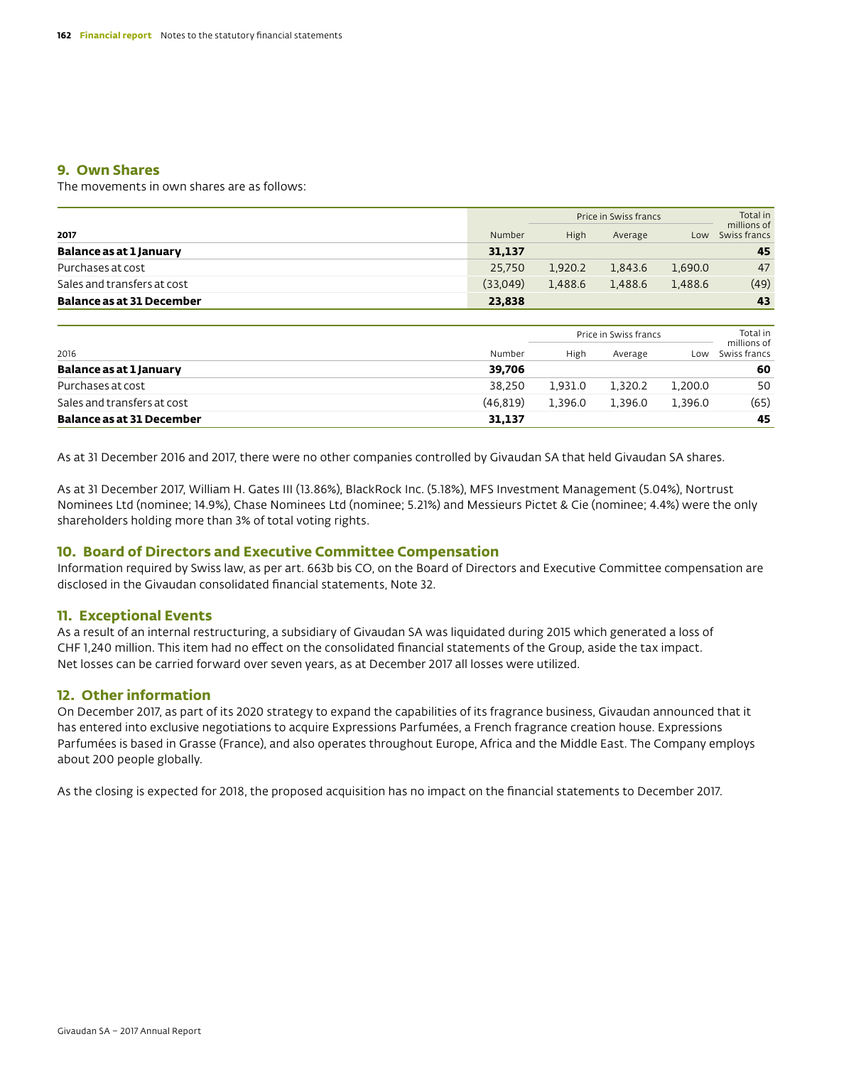## 9. Own Shares

The movements in own shares are as follows:

| 2017 | Number | Price in Swiss francs High | Average | Low | Total in millions of Swiss francs |
|---|---|---|---|---|---|
| **Balance as at 1 January** | **31,137** | | | | **45** |
| Purchases at cost | 25,750 | 1,920.2 | 1,843.6 | 1,690.0 | 47 |
| Sales and transfers at cost | (33,049) | 1,488.6 | 1,488.6 | 1,488.6 | (49) |
| **Balance as at 31 December** | **23,838** | | | | **43** |

| 2016 | Number | Price in Swiss francs High | Average | Low | Total in millions of Swiss francs |
|---|---|---|---|---|---|
| **Balance as at 1 January** | **39,706** | | | | **60** |
| Purchases at cost | 38,250 | 1,931.0 | 1,320.2 | 1,200.0 | 50 |
| Sales and transfers at cost | (46,819) | 1,396.0 | 1,396.0 | 1,396.0 | (65) |
| **Balance as at 31 December** | **31,137** | | | | **45** |

As at 31 December 2016 and 2017, there were no other companies controlled by Givaudan SA that held Givaudan SA shares.

As at 31 December 2017, William H. Gates III (13.86%), BlackRock Inc. (5.18%), MFS Investment Management (5.04%), Nortrust Nominees Ltd (nominee; 14.9%), Chase Nominees Ltd (nominee; 5.21%) and Messieurs Pictet & Cie (nominee; 4.4%) were the only shareholders holding more than 3% of total voting rights.

## 10. Board of Directors and Executive Committee Compensation

Information required by Swiss law, as per art. 663b bis CO, on the Board of Directors and Executive Committee compensation are disclosed in the Givaudan consolidated financial statements, Note 32.

## 11. Exceptional Events

As a result of an internal restructuring, a subsidiary of Givaudan SA was liquidated during 2015 which generated a loss of CHF 1,240 million. This item had no effect on the consolidated financial statements of the Group, aside the tax impact. Net losses can be carried forward over seven years, as at December 2017 all losses were utilized.

## 12. Other information

On December 2017, as part of its 2020 strategy to expand the capabilities of its fragrance business, Givaudan announced that it has entered into exclusive negotiations to acquire Expressions Parfumées, a French fragrance creation house. Expressions Parfumées is based in Grasse (France), and also operates throughout Europe, Africa and the Middle East. The Company employs about 200 people globally.

As the closing is expected for 2018, the proposed acquisition has no impact on the financial statements to December 2017.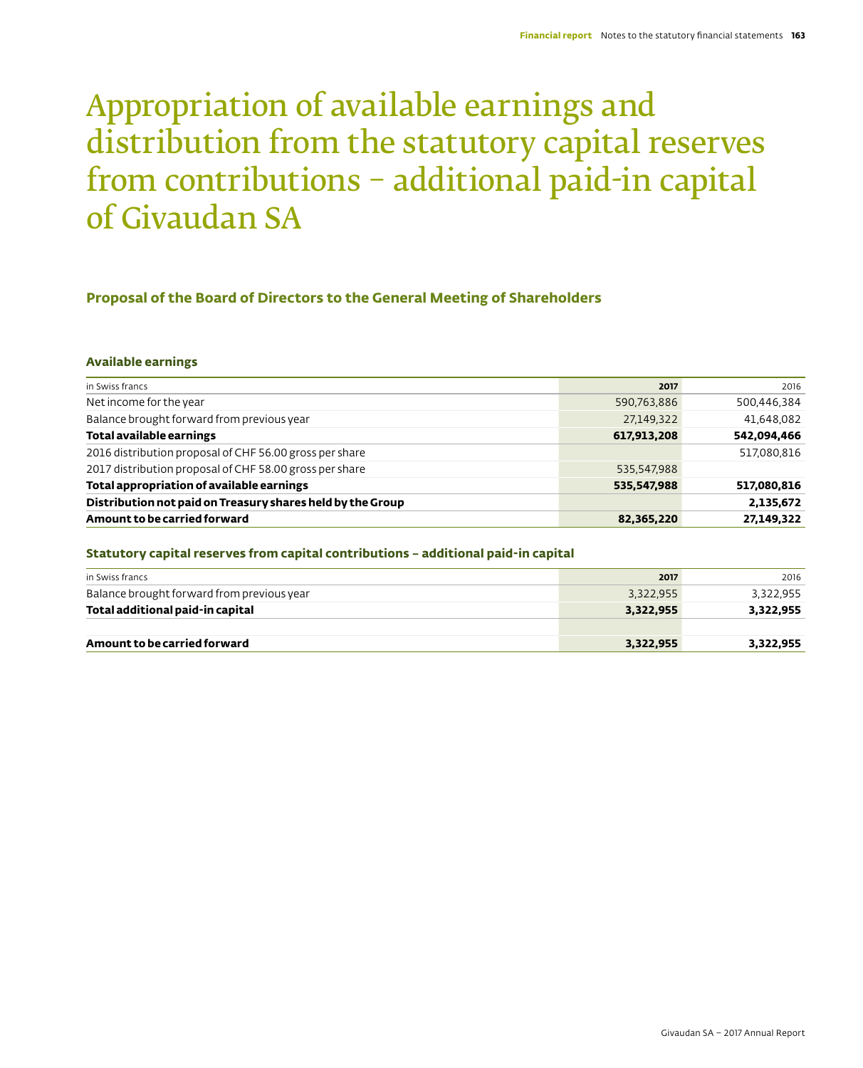# Appropriation of available earnings and distribution from the statutory capital reserves from contributions – additional paid-in capital of Givaudan SA

## Proposal of the Board of Directors to the General Meeting of Shareholders

### Available earnings

| in Swiss francs | **2017** | 2016 |
|---|---|---|
| Net income for the year | 590,763,886 | 500,446,384 |
| Balance brought forward from previous year | 27,149,322 | 41,648,082 |
| **Total available earnings** | **617,913,208** | **542,094,466** |
| 2016 distribution proposal of CHF 56.00 gross per share | | 517,080,816 |
| 2017 distribution proposal of CHF 58.00 gross per share | 535,547,988 | |
| **Total appropriation of available earnings** | **535,547,988** | **517,080,816** |
| **Distribution not paid on Treasury shares held by the Group** | | **2,135,672** |
| **Amount to be carried forward** | **82,365,220** | **27,149,322** |

### Statutory capital reserves from capital contributions – additional paid-in capital

| in Swiss francs | **2017** | 2016 |
|---|---|---|
| Balance brought forward from previous year | 3,322,955 | 3,322,955 |
| **Total additional paid-in capital** | **3,322,955** | **3,322,955** |
| | | |
| **Amount to be carried forward** | **3,322,955** | **3,322,955** |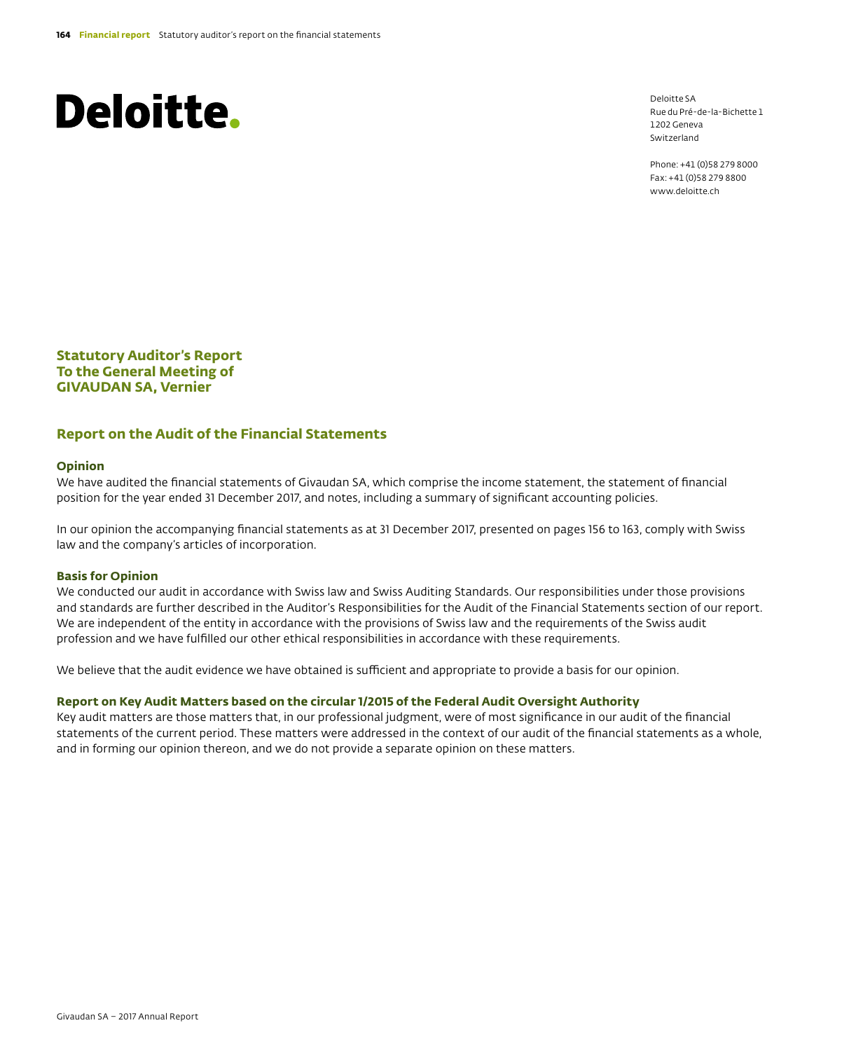Deloitte.

Deloitte SA
Rue du Pré-de-la-Bichette 1
1202 Geneva
Switzerland

Phone: +41 (0)58 279 8000
Fax: +41 (0)58 279 8800
www.deloitte.ch

## Statutory Auditor's Report To the General Meeting of GIVAUDAN SA, Vernier

## Report on the Audit of the Financial Statements

### Opinion

We have audited the financial statements of Givaudan SA, which comprise the income statement, the statement of financial position for the year ended 31 December 2017, and notes, including a summary of significant accounting policies.

In our opinion the accompanying financial statements as at 31 December 2017, presented on pages 156 to 163, comply with Swiss law and the company's articles of incorporation.

### Basis for Opinion

We conducted our audit in accordance with Swiss law and Swiss Auditing Standards. Our responsibilities under those provisions and standards are further described in the Auditor's Responsibilities for the Audit of the Financial Statements section of our report. We are independent of the entity in accordance with the provisions of Swiss law and the requirements of the Swiss audit profession and we have fulfilled our other ethical responsibilities in accordance with these requirements.

We believe that the audit evidence we have obtained is sufficient and appropriate to provide a basis for our opinion.

### Report on Key Audit Matters based on the circular 1/2015 of the Federal Audit Oversight Authority

Key audit matters are those matters that, in our professional judgment, were of most significance in our audit of the financial statements of the current period. These matters were addressed in the context of our audit of the financial statements as a whole, and in forming our opinion thereon, and we do not provide a separate opinion on these matters.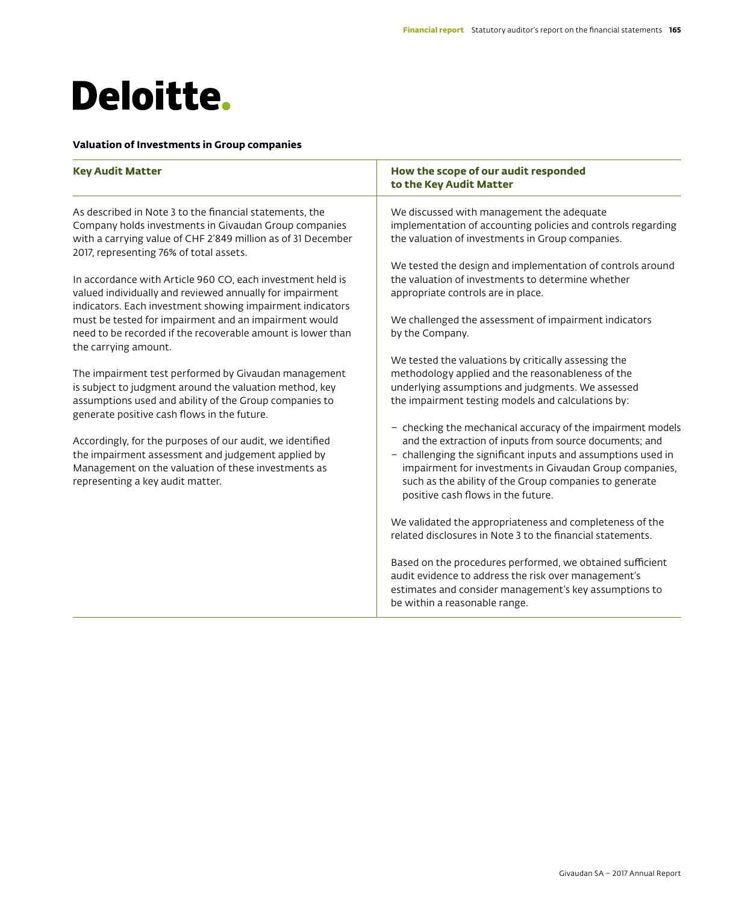Deloitte.

**Valuation of Investments in Group companies**

| Key Audit Matter | How the scope of our audit responded to the Key Audit Matter |
| --- | --- |
| As described in Note 3 to the financial statements, the Company holds investments in Givaudan Group companies with a carrying value of CHF 2'849 million as of 31 December 2017, representing 76% of total assets.<br><br>In accordance with Article 960 CO, each investment held is valued individually and reviewed annually for impairment indicators. Each investment showing impairment indicators must be tested for impairment and an impairment would need to be recorded if the recoverable amount is lower than the carrying amount.<br><br>The impairment test performed by Givaudan management is subject to judgment around the valuation method, key assumptions used and ability of the Group companies to generate positive cash flows in the future.<br><br>Accordingly, for the purposes of our audit, we identified the impairment assessment and judgement applied by Management on the valuation of these investments as representing a key audit matter. | We discussed with management the adequate implementation of accounting policies and controls regarding the valuation of investments in Group companies.<br><br>We tested the design and implementation of controls around the valuation of investments to determine whether appropriate controls are in place.<br><br>We challenged the assessment of impairment indicators by the Company.<br><br>We tested the valuations by critically assessing the methodology applied and the reasonableness of the underlying assumptions and judgments. We assessed the impairment testing models and calculations by:<br><br>– checking the mechanical accuracy of the impairment models and the extraction of inputs from source documents; and<br>– challenging the significant inputs and assumptions used in impairment for investments in Givaudan Group companies, such as the ability of the Group companies to generate positive cash flows in the future.<br><br>We validated the appropriateness and completeness of the related disclosures in Note 3 to the financial statements.<br><br>Based on the procedures performed, we obtained sufficient audit evidence to address the risk over management's estimates and consider management's key assumptions to be within a reasonable range. |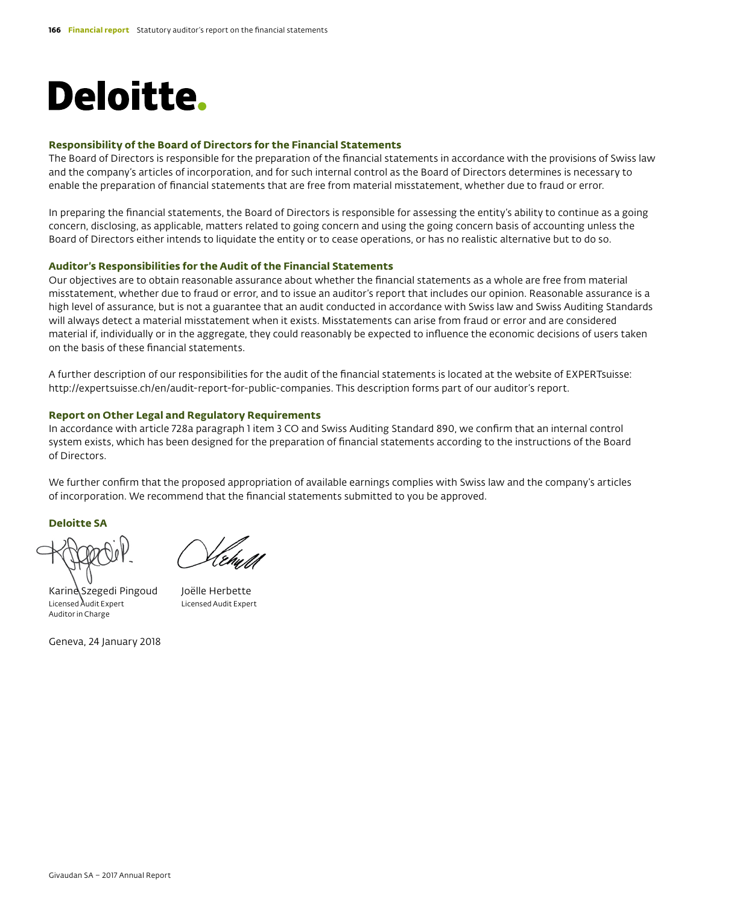Deloitte.

### Responsibility of the Board of Directors for the Financial Statements

The Board of Directors is responsible for the preparation of the financial statements in accordance with the provisions of Swiss law and the company's articles of incorporation, and for such internal control as the Board of Directors determines is necessary to enable the preparation of financial statements that are free from material misstatement, whether due to fraud or error.

In preparing the financial statements, the Board of Directors is responsible for assessing the entity's ability to continue as a going concern, disclosing, as applicable, matters related to going concern and using the going concern basis of accounting unless the Board of Directors either intends to liquidate the entity or to cease operations, or has no realistic alternative but to do so.

### Auditor's Responsibilities for the Audit of the Financial Statements

Our objectives are to obtain reasonable assurance about whether the financial statements as a whole are free from material misstatement, whether due to fraud or error, and to issue an auditor's report that includes our opinion. Reasonable assurance is a high level of assurance, but is not a guarantee that an audit conducted in accordance with Swiss law and Swiss Auditing Standards will always detect a material misstatement when it exists. Misstatements can arise from fraud or error and are considered material if, individually or in the aggregate, they could reasonably be expected to influence the economic decisions of users taken on the basis of these financial statements.

A further description of our responsibilities for the audit of the financial statements is located at the website of EXPERTsuisse: http://expertsuisse.ch/en/audit-report-for-public-companies. This description forms part of our auditor's report.

### Report on Other Legal and Regulatory Requirements

In accordance with article 728a paragraph 1 item 3 CO and Swiss Auditing Standard 890, we confirm that an internal control system exists, which has been designed for the preparation of financial statements according to the instructions of the Board of Directors.

We further confirm that the proposed appropriation of available earnings complies with Swiss law and the company's articles of incorporation. We recommend that the financial statements submitted to you be approved.

**Deloitte SA**

Karine Szegedi Pingoud
Licensed Audit Expert
Auditor in Charge

Joëlle Herbette
Licensed Audit Expert

Geneva, 24 January 2018